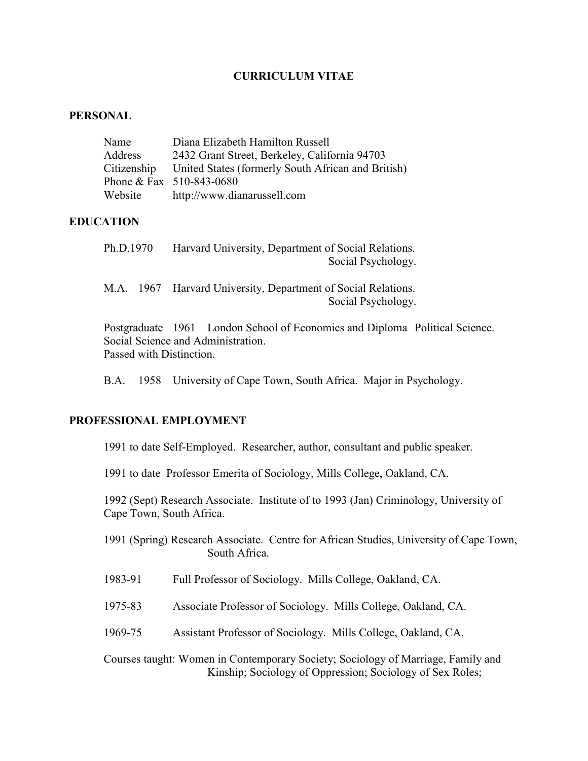# CURRICULUM VITAE

## PERSONAL

| | |
|---|---|
| Name | Diana Elizabeth Hamilton Russell |
| Address | 2432 Grant Street, Berkeley, California 94703 |
| Citizenship | United States (formerly South African and British) |
| Phone & Fax | 510-843-0680 |
| Website | http://www.dianarussell.com |

## EDUCATION

Ph.D.1970 Harvard University, Department of Social Relations. Social Psychology.

M.A. 1967 Harvard University, Department of Social Relations. Social Psychology.

Postgraduate 1961 London School of Economics and Diploma Political Science. Social Science and Administration. Passed with Distinction.

B.A. 1958 University of Cape Town, South Africa. Major in Psychology.

## PROFESSIONAL EMPLOYMENT

1991 to date Self-Employed. Researcher, author, consultant and public speaker.

1991 to date Professor Emerita of Sociology, Mills College, Oakland, CA.

1992 (Sept) Research Associate. Institute of to 1993 (Jan) Criminology, University of Cape Town, South Africa.

1991 (Spring) Research Associate. Centre for African Studies, University of Cape Town, South Africa.

1983-91 Full Professor of Sociology. Mills College, Oakland, CA.

1975-83 Associate Professor of Sociology. Mills College, Oakland, CA.

1969-75 Assistant Professor of Sociology. Mills College, Oakland, CA.

Courses taught: Women in Contemporary Society; Sociology of Marriage, Family and Kinship; Sociology of Oppression; Sociology of Sex Roles;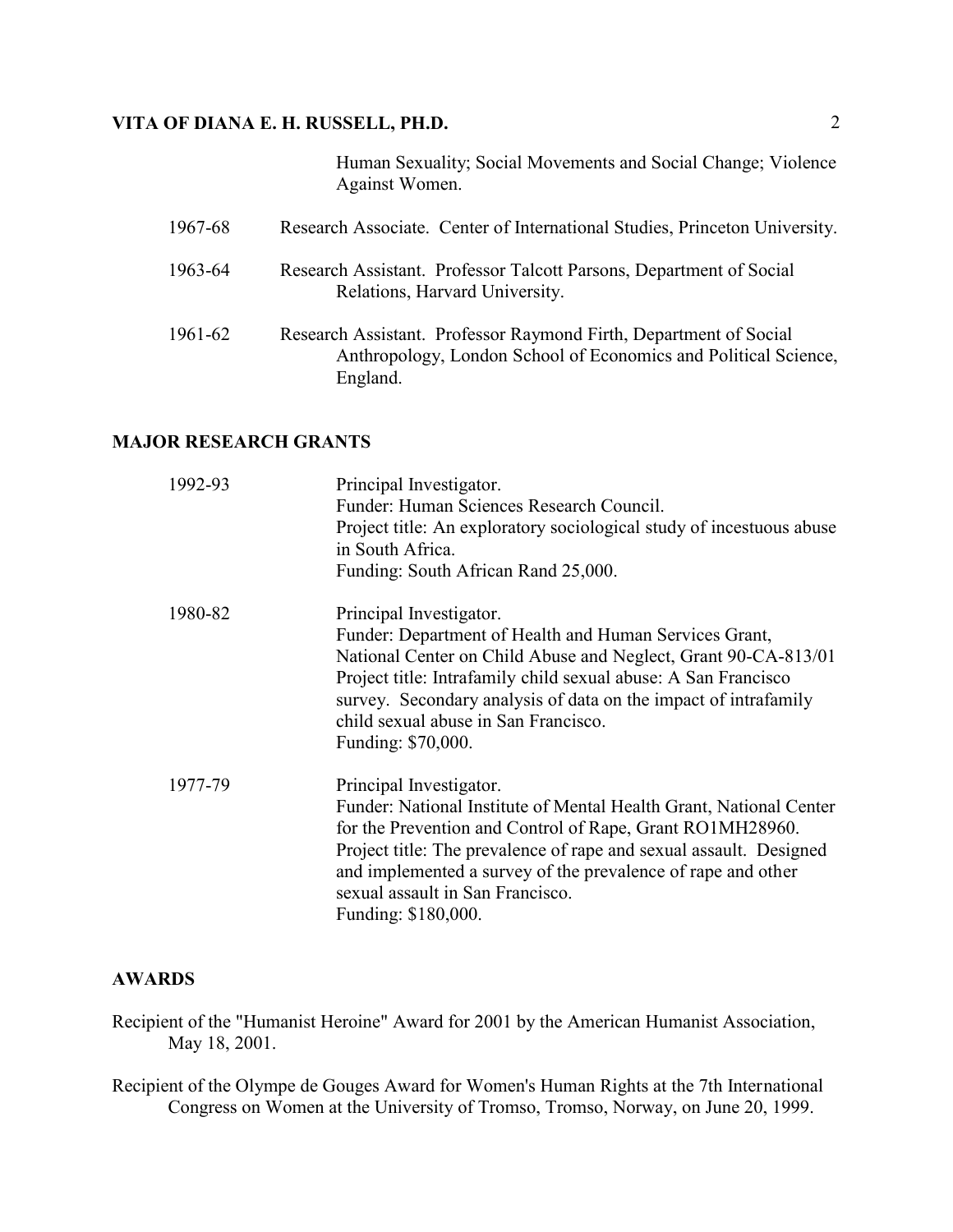Human Sexuality; Social Movements and Social Change; Violence Against Women.

1967-68 Research Associate. Center of International Studies, Princeton University.

1963-64 Research Assistant. Professor Talcott Parsons, Department of Social Relations, Harvard University.

1961-62 Research Assistant. Professor Raymond Firth, Department of Social Anthropology, London School of Economics and Political Science, England.

## MAJOR RESEARCH GRANTS

1992-93 Principal Investigator.
Funder: Human Sciences Research Council.
Project title: An exploratory sociological study of incestuous abuse in South Africa.
Funding: South African Rand 25,000.

1980-82 Principal Investigator.
Funder: Department of Health and Human Services Grant, National Center on Child Abuse and Neglect, Grant 90-CA-813/01
Project title: Intrafamily child sexual abuse: A San Francisco survey. Secondary analysis of data on the impact of intrafamily child sexual abuse in San Francisco.
Funding: $70,000.

1977-79 Principal Investigator.
Funder: National Institute of Mental Health Grant, National Center for the Prevention and Control of Rape, Grant RO1MH28960.
Project title: The prevalence of rape and sexual assault. Designed and implemented a survey of the prevalence of rape and other sexual assault in San Francisco.
Funding: $180,000.

## AWARDS

Recipient of the "Humanist Heroine" Award for 2001 by the American Humanist Association, May 18, 2001.

Recipient of the Olympe de Gouges Award for Women's Human Rights at the 7th International Congress on Women at the University of Tromso, Tromso, Norway, on June 20, 1999.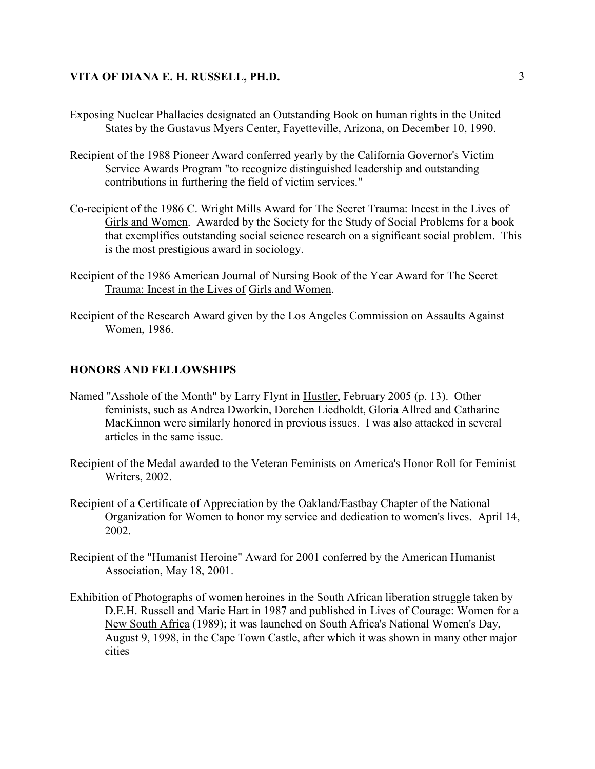<u>Exposing Nuclear Phallacies</u> designated an Outstanding Book on human rights in the United States by the Gustavus Myers Center, Fayetteville, Arizona, on December 10, 1990.

Recipient of the 1988 Pioneer Award conferred yearly by the California Governor's Victim Service Awards Program "to recognize distinguished leadership and outstanding contributions in furthering the field of victim services."

Co-recipient of the 1986 C. Wright Mills Award for <u>The Secret Trauma: Incest in the Lives of Girls and Women</u>. Awarded by the Society for the Study of Social Problems for a book that exemplifies outstanding social science research on a significant social problem. This is the most prestigious award in sociology.

Recipient of the 1986 American Journal of Nursing Book of the Year Award for <u>The Secret Trauma: Incest in the Lives of Girls and Women</u>.

Recipient of the Research Award given by the Los Angeles Commission on Assaults Against Women, 1986.

## HONORS AND FELLOWSHIPS

Named "Asshole of the Month" by Larry Flynt in <u>Hustler</u>, February 2005 (p. 13). Other feminists, such as Andrea Dworkin, Dorchen Liedholdt, Gloria Allred and Catharine MacKinnon were similarly honored in previous issues. I was also attacked in several articles in the same issue.

Recipient of the Medal awarded to the Veteran Feminists on America's Honor Roll for Feminist Writers, 2002.

Recipient of a Certificate of Appreciation by the Oakland/Eastbay Chapter of the National Organization for Women to honor my service and dedication to women's lives. April 14, 2002.

Recipient of the "Humanist Heroine" Award for 2001 conferred by the American Humanist Association, May 18, 2001.

Exhibition of Photographs of women heroines in the South African liberation struggle taken by D.E.H. Russell and Marie Hart in 1987 and published in <u>Lives of Courage: Women for a New South Africa</u> (1989); it was launched on South Africa's National Women's Day, August 9, 1998, in the Cape Town Castle, after which it was shown in many other major cities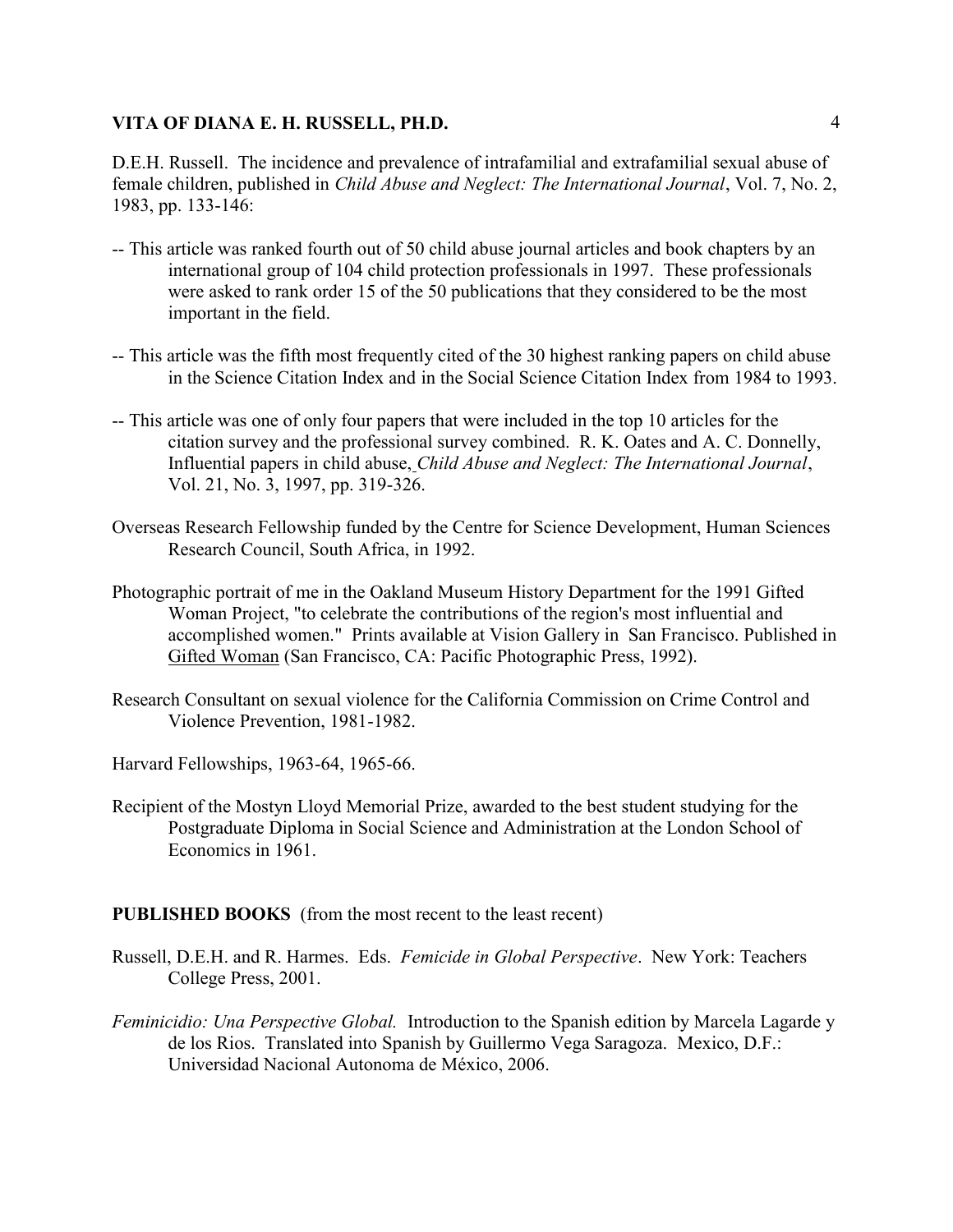D.E.H. Russell. The incidence and prevalence of intrafamilial and extrafamilial sexual abuse of female children, published in *Child Abuse and Neglect: The International Journal*, Vol. 7, No. 2, 1983, pp. 133-146:

-- This article was ranked fourth out of 50 child abuse journal articles and book chapters by an international group of 104 child protection professionals in 1997. These professionals were asked to rank order 15 of the 50 publications that they considered to be the most important in the field.

-- This article was the fifth most frequently cited of the 30 highest ranking papers on child abuse in the Science Citation Index and in the Social Science Citation Index from 1984 to 1993.

-- This article was one of only four papers that were included in the top 10 articles for the citation survey and the professional survey combined. R. K. Oates and A. C. Donnelly, Influential papers in child abuse, *Child Abuse and Neglect: The International Journal*, Vol. 21, No. 3, 1997, pp. 319-326.

Overseas Research Fellowship funded by the Centre for Science Development, Human Sciences Research Council, South Africa, in 1992.

Photographic portrait of me in the Oakland Museum History Department for the 1991 Gifted Woman Project, "to celebrate the contributions of the region's most influential and accomplished women." Prints available at Vision Gallery in San Francisco. Published in Gifted Woman (San Francisco, CA: Pacific Photographic Press, 1992).

Research Consultant on sexual violence for the California Commission on Crime Control and Violence Prevention, 1981-1982.

Harvard Fellowships, 1963-64, 1965-66.

Recipient of the Mostyn Lloyd Memorial Prize, awarded to the best student studying for the Postgraduate Diploma in Social Science and Administration at the London School of Economics in 1961.

**PUBLISHED BOOKS** (from the most recent to the least recent)

Russell, D.E.H. and R. Harmes. Eds. *Femicide in Global Perspective*. New York: Teachers College Press, 2001.

*Feminicidio: Una Perspective Global.* Introduction to the Spanish edition by Marcela Lagarde y de los Rios. Translated into Spanish by Guillermo Vega Saragoza. Mexico, D.F.: Universidad Nacional Autonoma de México, 2006.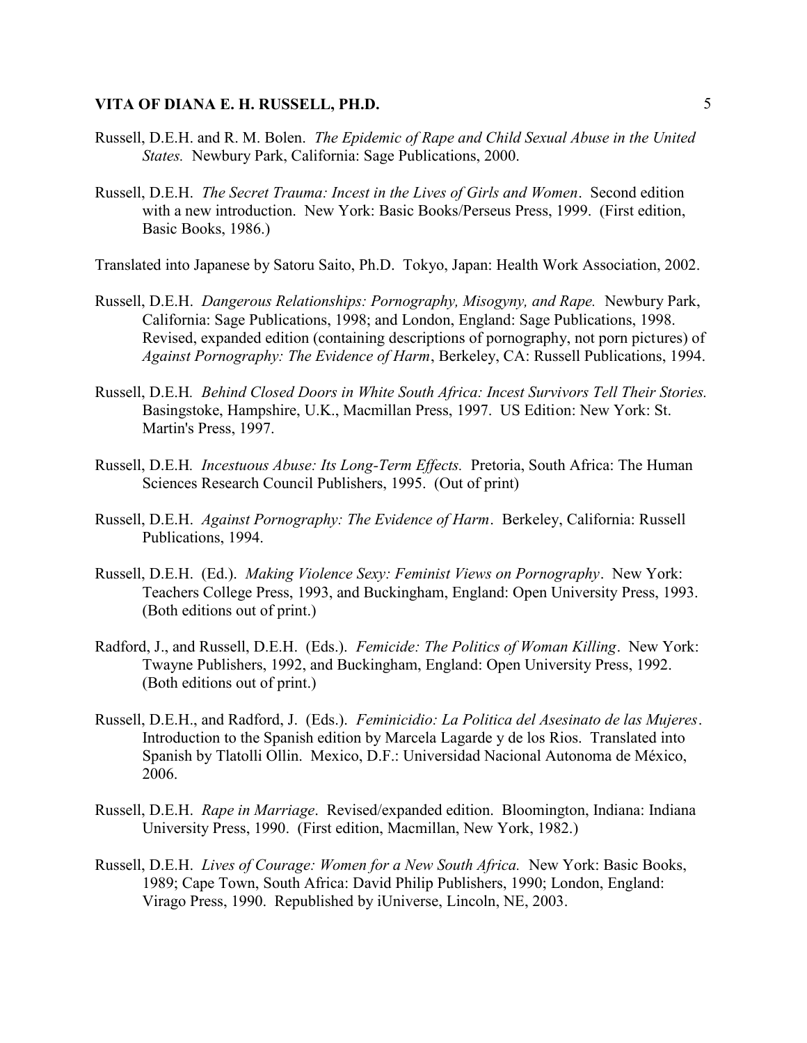Russell, D.E.H. and R. M. Bolen. *The Epidemic of Rape and Child Sexual Abuse in the United States.* Newbury Park, California: Sage Publications, 2000.

Russell, D.E.H. *The Secret Trauma: Incest in the Lives of Girls and Women*. Second edition with a new introduction. New York: Basic Books/Perseus Press, 1999. (First edition, Basic Books, 1986.)

Translated into Japanese by Satoru Saito, Ph.D. Tokyo, Japan: Health Work Association, 2002.

Russell, D.E.H. *Dangerous Relationships: Pornography, Misogyny, and Rape.* Newbury Park, California: Sage Publications, 1998; and London, England: Sage Publications, 1998. Revised, expanded edition (containing descriptions of pornography, not porn pictures) of *Against Pornography: The Evidence of Harm*, Berkeley, CA: Russell Publications, 1994.

Russell, D.E.H. *Behind Closed Doors in White South Africa: Incest Survivors Tell Their Stories.* Basingstoke, Hampshire, U.K., Macmillan Press, 1997. US Edition: New York: St. Martin's Press, 1997.

Russell, D.E.H. *Incestuous Abuse: Its Long-Term Effects.* Pretoria, South Africa: The Human Sciences Research Council Publishers, 1995. (Out of print)

Russell, D.E.H. *Against Pornography: The Evidence of Harm*. Berkeley, California: Russell Publications, 1994.

Russell, D.E.H. (Ed.). *Making Violence Sexy: Feminist Views on Pornography*. New York: Teachers College Press, 1993, and Buckingham, England: Open University Press, 1993. (Both editions out of print.)

Radford, J., and Russell, D.E.H. (Eds.). *Femicide: The Politics of Woman Killing*. New York: Twayne Publishers, 1992, and Buckingham, England: Open University Press, 1992. (Both editions out of print.)

Russell, D.E.H., and Radford, J. (Eds.). *Feminicidio: La Politica del Asesinato de las Mujeres*. Introduction to the Spanish edition by Marcela Lagarde y de los Rios. Translated into Spanish by Tlatolli Ollin. Mexico, D.F.: Universidad Nacional Autonoma de México, 2006.

Russell, D.E.H. *Rape in Marriage*. Revised/expanded edition. Bloomington, Indiana: Indiana University Press, 1990. (First edition, Macmillan, New York, 1982.)

Russell, D.E.H. *Lives of Courage: Women for a New South Africa.* New York: Basic Books, 1989; Cape Town, South Africa: David Philip Publishers, 1990; London, England: Virago Press, 1990. Republished by iUniverse, Lincoln, NE, 2003.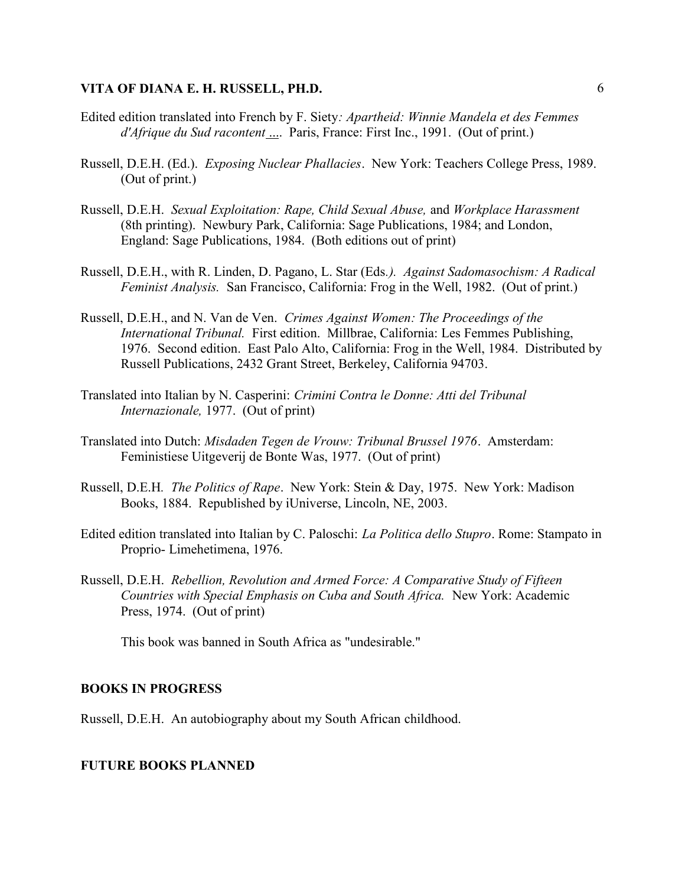Edited edition translated into French by F. Siety*: Apartheid: Winnie Mandela et des Femmes d'Afrique du Sud racontent ....* Paris, France: First Inc., 1991. (Out of print.)

Russell, D.E.H. (Ed.). *Exposing Nuclear Phallacies*. New York: Teachers College Press, 1989. (Out of print.)

Russell, D.E.H. *Sexual Exploitation: Rape, Child Sexual Abuse,* and *Workplace Harassment* (8th printing). Newbury Park, California: Sage Publications, 1984; and London, England: Sage Publications, 1984. (Both editions out of print)

Russell, D.E.H., with R. Linden, D. Pagano, L. Star (Eds*.). Against Sadomasochism: A Radical Feminist Analysis.* San Francisco, California: Frog in the Well, 1982. (Out of print.)

Russell, D.E.H., and N. Van de Ven. *Crimes Against Women: The Proceedings of the International Tribunal.* First edition. Millbrae, California: Les Femmes Publishing, 1976. Second edition. East Palo Alto, California: Frog in the Well, 1984. Distributed by Russell Publications, 2432 Grant Street, Berkeley, California 94703.

Translated into Italian by N. Casperini: *Crimini Contra le Donne: Atti del Tribunal Internazionale,* 1977. (Out of print)

Translated into Dutch: *Misdaden Tegen de Vrouw: Tribunal Brussel 1976*. Amsterdam: Feministiese Uitgeverij de Bonte Was, 1977. (Out of print)

Russell, D.E.H*. The Politics of Rape*. New York: Stein & Day, 1975. New York: Madison Books, 1884. Republished by iUniverse, Lincoln, NE, 2003.

Edited edition translated into Italian by C. Paloschi: *La Politica dello Stupro*. Rome: Stampato in Proprio- Limehetimena, 1976.

Russell, D.E.H. *Rebellion, Revolution and Armed Force: A Comparative Study of Fifteen Countries with Special Emphasis on Cuba and South Africa.* New York: Academic Press, 1974. (Out of print)

This book was banned in South Africa as "undesirable."

**BOOKS IN PROGRESS**

Russell, D.E.H. An autobiography about my South African childhood.

**FUTURE BOOKS PLANNED**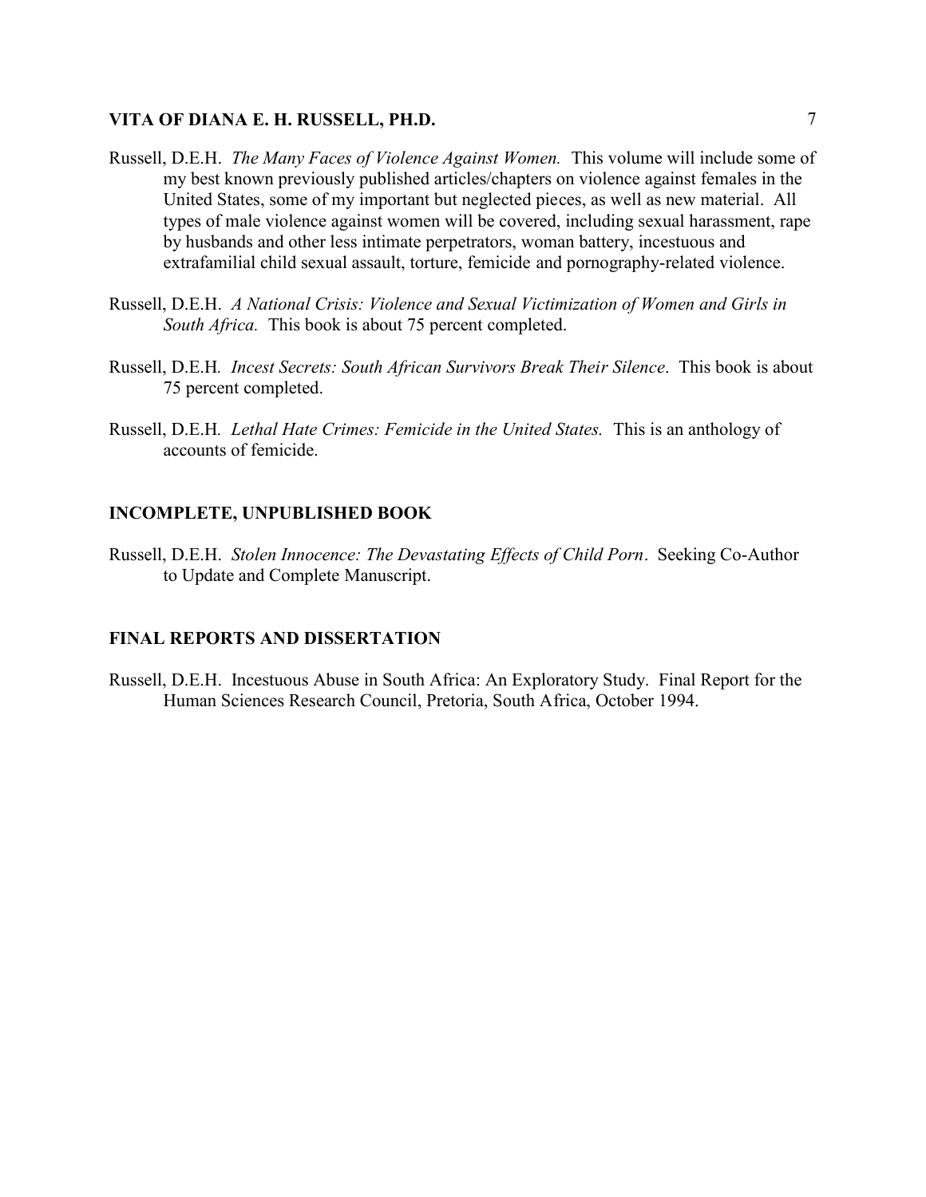Russell, D.E.H. *The Many Faces of Violence Against Women.* This volume will include some of my best known previously published articles/chapters on violence against females in the United States, some of my important but neglected pieces, as well as new material. All types of male violence against women will be covered, including sexual harassment, rape by husbands and other less intimate perpetrators, woman battery, incestuous and extrafamilial child sexual assault, torture, femicide and pornography-related violence.

Russell, D.E.H. *A National Crisis: Violence and Sexual Victimization of Women and Girls in South Africa.* This book is about 75 percent completed.

Russell, D.E.H. *Incest Secrets: South African Survivors Break Their Silence*. This book is about 75 percent completed.

Russell, D.E.H. *Lethal Hate Crimes: Femicide in the United States.* This is an anthology of accounts of femicide.

## INCOMPLETE, UNPUBLISHED BOOK

Russell, D.E.H. *Stolen Innocence: The Devastating Effects of Child Porn*. Seeking Co-Author to Update and Complete Manuscript.

## FINAL REPORTS AND DISSERTATION

Russell, D.E.H. Incestuous Abuse in South Africa: An Exploratory Study. Final Report for the Human Sciences Research Council, Pretoria, South Africa, October 1994.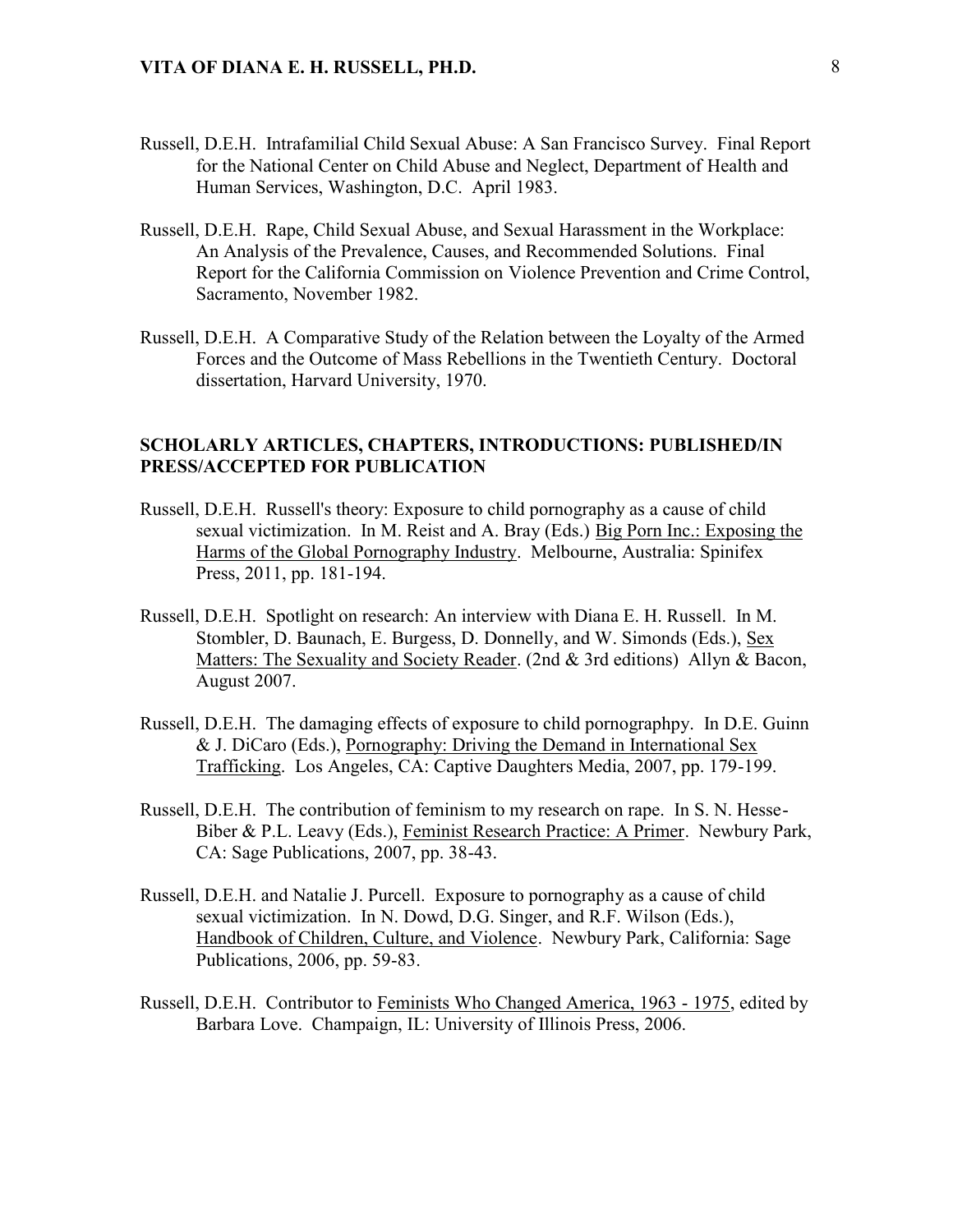Russell, D.E.H. Intrafamilial Child Sexual Abuse: A San Francisco Survey. Final Report for the National Center on Child Abuse and Neglect, Department of Health and Human Services, Washington, D.C. April 1983.

Russell, D.E.H. Rape, Child Sexual Abuse, and Sexual Harassment in the Workplace: An Analysis of the Prevalence, Causes, and Recommended Solutions. Final Report for the California Commission on Violence Prevention and Crime Control, Sacramento, November 1982.

Russell, D.E.H. A Comparative Study of the Relation between the Loyalty of the Armed Forces and the Outcome of Mass Rebellions in the Twentieth Century. Doctoral dissertation, Harvard University, 1970.

## SCHOLARLY ARTICLES, CHAPTERS, INTRODUCTIONS: PUBLISHED/IN PRESS/ACCEPTED FOR PUBLICATION

Russell, D.E.H. Russell's theory: Exposure to child pornography as a cause of child sexual victimization. In M. Reist and A. Bray (Eds.) Big Porn Inc.: Exposing the Harms of the Global Pornography Industry. Melbourne, Australia: Spinifex Press, 2011, pp. 181-194.

Russell, D.E.H. Spotlight on research: An interview with Diana E. H. Russell. In M. Stombler, D. Baunach, E. Burgess, D. Donnelly, and W. Simonds (Eds.), Sex Matters: The Sexuality and Society Reader. (2nd & 3rd editions) Allyn & Bacon, August 2007.

Russell, D.E.H. The damaging effects of exposure to child pornographpy. In D.E. Guinn & J. DiCaro (Eds.), Pornography: Driving the Demand in International Sex Trafficking. Los Angeles, CA: Captive Daughters Media, 2007, pp. 179-199.

Russell, D.E.H. The contribution of feminism to my research on rape. In S. N. Hesse-Biber & P.L. Leavy (Eds.), Feminist Research Practice: A Primer. Newbury Park, CA: Sage Publications, 2007, pp. 38-43.

Russell, D.E.H. and Natalie J. Purcell. Exposure to pornography as a cause of child sexual victimization. In N. Dowd, D.G. Singer, and R.F. Wilson (Eds.), Handbook of Children, Culture, and Violence. Newbury Park, California: Sage Publications, 2006, pp. 59-83.

Russell, D.E.H. Contributor to Feminists Who Changed America, 1963 - 1975, edited by Barbara Love. Champaign, IL: University of Illinois Press, 2006.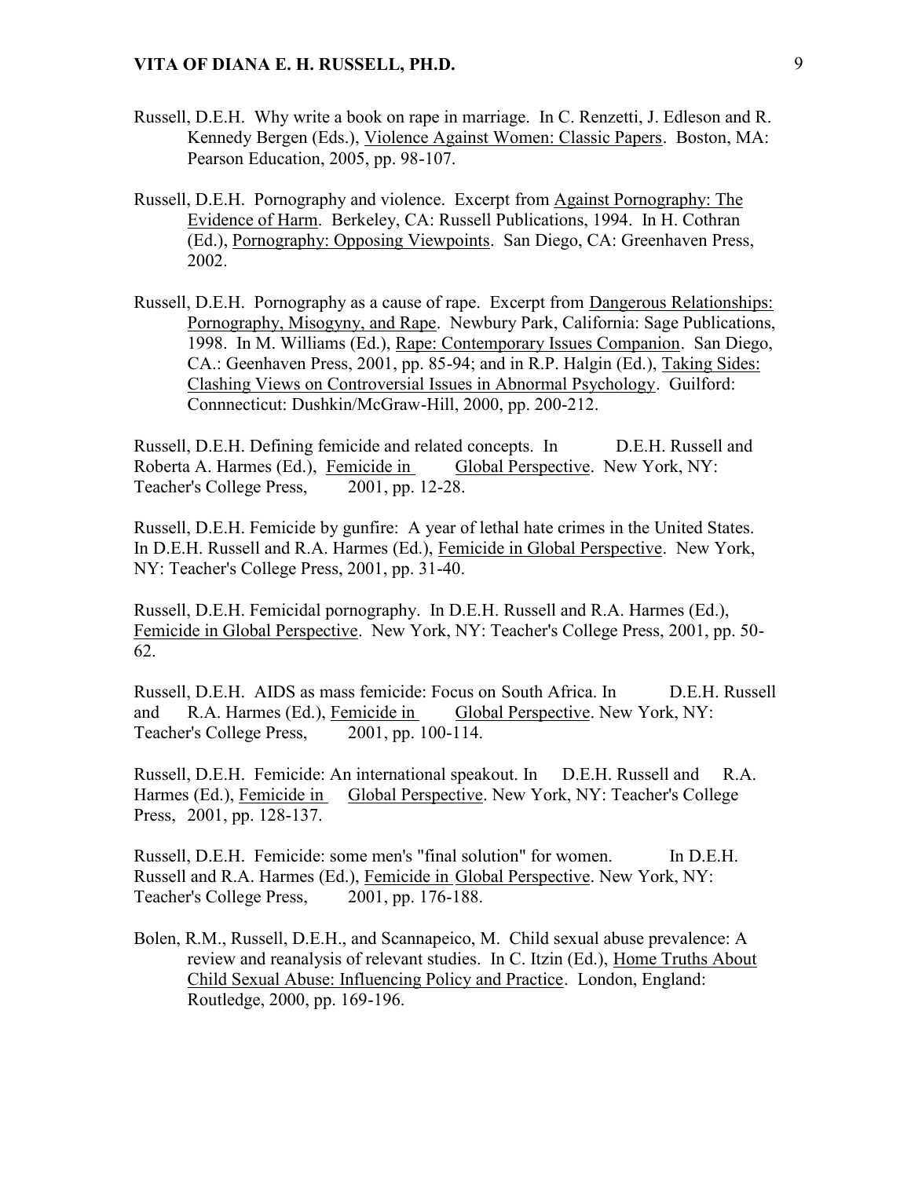Russell, D.E.H. Why write a book on rape in marriage. In C. Renzetti, J. Edleson and R. Kennedy Bergen (Eds.), Violence Against Women: Classic Papers. Boston, MA: Pearson Education, 2005, pp. 98-107.

Russell, D.E.H. Pornography and violence. Excerpt from Against Pornography: The Evidence of Harm. Berkeley, CA: Russell Publications, 1994. In H. Cothran (Ed.), Pornography: Opposing Viewpoints. San Diego, CA: Greenhaven Press, 2002.

Russell, D.E.H. Pornography as a cause of rape. Excerpt from Dangerous Relationships: Pornography, Misogyny, and Rape. Newbury Park, California: Sage Publications, 1998. In M. Williams (Ed.), Rape: Contemporary Issues Companion. San Diego, CA.: Geenhaven Press, 2001, pp. 85-94; and in R.P. Halgin (Ed.), Taking Sides: Clashing Views on Controversial Issues in Abnormal Psychology. Guilford: Connnecticut: Dushkin/McGraw-Hill, 2000, pp. 200-212.

Russell, D.E.H. Defining femicide and related concepts. In D.E.H. Russell and Roberta A. Harmes (Ed.), Femicide in Global Perspective. New York, NY: Teacher's College Press, 2001, pp. 12-28.

Russell, D.E.H. Femicide by gunfire: A year of lethal hate crimes in the United States. In D.E.H. Russell and R.A. Harmes (Ed.), Femicide in Global Perspective. New York, NY: Teacher's College Press, 2001, pp. 31-40.

Russell, D.E.H. Femicidal pornography. In D.E.H. Russell and R.A. Harmes (Ed.), Femicide in Global Perspective. New York, NY: Teacher's College Press, 2001, pp. 50-62.

Russell, D.E.H. AIDS as mass femicide: Focus on South Africa. In D.E.H. Russell and R.A. Harmes (Ed.), Femicide in Global Perspective. New York, NY: Teacher's College Press, 2001, pp. 100-114.

Russell, D.E.H. Femicide: An international speakout. In D.E.H. Russell and R.A. Harmes (Ed.), Femicide in Global Perspective. New York, NY: Teacher's College Press, 2001, pp. 128-137.

Russell, D.E.H. Femicide: some men's "final solution" for women. In D.E.H. Russell and R.A. Harmes (Ed.), Femicide in Global Perspective. New York, NY: Teacher's College Press, 2001, pp. 176-188.

Bolen, R.M., Russell, D.E.H., and Scannapeico, M. Child sexual abuse prevalence: A review and reanalysis of relevant studies. In C. Itzin (Ed.), Home Truths About Child Sexual Abuse: Influencing Policy and Practice. London, England: Routledge, 2000, pp. 169-196.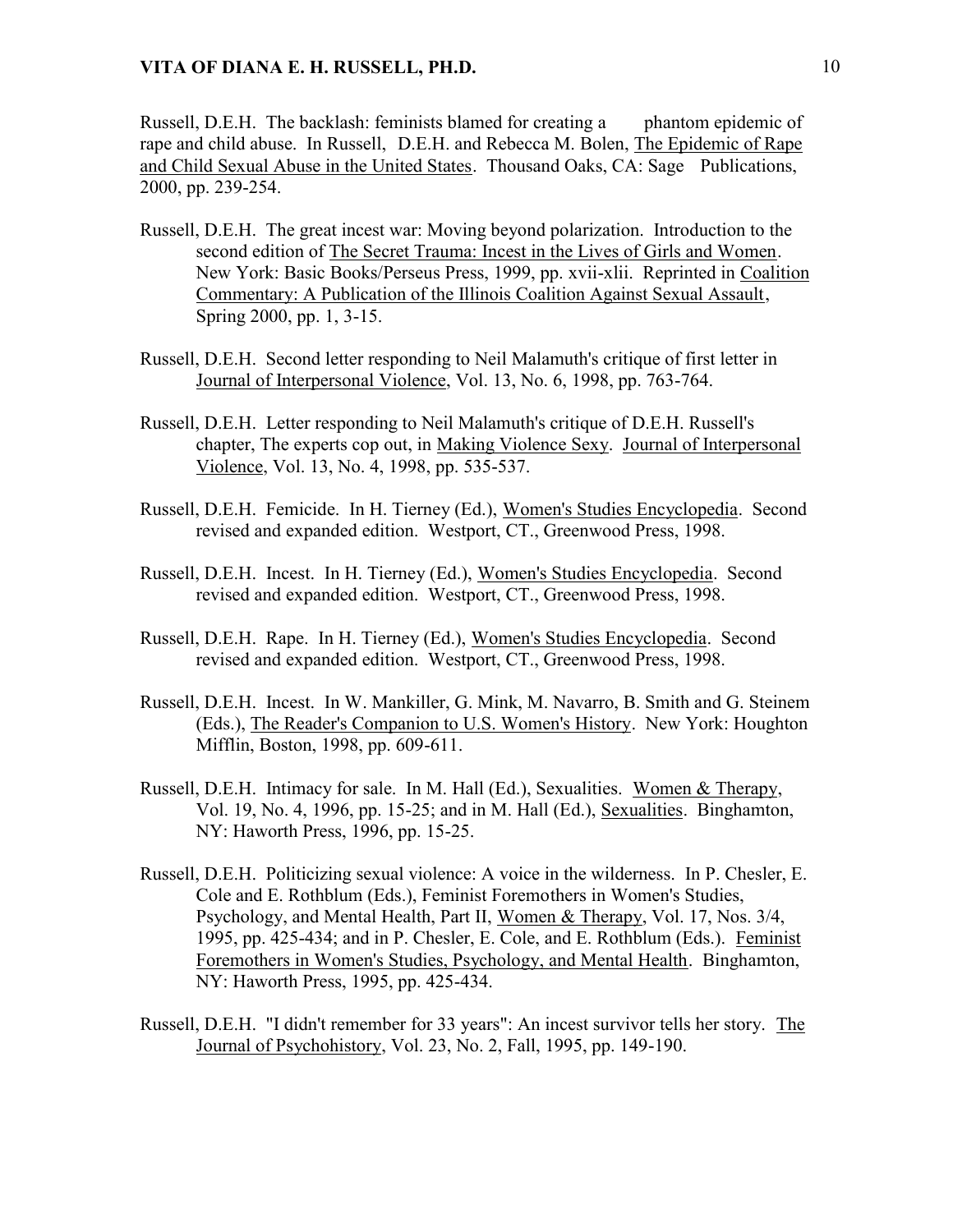Russell, D.E.H. The backlash: feminists blamed for creating a phantom epidemic of rape and child abuse. In Russell, D.E.H. and Rebecca M. Bolen, The Epidemic of Rape and Child Sexual Abuse in the United States. Thousand Oaks, CA: Sage Publications, 2000, pp. 239-254.

Russell, D.E.H. The great incest war: Moving beyond polarization. Introduction to the second edition of The Secret Trauma: Incest in the Lives of Girls and Women. New York: Basic Books/Perseus Press, 1999, pp. xvii-xlii. Reprinted in Coalition Commentary: A Publication of the Illinois Coalition Against Sexual Assault, Spring 2000, pp. 1, 3-15.

Russell, D.E.H. Second letter responding to Neil Malamuth's critique of first letter in Journal of Interpersonal Violence, Vol. 13, No. 6, 1998, pp. 763-764.

Russell, D.E.H. Letter responding to Neil Malamuth's critique of D.E.H. Russell's chapter, The experts cop out, in Making Violence Sexy. Journal of Interpersonal Violence, Vol. 13, No. 4, 1998, pp. 535-537.

Russell, D.E.H. Femicide. In H. Tierney (Ed.), Women's Studies Encyclopedia. Second revised and expanded edition. Westport, CT., Greenwood Press, 1998.

Russell, D.E.H. Incest. In H. Tierney (Ed.), Women's Studies Encyclopedia. Second revised and expanded edition. Westport, CT., Greenwood Press, 1998.

Russell, D.E.H. Rape. In H. Tierney (Ed.), Women's Studies Encyclopedia. Second revised and expanded edition. Westport, CT., Greenwood Press, 1998.

Russell, D.E.H. Incest. In W. Mankiller, G. Mink, M. Navarro, B. Smith and G. Steinem (Eds.), The Reader's Companion to U.S. Women's History. New York: Houghton Mifflin, Boston, 1998, pp. 609-611.

Russell, D.E.H. Intimacy for sale. In M. Hall (Ed.), Sexualities. Women & Therapy, Vol. 19, No. 4, 1996, pp. 15-25; and in M. Hall (Ed.), Sexualities. Binghamton, NY: Haworth Press, 1996, pp. 15-25.

Russell, D.E.H. Politicizing sexual violence: A voice in the wilderness. In P. Chesler, E. Cole and E. Rothblum (Eds.), Feminist Foremothers in Women's Studies, Psychology, and Mental Health, Part II, Women & Therapy, Vol. 17, Nos. 3/4, 1995, pp. 425-434; and in P. Chesler, E. Cole, and E. Rothblum (Eds.). Feminist Foremothers in Women's Studies, Psychology, and Mental Health. Binghamton, NY: Haworth Press, 1995, pp. 425-434.

Russell, D.E.H. "I didn't remember for 33 years": An incest survivor tells her story. The Journal of Psychohistory, Vol. 23, No. 2, Fall, 1995, pp. 149-190.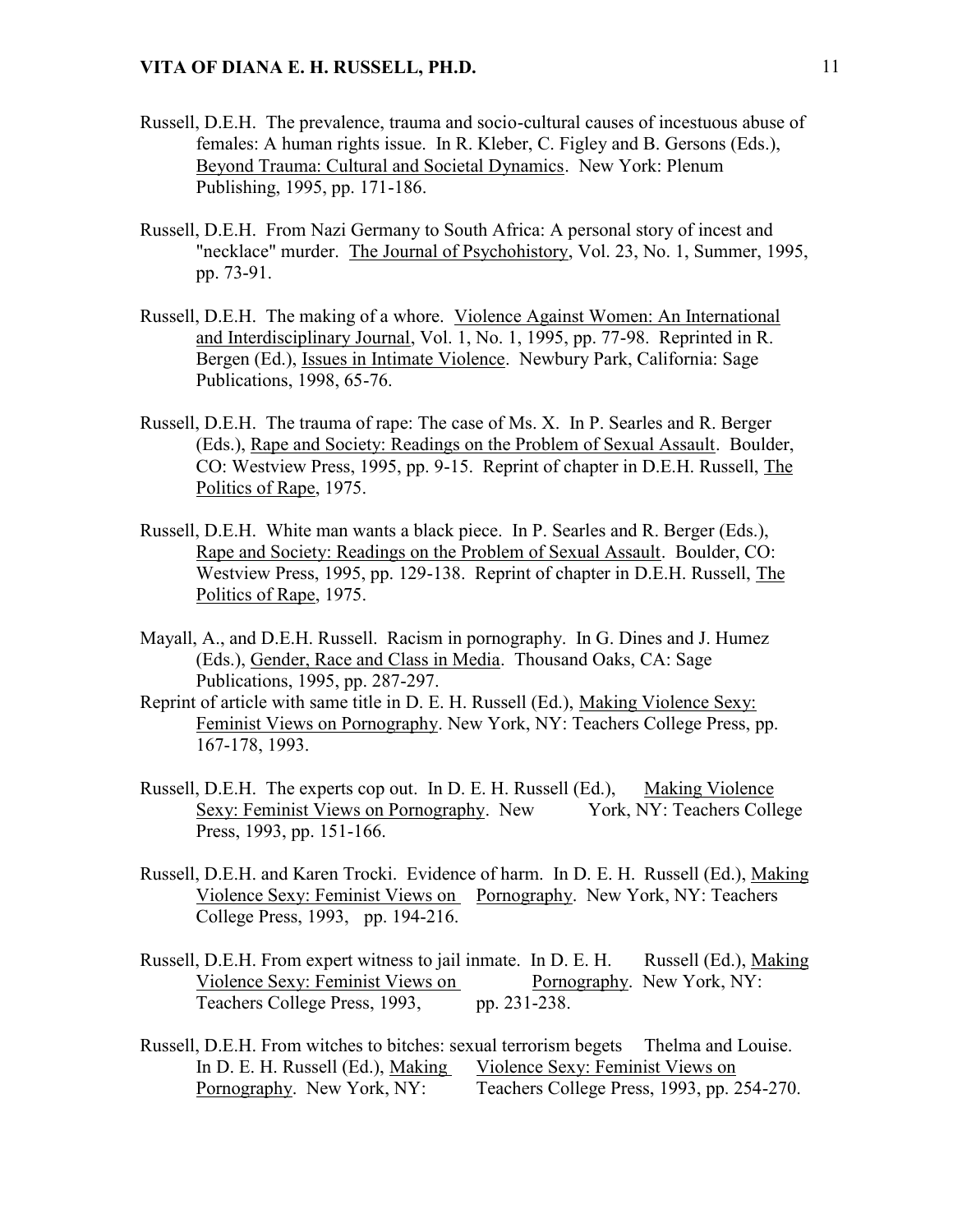Russell, D.E.H. The prevalence, trauma and socio-cultural causes of incestuous abuse of females: A human rights issue. In R. Kleber, C. Figley and B. Gersons (Eds.), Beyond Trauma: Cultural and Societal Dynamics. New York: Plenum Publishing, 1995, pp. 171-186.

Russell, D.E.H. From Nazi Germany to South Africa: A personal story of incest and "necklace" murder. The Journal of Psychohistory, Vol. 23, No. 1, Summer, 1995, pp. 73-91.

Russell, D.E.H. The making of a whore. Violence Against Women: An International and Interdisciplinary Journal, Vol. 1, No. 1, 1995, pp. 77-98. Reprinted in R. Bergen (Ed.), Issues in Intimate Violence. Newbury Park, California: Sage Publications, 1998, 65-76.

Russell, D.E.H. The trauma of rape: The case of Ms. X. In P. Searles and R. Berger (Eds.), Rape and Society: Readings on the Problem of Sexual Assault. Boulder, CO: Westview Press, 1995, pp. 9-15. Reprint of chapter in D.E.H. Russell, The Politics of Rape, 1975.

Russell, D.E.H. White man wants a black piece. In P. Searles and R. Berger (Eds.), Rape and Society: Readings on the Problem of Sexual Assault. Boulder, CO: Westview Press, 1995, pp. 129-138. Reprint of chapter in D.E.H. Russell, The Politics of Rape, 1975.

Mayall, A., and D.E.H. Russell. Racism in pornography. In G. Dines and J. Humez (Eds.), Gender, Race and Class in Media. Thousand Oaks, CA: Sage Publications, 1995, pp. 287-297.
Reprint of article with same title in D. E. H. Russell (Ed.), Making Violence Sexy: Feminist Views on Pornography. New York, NY: Teachers College Press, pp. 167-178, 1993.

Russell, D.E.H. The experts cop out. In D. E. H. Russell (Ed.), Making Violence Sexy: Feminist Views on Pornography. New York, NY: Teachers College Press, 1993, pp. 151-166.

Russell, D.E.H. and Karen Trocki. Evidence of harm. In D. E. H. Russell (Ed.), Making Violence Sexy: Feminist Views on Pornography. New York, NY: Teachers College Press, 1993, pp. 194-216.

Russell, D.E.H. From expert witness to jail inmate. In D. E. H. Russell (Ed.), Making Violence Sexy: Feminist Views on Pornography. New York, NY: Teachers College Press, 1993, pp. 231-238.

Russell, D.E.H. From witches to bitches: sexual terrorism begets Thelma and Louise. In D. E. H. Russell (Ed.), Making Violence Sexy: Feminist Views on Pornography. New York, NY: Teachers College Press, 1993, pp. 254-270.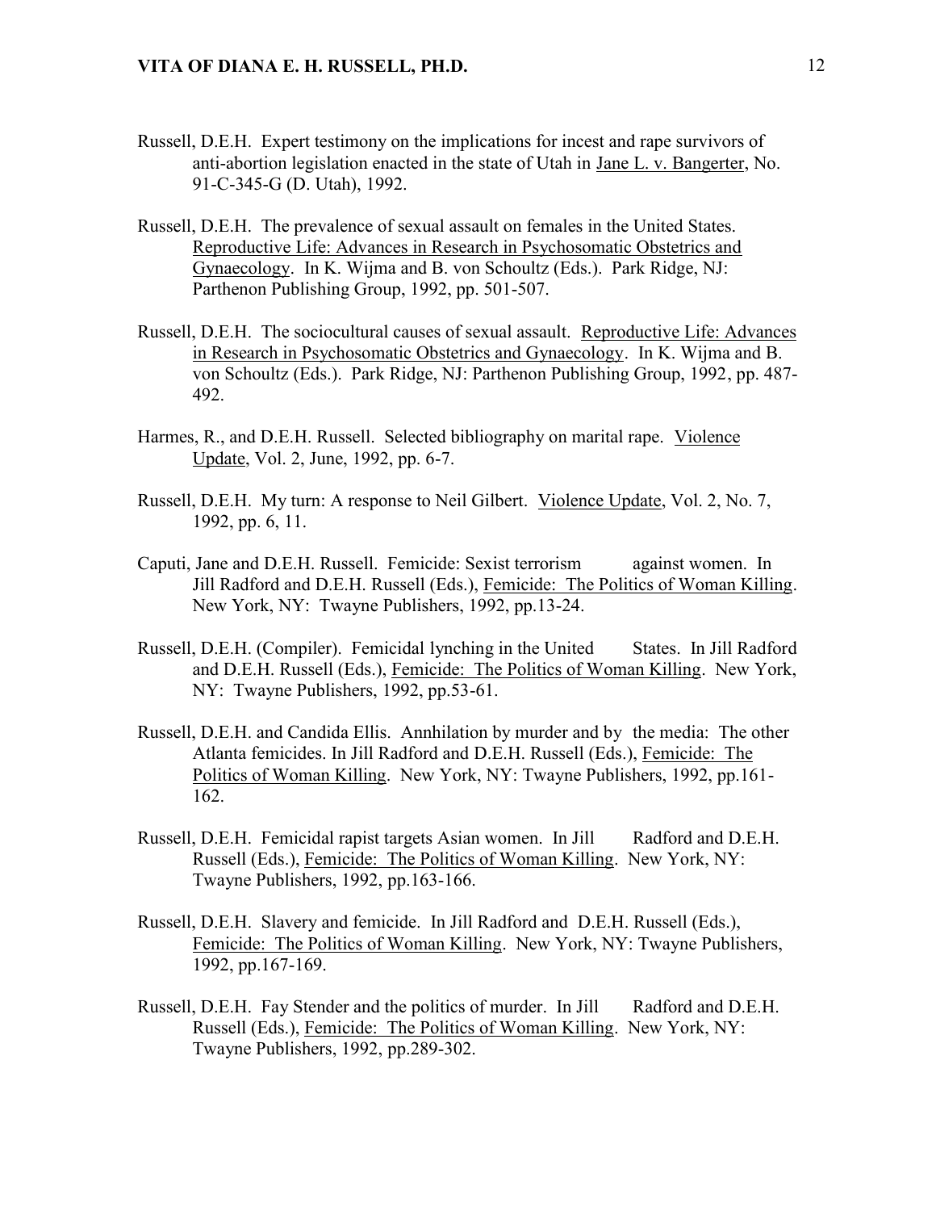Russell, D.E.H. Expert testimony on the implications for incest and rape survivors of anti-abortion legislation enacted in the state of Utah in Jane L. v. Bangerter, No. 91-C-345-G (D. Utah), 1992.

Russell, D.E.H. The prevalence of sexual assault on females in the United States. Reproductive Life: Advances in Research in Psychosomatic Obstetrics and Gynaecology. In K. Wijma and B. von Schoultz (Eds.). Park Ridge, NJ: Parthenon Publishing Group, 1992, pp. 501-507.

Russell, D.E.H. The sociocultural causes of sexual assault. Reproductive Life: Advances in Research in Psychosomatic Obstetrics and Gynaecology. In K. Wijma and B. von Schoultz (Eds.). Park Ridge, NJ: Parthenon Publishing Group, 1992, pp. 487-492.

Harmes, R., and D.E.H. Russell. Selected bibliography on marital rape. Violence Update, Vol. 2, June, 1992, pp. 6-7.

Russell, D.E.H. My turn: A response to Neil Gilbert. Violence Update, Vol. 2, No. 7, 1992, pp. 6, 11.

Caputi, Jane and D.E.H. Russell. Femicide: Sexist terrorism against women. In Jill Radford and D.E.H. Russell (Eds.), Femicide: The Politics of Woman Killing. New York, NY: Twayne Publishers, 1992, pp.13-24.

Russell, D.E.H. (Compiler). Femicidal lynching in the United States. In Jill Radford and D.E.H. Russell (Eds.), Femicide: The Politics of Woman Killing. New York, NY: Twayne Publishers, 1992, pp.53-61.

Russell, D.E.H. and Candida Ellis. Annhilation by murder and by the media: The other Atlanta femicides. In Jill Radford and D.E.H. Russell (Eds.), Femicide: The Politics of Woman Killing. New York, NY: Twayne Publishers, 1992, pp.161-162.

Russell, D.E.H. Femicidal rapist targets Asian women. In Jill Radford and D.E.H. Russell (Eds.), Femicide: The Politics of Woman Killing. New York, NY: Twayne Publishers, 1992, pp.163-166.

Russell, D.E.H. Slavery and femicide. In Jill Radford and D.E.H. Russell (Eds.), Femicide: The Politics of Woman Killing. New York, NY: Twayne Publishers, 1992, pp.167-169.

Russell, D.E.H. Fay Stender and the politics of murder. In Jill Radford and D.E.H. Russell (Eds.), Femicide: The Politics of Woman Killing. New York, NY: Twayne Publishers, 1992, pp.289-302.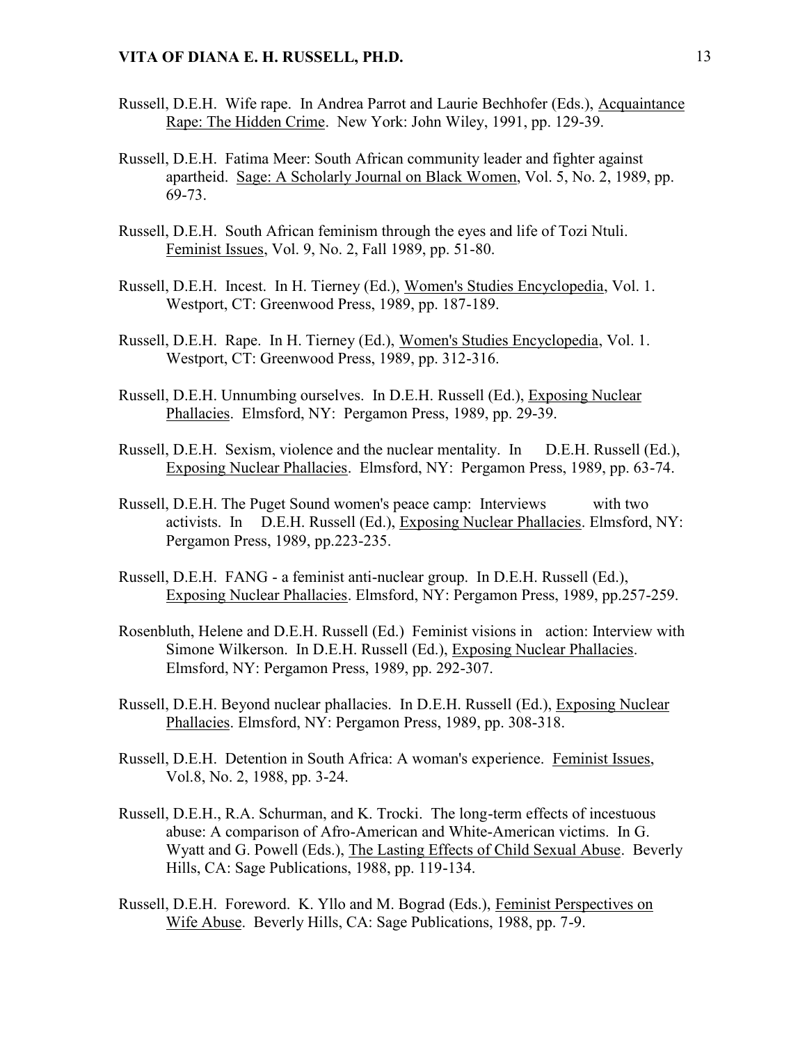Russell, D.E.H. Wife rape. In Andrea Parrot and Laurie Bechhofer (Eds.), Acquaintance Rape: The Hidden Crime. New York: John Wiley, 1991, pp. 129-39.

Russell, D.E.H. Fatima Meer: South African community leader and fighter against apartheid. Sage: A Scholarly Journal on Black Women, Vol. 5, No. 2, 1989, pp. 69-73.

Russell, D.E.H. South African feminism through the eyes and life of Tozi Ntuli. Feminist Issues, Vol. 9, No. 2, Fall 1989, pp. 51-80.

Russell, D.E.H. Incest. In H. Tierney (Ed.), Women's Studies Encyclopedia, Vol. 1. Westport, CT: Greenwood Press, 1989, pp. 187-189.

Russell, D.E.H. Rape. In H. Tierney (Ed.), Women's Studies Encyclopedia, Vol. 1. Westport, CT: Greenwood Press, 1989, pp. 312-316.

Russell, D.E.H. Unnumbing ourselves. In D.E.H. Russell (Ed.), Exposing Nuclear Phallacies. Elmsford, NY: Pergamon Press, 1989, pp. 29-39.

Russell, D.E.H. Sexism, violence and the nuclear mentality. In D.E.H. Russell (Ed.), Exposing Nuclear Phallacies. Elmsford, NY: Pergamon Press, 1989, pp. 63-74.

Russell, D.E.H. The Puget Sound women's peace camp: Interviews with two activists. In D.E.H. Russell (Ed.), Exposing Nuclear Phallacies. Elmsford, NY: Pergamon Press, 1989, pp.223-235.

Russell, D.E.H. FANG - a feminist anti-nuclear group. In D.E.H. Russell (Ed.), Exposing Nuclear Phallacies. Elmsford, NY: Pergamon Press, 1989, pp.257-259.

Rosenbluth, Helene and D.E.H. Russell (Ed.) Feminist visions in action: Interview with Simone Wilkerson. In D.E.H. Russell (Ed.), Exposing Nuclear Phallacies. Elmsford, NY: Pergamon Press, 1989, pp. 292-307.

Russell, D.E.H. Beyond nuclear phallacies. In D.E.H. Russell (Ed.), Exposing Nuclear Phallacies. Elmsford, NY: Pergamon Press, 1989, pp. 308-318.

Russell, D.E.H. Detention in South Africa: A woman's experience. Feminist Issues, Vol.8, No. 2, 1988, pp. 3-24.

Russell, D.E.H., R.A. Schurman, and K. Trocki. The long-term effects of incestuous abuse: A comparison of Afro-American and White-American victims. In G. Wyatt and G. Powell (Eds.), The Lasting Effects of Child Sexual Abuse. Beverly Hills, CA: Sage Publications, 1988, pp. 119-134.

Russell, D.E.H. Foreword. K. Yllo and M. Bograd (Eds.), Feminist Perspectives on Wife Abuse. Beverly Hills, CA: Sage Publications, 1988, pp. 7-9.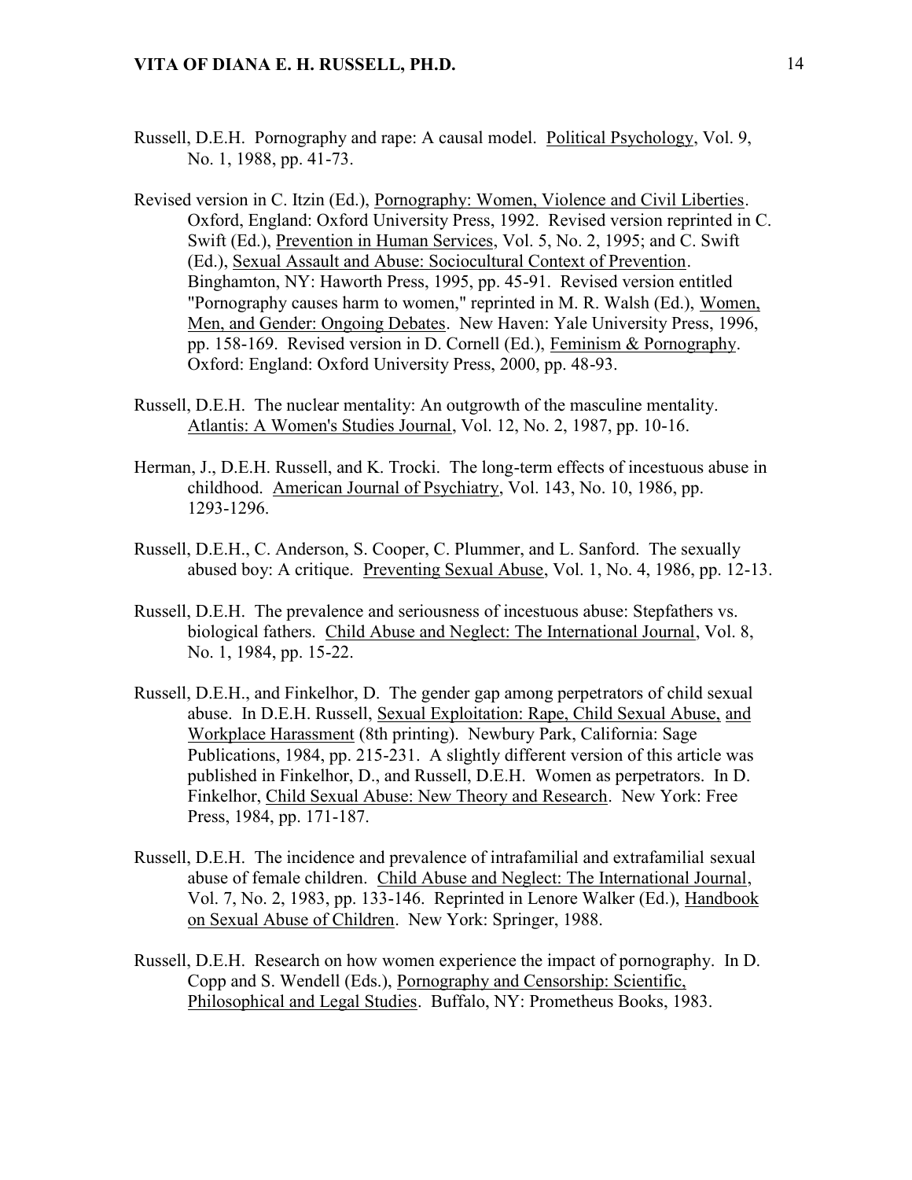Russell, D.E.H. Pornography and rape: A causal model. Political Psychology, Vol. 9, No. 1, 1988, pp. 41-73.

Revised version in C. Itzin (Ed.), Pornography: Women, Violence and Civil Liberties. Oxford, England: Oxford University Press, 1992. Revised version reprinted in C. Swift (Ed.), Prevention in Human Services, Vol. 5, No. 2, 1995; and C. Swift (Ed.), Sexual Assault and Abuse: Sociocultural Context of Prevention. Binghamton, NY: Haworth Press, 1995, pp. 45-91. Revised version entitled "Pornography causes harm to women," reprinted in M. R. Walsh (Ed.), Women, Men, and Gender: Ongoing Debates. New Haven: Yale University Press, 1996, pp. 158-169. Revised version in D. Cornell (Ed.), Feminism & Pornography. Oxford: England: Oxford University Press, 2000, pp. 48-93.

Russell, D.E.H. The nuclear mentality: An outgrowth of the masculine mentality. Atlantis: A Women's Studies Journal, Vol. 12, No. 2, 1987, pp. 10-16.

Herman, J., D.E.H. Russell, and K. Trocki. The long-term effects of incestuous abuse in childhood. American Journal of Psychiatry, Vol. 143, No. 10, 1986, pp. 1293-1296.

Russell, D.E.H., C. Anderson, S. Cooper, C. Plummer, and L. Sanford. The sexually abused boy: A critique. Preventing Sexual Abuse, Vol. 1, No. 4, 1986, pp. 12-13.

Russell, D.E.H. The prevalence and seriousness of incestuous abuse: Stepfathers vs. biological fathers. Child Abuse and Neglect: The International Journal, Vol. 8, No. 1, 1984, pp. 15-22.

Russell, D.E.H., and Finkelhor, D. The gender gap among perpetrators of child sexual abuse. In D.E.H. Russell, Sexual Exploitation: Rape, Child Sexual Abuse, and Workplace Harassment (8th printing). Newbury Park, California: Sage Publications, 1984, pp. 215-231. A slightly different version of this article was published in Finkelhor, D., and Russell, D.E.H. Women as perpetrators. In D. Finkelhor, Child Sexual Abuse: New Theory and Research. New York: Free Press, 1984, pp. 171-187.

Russell, D.E.H. The incidence and prevalence of intrafamilial and extrafamilial sexual abuse of female children. Child Abuse and Neglect: The International Journal, Vol. 7, No. 2, 1983, pp. 133-146. Reprinted in Lenore Walker (Ed.), Handbook on Sexual Abuse of Children. New York: Springer, 1988.

Russell, D.E.H. Research on how women experience the impact of pornography. In D. Copp and S. Wendell (Eds.), Pornography and Censorship: Scientific, Philosophical and Legal Studies. Buffalo, NY: Prometheus Books, 1983.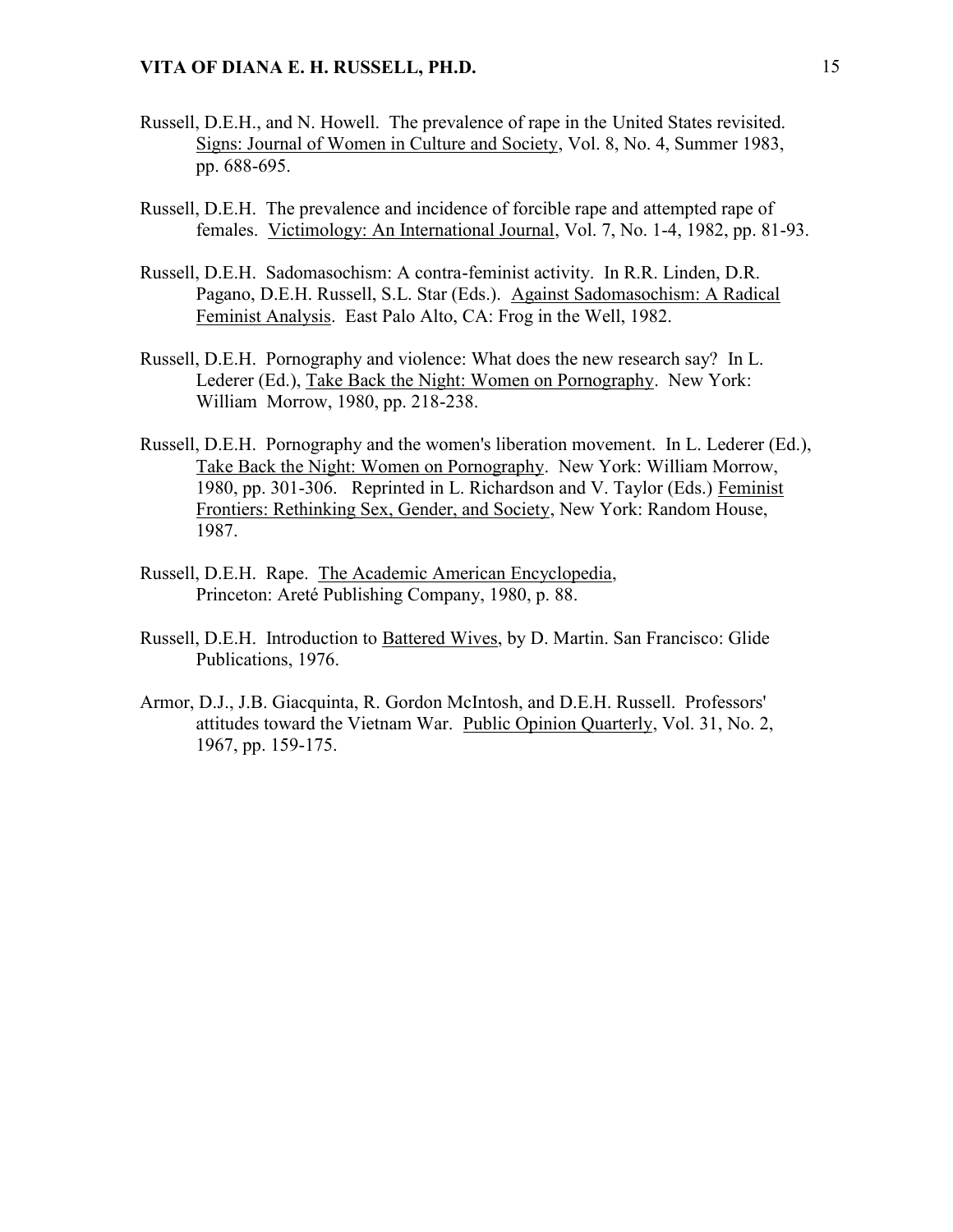Russell, D.E.H., and N. Howell. The prevalence of rape in the United States revisited. Signs: Journal of Women in Culture and Society, Vol. 8, No. 4, Summer 1983, pp. 688-695.

Russell, D.E.H. The prevalence and incidence of forcible rape and attempted rape of females. Victimology: An International Journal, Vol. 7, No. 1-4, 1982, pp. 81-93.

Russell, D.E.H. Sadomasochism: A contra-feminist activity. In R.R. Linden, D.R. Pagano, D.E.H. Russell, S.L. Star (Eds.). Against Sadomasochism: A Radical Feminist Analysis. East Palo Alto, CA: Frog in the Well, 1982.

Russell, D.E.H. Pornography and violence: What does the new research say? In L. Lederer (Ed.), Take Back the Night: Women on Pornography. New York: William Morrow, 1980, pp. 218-238.

Russell, D.E.H. Pornography and the women's liberation movement. In L. Lederer (Ed.), Take Back the Night: Women on Pornography. New York: William Morrow, 1980, pp. 301-306. Reprinted in L. Richardson and V. Taylor (Eds.) Feminist Frontiers: Rethinking Sex, Gender, and Society, New York: Random House, 1987.

Russell, D.E.H. Rape. The Academic American Encyclopedia, Princeton: Areté Publishing Company, 1980, p. 88.

Russell, D.E.H. Introduction to Battered Wives, by D. Martin. San Francisco: Glide Publications, 1976.

Armor, D.J., J.B. Giacquinta, R. Gordon McIntosh, and D.E.H. Russell. Professors' attitudes toward the Vietnam War. Public Opinion Quarterly, Vol. 31, No. 2, 1967, pp. 159-175.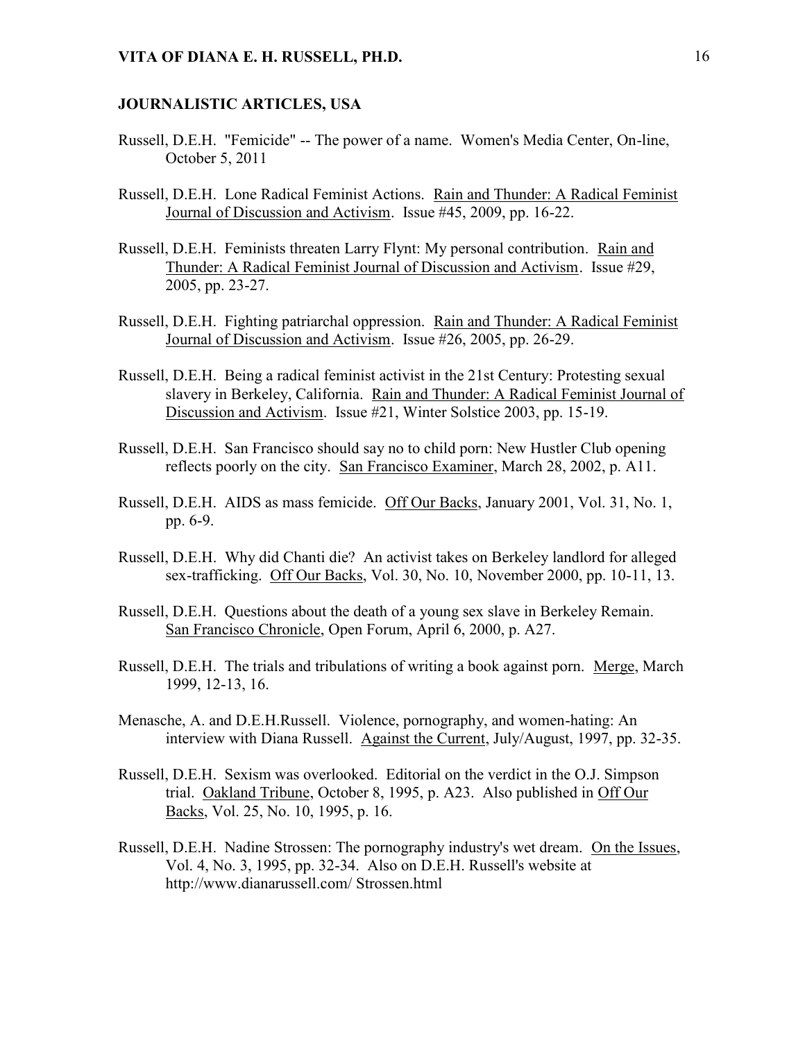## JOURNALISTIC ARTICLES, USA

Russell, D.E.H. "Femicide" -- The power of a name. Women's Media Center, On-line, October 5, 2011

Russell, D.E.H. Lone Radical Feminist Actions. Rain and Thunder: A Radical Feminist Journal of Discussion and Activism. Issue #45, 2009, pp. 16-22.

Russell, D.E.H. Feminists threaten Larry Flynt: My personal contribution. Rain and Thunder: A Radical Feminist Journal of Discussion and Activism. Issue #29, 2005, pp. 23-27.

Russell, D.E.H. Fighting patriarchal oppression. Rain and Thunder: A Radical Feminist Journal of Discussion and Activism. Issue #26, 2005, pp. 26-29.

Russell, D.E.H. Being a radical feminist activist in the 21st Century: Protesting sexual slavery in Berkeley, California. Rain and Thunder: A Radical Feminist Journal of Discussion and Activism. Issue #21, Winter Solstice 2003, pp. 15-19.

Russell, D.E.H. San Francisco should say no to child porn: New Hustler Club opening reflects poorly on the city. San Francisco Examiner, March 28, 2002, p. A11.

Russell, D.E.H. AIDS as mass femicide. Off Our Backs, January 2001, Vol. 31, No. 1, pp. 6-9.

Russell, D.E.H. Why did Chanti die? An activist takes on Berkeley landlord for alleged sex-trafficking. Off Our Backs, Vol. 30, No. 10, November 2000, pp. 10-11, 13.

Russell, D.E.H. Questions about the death of a young sex slave in Berkeley Remain. San Francisco Chronicle, Open Forum, April 6, 2000, p. A27.

Russell, D.E.H. The trials and tribulations of writing a book against porn. Merge, March 1999, 12-13, 16.

Menasche, A. and D.E.H.Russell. Violence, pornography, and women-hating: An interview with Diana Russell. Against the Current, July/August, 1997, pp. 32-35.

Russell, D.E.H. Sexism was overlooked. Editorial on the verdict in the O.J. Simpson trial. Oakland Tribune, October 8, 1995, p. A23. Also published in Off Our Backs, Vol. 25, No. 10, 1995, p. 16.

Russell, D.E.H. Nadine Strossen: The pornography industry's wet dream. On the Issues, Vol. 4, No. 3, 1995, pp. 32-34. Also on D.E.H. Russell's website at http://www.dianarussell.com/ Strossen.html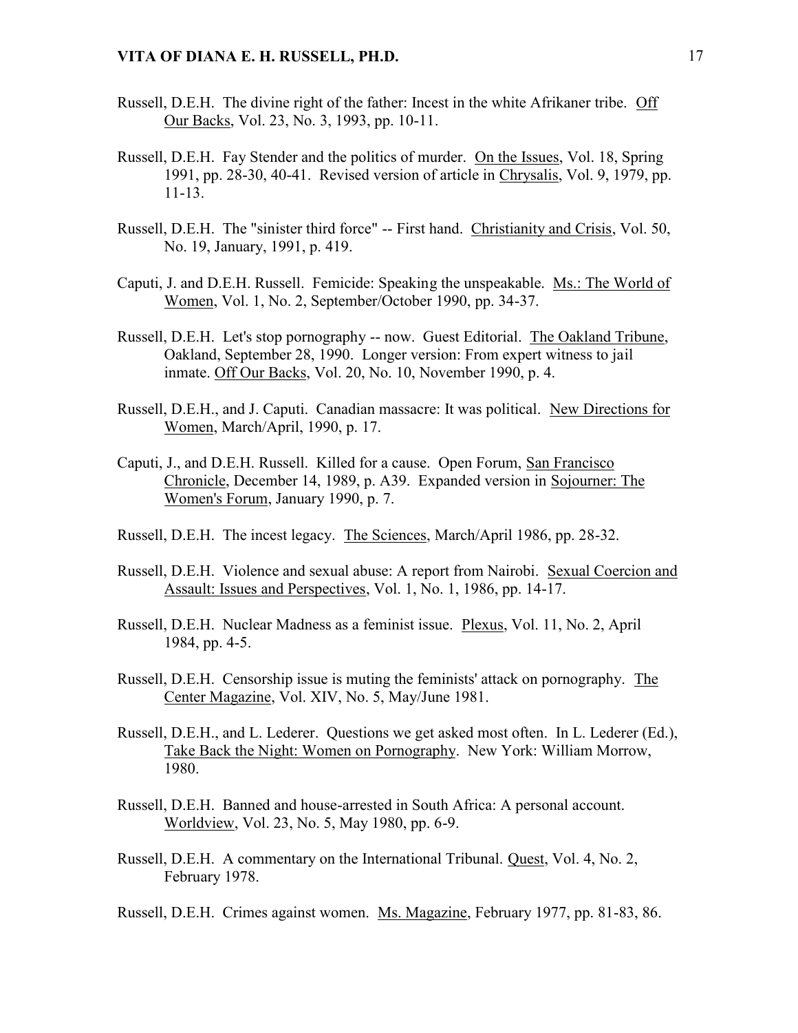Russell, D.E.H. The divine right of the father: Incest in the white Afrikaner tribe. Off Our Backs, Vol. 23, No. 3, 1993, pp. 10-11.

Russell, D.E.H. Fay Stender and the politics of murder. On the Issues, Vol. 18, Spring 1991, pp. 28-30, 40-41. Revised version of article in Chrysalis, Vol. 9, 1979, pp. 11-13.

Russell, D.E.H. The "sinister third force" -- First hand. Christianity and Crisis, Vol. 50, No. 19, January, 1991, p. 419.

Caputi, J. and D.E.H. Russell. Femicide: Speaking the unspeakable. Ms.: The World of Women, Vol. 1, No. 2, September/October 1990, pp. 34-37.

Russell, D.E.H. Let's stop pornography -- now. Guest Editorial. The Oakland Tribune, Oakland, September 28, 1990. Longer version: From expert witness to jail inmate. Off Our Backs, Vol. 20, No. 10, November 1990, p. 4.

Russell, D.E.H., and J. Caputi. Canadian massacre: It was political. New Directions for Women, March/April, 1990, p. 17.

Caputi, J., and D.E.H. Russell. Killed for a cause. Open Forum, San Francisco Chronicle, December 14, 1989, p. A39. Expanded version in Sojourner: The Women's Forum, January 1990, p. 7.

Russell, D.E.H. The incest legacy. The Sciences, March/April 1986, pp. 28-32.

Russell, D.E.H. Violence and sexual abuse: A report from Nairobi. Sexual Coercion and Assault: Issues and Perspectives, Vol. 1, No. 1, 1986, pp. 14-17.

Russell, D.E.H. Nuclear Madness as a feminist issue. Plexus, Vol. 11, No. 2, April 1984, pp. 4-5.

Russell, D.E.H. Censorship issue is muting the feminists' attack on pornography. The Center Magazine, Vol. XIV, No. 5, May/June 1981.

Russell, D.E.H., and L. Lederer. Questions we get asked most often. In L. Lederer (Ed.), Take Back the Night: Women on Pornography. New York: William Morrow, 1980.

Russell, D.E.H. Banned and house-arrested in South Africa: A personal account. Worldview, Vol. 23, No. 5, May 1980, pp. 6-9.

Russell, D.E.H. A commentary on the International Tribunal. Quest, Vol. 4, No. 2, February 1978.

Russell, D.E.H. Crimes against women. Ms. Magazine, February 1977, pp. 81-83, 86.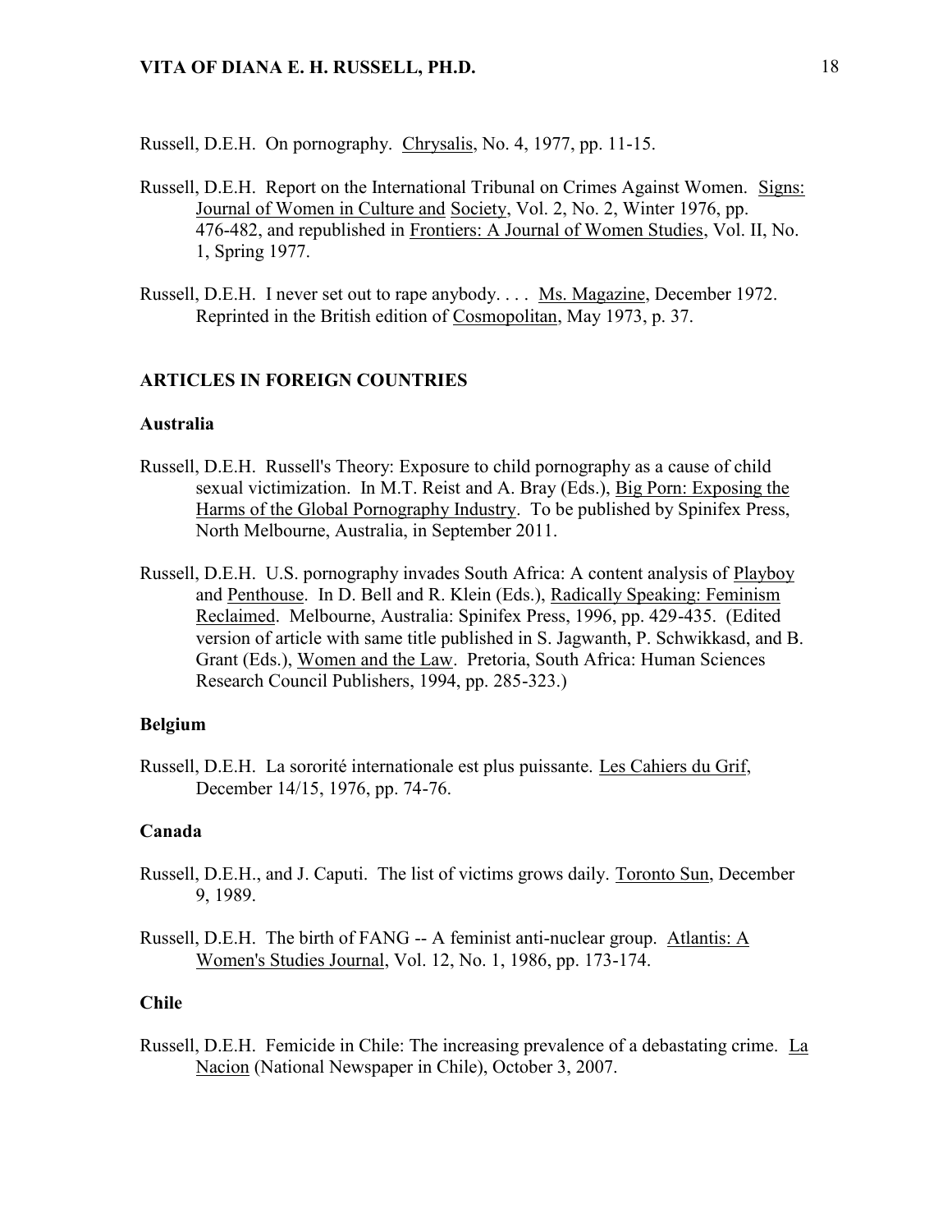Russell, D.E.H. On pornography. Chrysalis, No. 4, 1977, pp. 11-15.

Russell, D.E.H. Report on the International Tribunal on Crimes Against Women. Signs: Journal of Women in Culture and Society, Vol. 2, No. 2, Winter 1976, pp. 476-482, and republished in Frontiers: A Journal of Women Studies, Vol. II, No. 1, Spring 1977.

Russell, D.E.H. I never set out to rape anybody. . . . Ms. Magazine, December 1972. Reprinted in the British edition of Cosmopolitan, May 1973, p. 37.

## ARTICLES IN FOREIGN COUNTRIES

### Australia

Russell, D.E.H. Russell's Theory: Exposure to child pornography as a cause of child sexual victimization. In M.T. Reist and A. Bray (Eds.), Big Porn: Exposing the Harms of the Global Pornography Industry. To be published by Spinifex Press, North Melbourne, Australia, in September 2011.

Russell, D.E.H. U.S. pornography invades South Africa: A content analysis of Playboy and Penthouse. In D. Bell and R. Klein (Eds.), Radically Speaking: Feminism Reclaimed. Melbourne, Australia: Spinifex Press, 1996, pp. 429-435. (Edited version of article with same title published in S. Jagwanth, P. Schwikkasd, and B. Grant (Eds.), Women and the Law. Pretoria, South Africa: Human Sciences Research Council Publishers, 1994, pp. 285-323.)

### Belgium

Russell, D.E.H. La sororité internationale est plus puissante. Les Cahiers du Grif, December 14/15, 1976, pp. 74-76.

### Canada

Russell, D.E.H., and J. Caputi. The list of victims grows daily. Toronto Sun, December 9, 1989.

Russell, D.E.H. The birth of FANG -- A feminist anti-nuclear group. Atlantis: A Women's Studies Journal, Vol. 12, No. 1, 1986, pp. 173-174.

### Chile

Russell, D.E.H. Femicide in Chile: The increasing prevalence of a debastating crime. La Nacion (National Newspaper in Chile), October 3, 2007.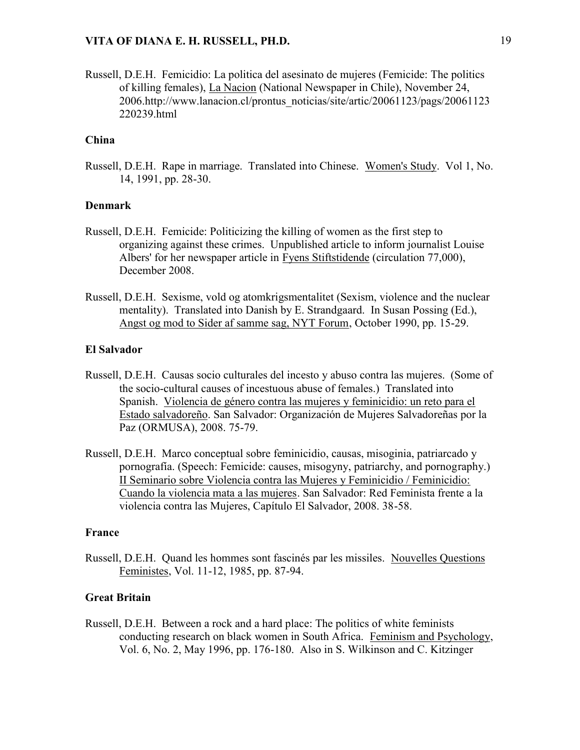Russell, D.E.H. Femicidio: La politica del asesinato de mujeres (Femicide: The politics of killing females), La Nacion (National Newspaper in Chile), November 24, 2006.http://www.lanacion.cl/prontus_noticias/site/artic/20061123/pags/20061123220239.html

### China

Russell, D.E.H. Rape in marriage. Translated into Chinese. Women's Study. Vol 1, No. 14, 1991, pp. 28-30.

### Denmark

Russell, D.E.H. Femicide: Politicizing the killing of women as the first step to organizing against these crimes. Unpublished article to inform journalist Louise Albers' for her newspaper article in Fyens Stiftstidende (circulation 77,000), December 2008.

Russell, D.E.H. Sexisme, vold og atomkrigsmentalitet (Sexism, violence and the nuclear mentality). Translated into Danish by E. Strandgaard. In Susan Possing (Ed.), Angst og mod to Sider af samme sag, NYT Forum, October 1990, pp. 15-29.

### El Salvador

Russell, D.E.H. Causas socio culturales del incesto y abuso contra las mujeres. (Some of the socio-cultural causes of incestuous abuse of females.) Translated into Spanish. Violencia de género contra las mujeres y feminicidio: un reto para el Estado salvadoreño. San Salvador: Organización de Mujeres Salvadoreñas por la Paz (ORMUSA), 2008. 75-79.

Russell, D.E.H. Marco conceptual sobre feminicidio, causas, misoginia, patriarcado y pornografía. (Speech: Femicide: causes, misogyny, patriarchy, and pornography.) II Seminario sobre Violencia contra las Mujeres y Feminicidio / Feminicidio: Cuando la violencia mata a las mujeres. San Salvador: Red Feminista frente a la violencia contra las Mujeres, Capítulo El Salvador, 2008. 38-58.

### France

Russell, D.E.H. Quand les hommes sont fascinés par les missiles. Nouvelles Questions Feministes, Vol. 11-12, 1985, pp. 87-94.

### Great Britain

Russell, D.E.H. Between a rock and a hard place: The politics of white feminists conducting research on black women in South Africa. Feminism and Psychology, Vol. 6, No. 2, May 1996, pp. 176-180. Also in S. Wilkinson and C. Kitzinger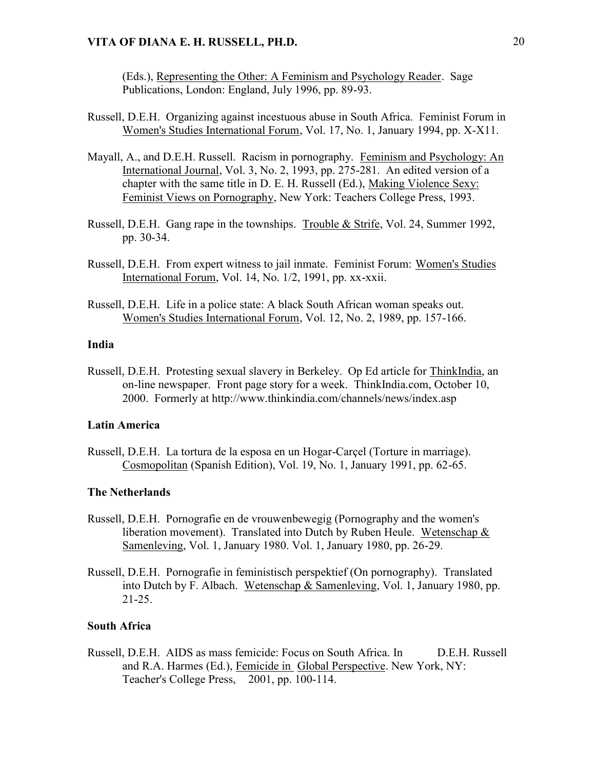(Eds.), Representing the Other: A Feminism and Psychology Reader. Sage Publications, London: England, July 1996, pp. 89-93.

Russell, D.E.H. Organizing against incestuous abuse in South Africa. Feminist Forum in Women's Studies International Forum, Vol. 17, No. 1, January 1994, pp. X-X11.

Mayall, A., and D.E.H. Russell. Racism in pornography. Feminism and Psychology: An International Journal, Vol. 3, No. 2, 1993, pp. 275-281. An edited version of a chapter with the same title in D. E. H. Russell (Ed.), Making Violence Sexy: Feminist Views on Pornography, New York: Teachers College Press, 1993.

Russell, D.E.H. Gang rape in the townships. Trouble & Strife, Vol. 24, Summer 1992, pp. 30-34.

Russell, D.E.H. From expert witness to jail inmate. Feminist Forum: Women's Studies International Forum, Vol. 14, No. 1/2, 1991, pp. xx-xxii.

Russell, D.E.H. Life in a police state: A black South African woman speaks out. Women's Studies International Forum, Vol. 12, No. 2, 1989, pp. 157-166.

### India

Russell, D.E.H. Protesting sexual slavery in Berkeley. Op Ed article for ThinkIndia, an on-line newspaper. Front page story for a week. ThinkIndia.com, October 10, 2000. Formerly at http://www.thinkindia.com/channels/news/index.asp

### Latin America

Russell, D.E.H. La tortura de la esposa en un Hogar-Carçel (Torture in marriage). Cosmopolitan (Spanish Edition), Vol. 19, No. 1, January 1991, pp. 62-65.

### The Netherlands

Russell, D.E.H. Pornografie en de vrouwenbewegig (Pornography and the women's liberation movement). Translated into Dutch by Ruben Heule. Wetenschap & Samenleving, Vol. 1, January 1980. Vol. 1, January 1980, pp. 26-29.

Russell, D.E.H. Pornografie in feministisch perspektief (On pornography). Translated into Dutch by F. Albach. Wetenschap & Samenleving, Vol. 1, January 1980, pp. 21-25.

### South Africa

Russell, D.E.H. AIDS as mass femicide: Focus on South Africa. In D.E.H. Russell and R.A. Harmes (Ed.), Femicide in Global Perspective. New York, NY: Teacher's College Press, 2001, pp. 100-114.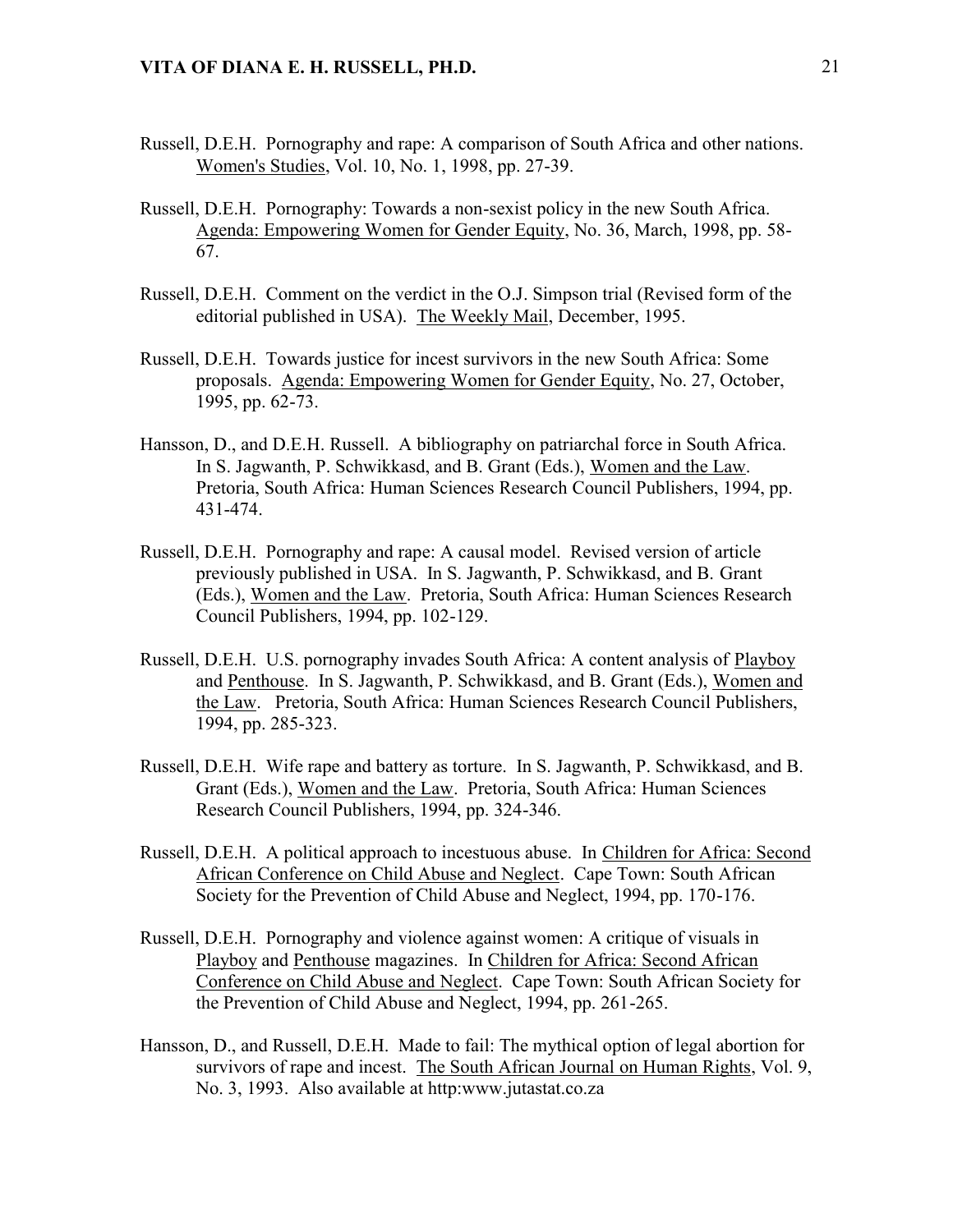Russell, D.E.H. Pornography and rape: A comparison of South Africa and other nations. Women's Studies, Vol. 10, No. 1, 1998, pp. 27-39.

Russell, D.E.H. Pornography: Towards a non-sexist policy in the new South Africa. Agenda: Empowering Women for Gender Equity, No. 36, March, 1998, pp. 58-67.

Russell, D.E.H. Comment on the verdict in the O.J. Simpson trial (Revised form of the editorial published in USA). The Weekly Mail, December, 1995.

Russell, D.E.H. Towards justice for incest survivors in the new South Africa: Some proposals. Agenda: Empowering Women for Gender Equity, No. 27, October, 1995, pp. 62-73.

Hansson, D., and D.E.H. Russell. A bibliography on patriarchal force in South Africa. In S. Jagwanth, P. Schwikkasd, and B. Grant (Eds.), Women and the Law. Pretoria, South Africa: Human Sciences Research Council Publishers, 1994, pp. 431-474.

Russell, D.E.H. Pornography and rape: A causal model. Revised version of article previously published in USA. In S. Jagwanth, P. Schwikkasd, and B. Grant (Eds.), Women and the Law. Pretoria, South Africa: Human Sciences Research Council Publishers, 1994, pp. 102-129.

Russell, D.E.H. U.S. pornography invades South Africa: A content analysis of Playboy and Penthouse. In S. Jagwanth, P. Schwikkasd, and B. Grant (Eds.), Women and the Law. Pretoria, South Africa: Human Sciences Research Council Publishers, 1994, pp. 285-323.

Russell, D.E.H. Wife rape and battery as torture. In S. Jagwanth, P. Schwikkasd, and B. Grant (Eds.), Women and the Law. Pretoria, South Africa: Human Sciences Research Council Publishers, 1994, pp. 324-346.

Russell, D.E.H. A political approach to incestuous abuse. In Children for Africa: Second African Conference on Child Abuse and Neglect. Cape Town: South African Society for the Prevention of Child Abuse and Neglect, 1994, pp. 170-176.

Russell, D.E.H. Pornography and violence against women: A critique of visuals in Playboy and Penthouse magazines. In Children for Africa: Second African Conference on Child Abuse and Neglect. Cape Town: South African Society for the Prevention of Child Abuse and Neglect, 1994, pp. 261-265.

Hansson, D., and Russell, D.E.H. Made to fail: The mythical option of legal abortion for survivors of rape and incest. The South African Journal on Human Rights, Vol. 9, No. 3, 1993. Also available at http:www.jutastat.co.za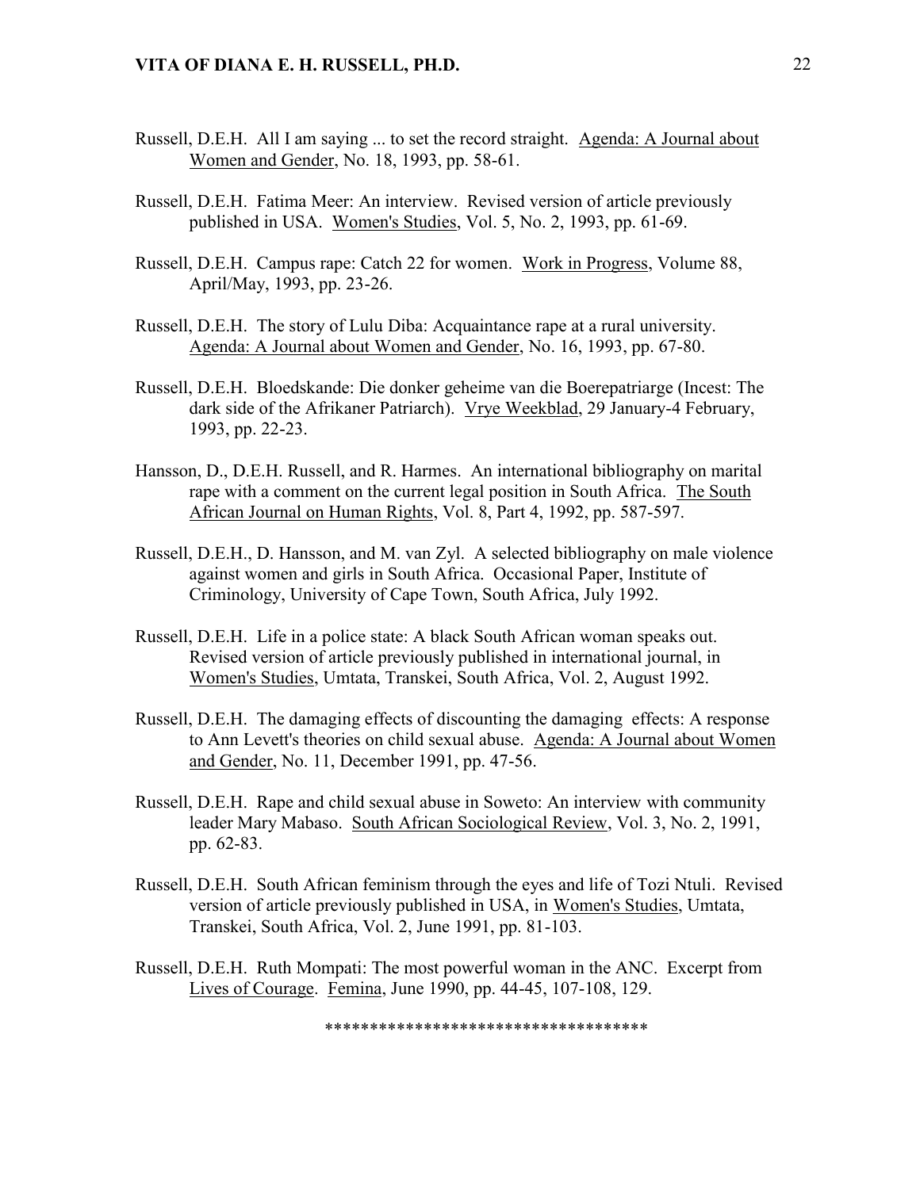Russell, D.E.H. All I am saying ... to set the record straight. Agenda: A Journal about Women and Gender, No. 18, 1993, pp. 58-61.

Russell, D.E.H. Fatima Meer: An interview. Revised version of article previously published in USA. Women's Studies, Vol. 5, No. 2, 1993, pp. 61-69.

Russell, D.E.H. Campus rape: Catch 22 for women. Work in Progress, Volume 88, April/May, 1993, pp. 23-26.

Russell, D.E.H. The story of Lulu Diba: Acquaintance rape at a rural university. Agenda: A Journal about Women and Gender, No. 16, 1993, pp. 67-80.

Russell, D.E.H. Bloedskande: Die donker geheime van die Boerepatriarge (Incest: The dark side of the Afrikaner Patriarch). Vrye Weekblad, 29 January-4 February, 1993, pp. 22-23.

Hansson, D., D.E.H. Russell, and R. Harmes. An international bibliography on marital rape with a comment on the current legal position in South Africa. The South African Journal on Human Rights, Vol. 8, Part 4, 1992, pp. 587-597.

Russell, D.E.H., D. Hansson, and M. van Zyl. A selected bibliography on male violence against women and girls in South Africa. Occasional Paper, Institute of Criminology, University of Cape Town, South Africa, July 1992.

Russell, D.E.H. Life in a police state: A black South African woman speaks out. Revised version of article previously published in international journal, in Women's Studies, Umtata, Transkei, South Africa, Vol. 2, August 1992.

Russell, D.E.H. The damaging effects of discounting the damaging effects: A response to Ann Levett's theories on child sexual abuse. Agenda: A Journal about Women and Gender, No. 11, December 1991, pp. 47-56.

Russell, D.E.H. Rape and child sexual abuse in Soweto: An interview with community leader Mary Mabaso. South African Sociological Review, Vol. 3, No. 2, 1991, pp. 62-83.

Russell, D.E.H. South African feminism through the eyes and life of Tozi Ntuli. Revised version of article previously published in USA, in Women's Studies, Umtata, Transkei, South Africa, Vol. 2, June 1991, pp. 81-103.

Russell, D.E.H. Ruth Mompati: The most powerful woman in the ANC. Excerpt from Lives of Courage. Femina, June 1990, pp. 44-45, 107-108, 129.

************************************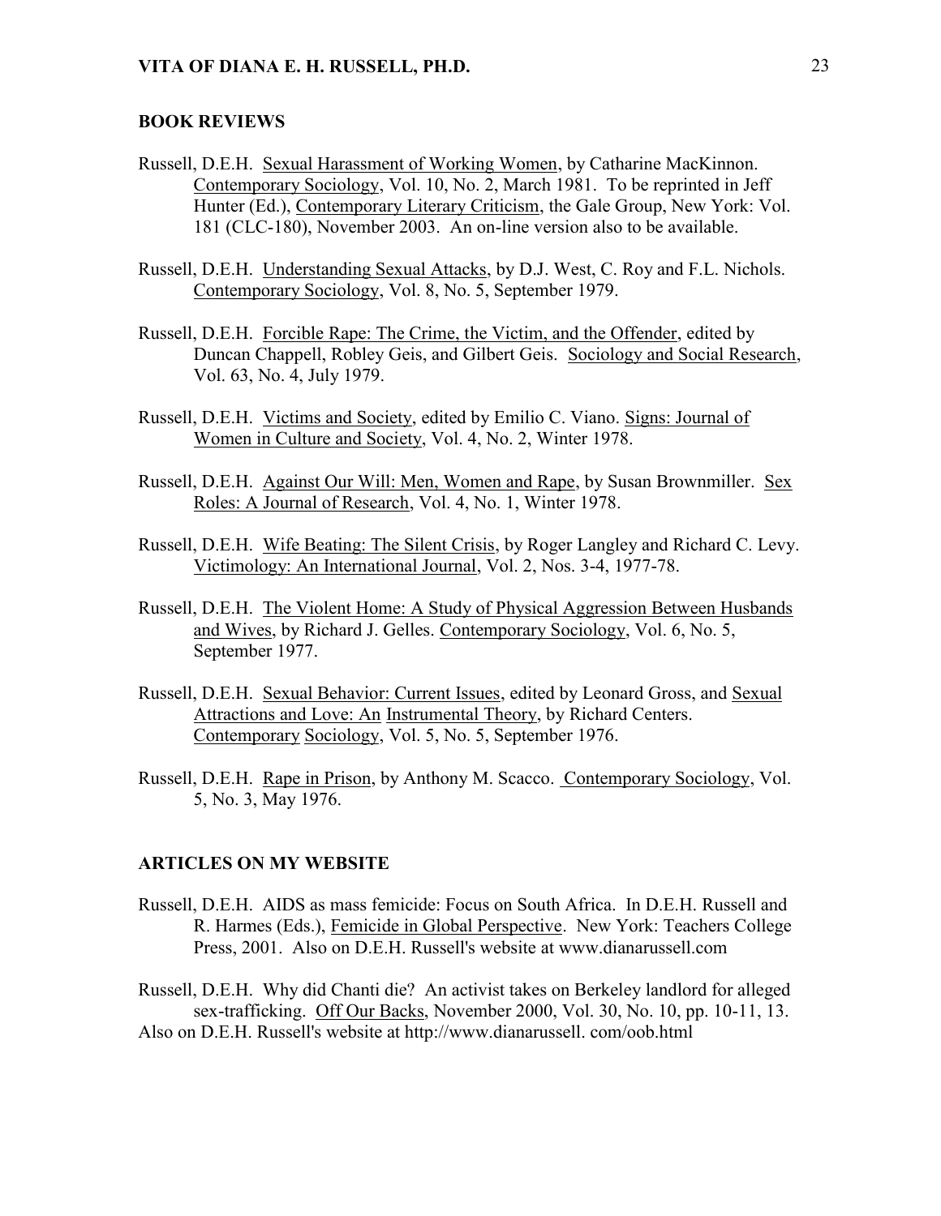## BOOK REVIEWS

Russell, D.E.H. Sexual Harassment of Working Women, by Catharine MacKinnon. Contemporary Sociology, Vol. 10, No. 2, March 1981. To be reprinted in Jeff Hunter (Ed.), Contemporary Literary Criticism, the Gale Group, New York: Vol. 181 (CLC-180), November 2003. An on-line version also to be available.

Russell, D.E.H. Understanding Sexual Attacks, by D.J. West, C. Roy and F.L. Nichols. Contemporary Sociology, Vol. 8, No. 5, September 1979.

Russell, D.E.H. Forcible Rape: The Crime, the Victim, and the Offender, edited by Duncan Chappell, Robley Geis, and Gilbert Geis. Sociology and Social Research, Vol. 63, No. 4, July 1979.

Russell, D.E.H. Victims and Society, edited by Emilio C. Viano. Signs: Journal of Women in Culture and Society, Vol. 4, No. 2, Winter 1978.

Russell, D.E.H. Against Our Will: Men, Women and Rape, by Susan Brownmiller. Sex Roles: A Journal of Research, Vol. 4, No. 1, Winter 1978.

Russell, D.E.H. Wife Beating: The Silent Crisis, by Roger Langley and Richard C. Levy. Victimology: An International Journal, Vol. 2, Nos. 3-4, 1977-78.

Russell, D.E.H. The Violent Home: A Study of Physical Aggression Between Husbands and Wives, by Richard J. Gelles. Contemporary Sociology, Vol. 6, No. 5, September 1977.

Russell, D.E.H. Sexual Behavior: Current Issues, edited by Leonard Gross, and Sexual Attractions and Love: An Instrumental Theory, by Richard Centers. Contemporary Sociology, Vol. 5, No. 5, September 1976.

Russell, D.E.H. Rape in Prison, by Anthony M. Scacco. Contemporary Sociology, Vol. 5, No. 3, May 1976.

## ARTICLES ON MY WEBSITE

Russell, D.E.H. AIDS as mass femicide: Focus on South Africa. In D.E.H. Russell and R. Harmes (Eds.), Femicide in Global Perspective. New York: Teachers College Press, 2001. Also on D.E.H. Russell's website at www.dianarussell.com

Russell, D.E.H. Why did Chanti die? An activist takes on Berkeley landlord for alleged sex-trafficking. Off Our Backs, November 2000, Vol. 30, No. 10, pp. 10-11, 13. Also on D.E.H. Russell's website at http://www.dianarussell. com/oob.html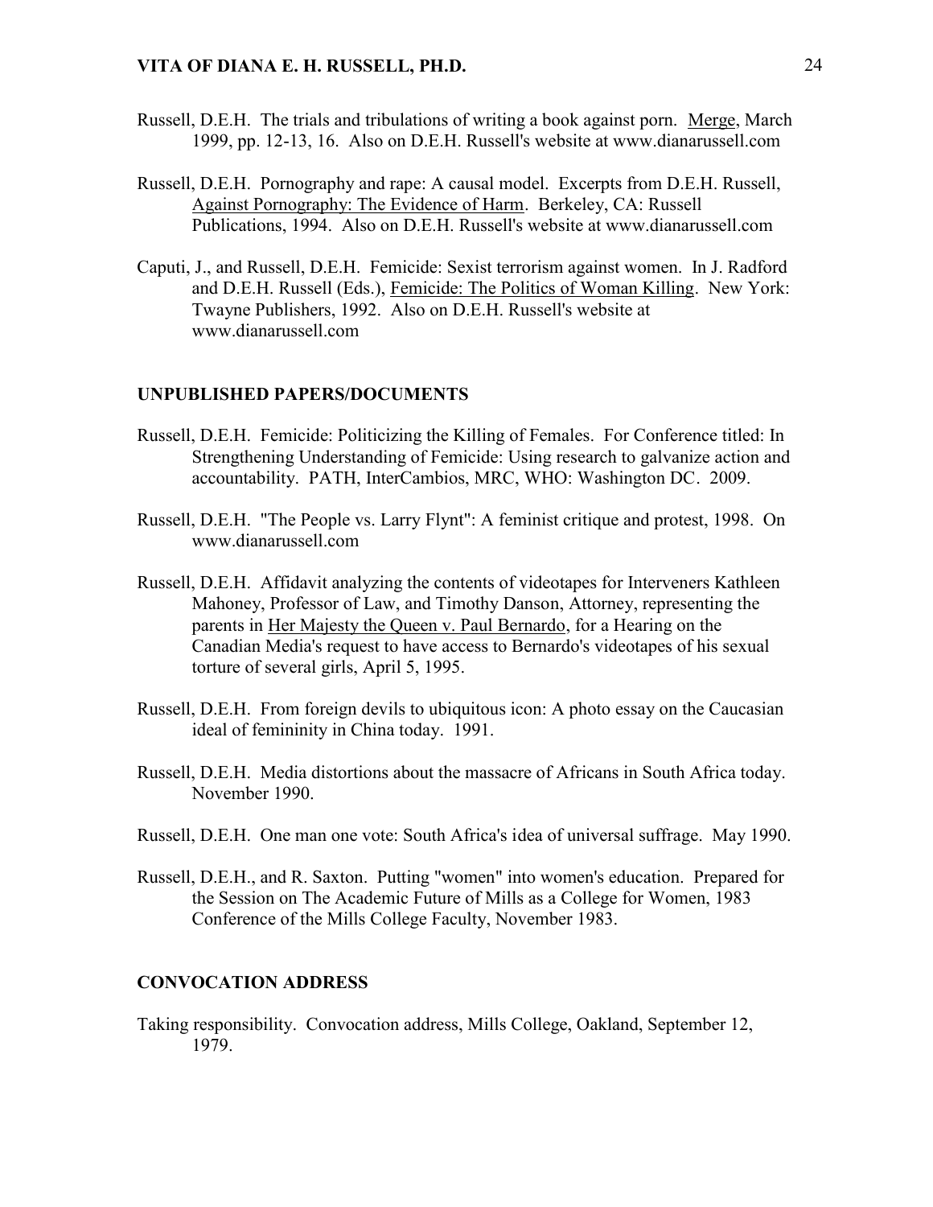Russell, D.E.H. The trials and tribulations of writing a book against porn. Merge, March 1999, pp. 12-13, 16. Also on D.E.H. Russell's website at www.dianarussell.com

Russell, D.E.H. Pornography and rape: A causal model. Excerpts from D.E.H. Russell, Against Pornography: The Evidence of Harm. Berkeley, CA: Russell Publications, 1994. Also on D.E.H. Russell's website at www.dianarussell.com

Caputi, J., and Russell, D.E.H. Femicide: Sexist terrorism against women. In J. Radford and D.E.H. Russell (Eds.), Femicide: The Politics of Woman Killing. New York: Twayne Publishers, 1992. Also on D.E.H. Russell's website at www.dianarussell.com

## UNPUBLISHED PAPERS/DOCUMENTS

Russell, D.E.H. Femicide: Politicizing the Killing of Females. For Conference titled: In Strengthening Understanding of Femicide: Using research to galvanize action and accountability. PATH, InterCambios, MRC, WHO: Washington DC. 2009.

Russell, D.E.H. "The People vs. Larry Flynt": A feminist critique and protest, 1998. On www.dianarussell.com

Russell, D.E.H. Affidavit analyzing the contents of videotapes for Interveners Kathleen Mahoney, Professor of Law, and Timothy Danson, Attorney, representing the parents in Her Majesty the Queen v. Paul Bernardo, for a Hearing on the Canadian Media's request to have access to Bernardo's videotapes of his sexual torture of several girls, April 5, 1995.

Russell, D.E.H. From foreign devils to ubiquitous icon: A photo essay on the Caucasian ideal of femininity in China today. 1991.

Russell, D.E.H. Media distortions about the massacre of Africans in South Africa today. November 1990.

Russell, D.E.H. One man one vote: South Africa's idea of universal suffrage. May 1990.

Russell, D.E.H., and R. Saxton. Putting "women" into women's education. Prepared for the Session on The Academic Future of Mills as a College for Women, 1983 Conference of the Mills College Faculty, November 1983.

## CONVOCATION ADDRESS

Taking responsibility. Convocation address, Mills College, Oakland, September 12, 1979.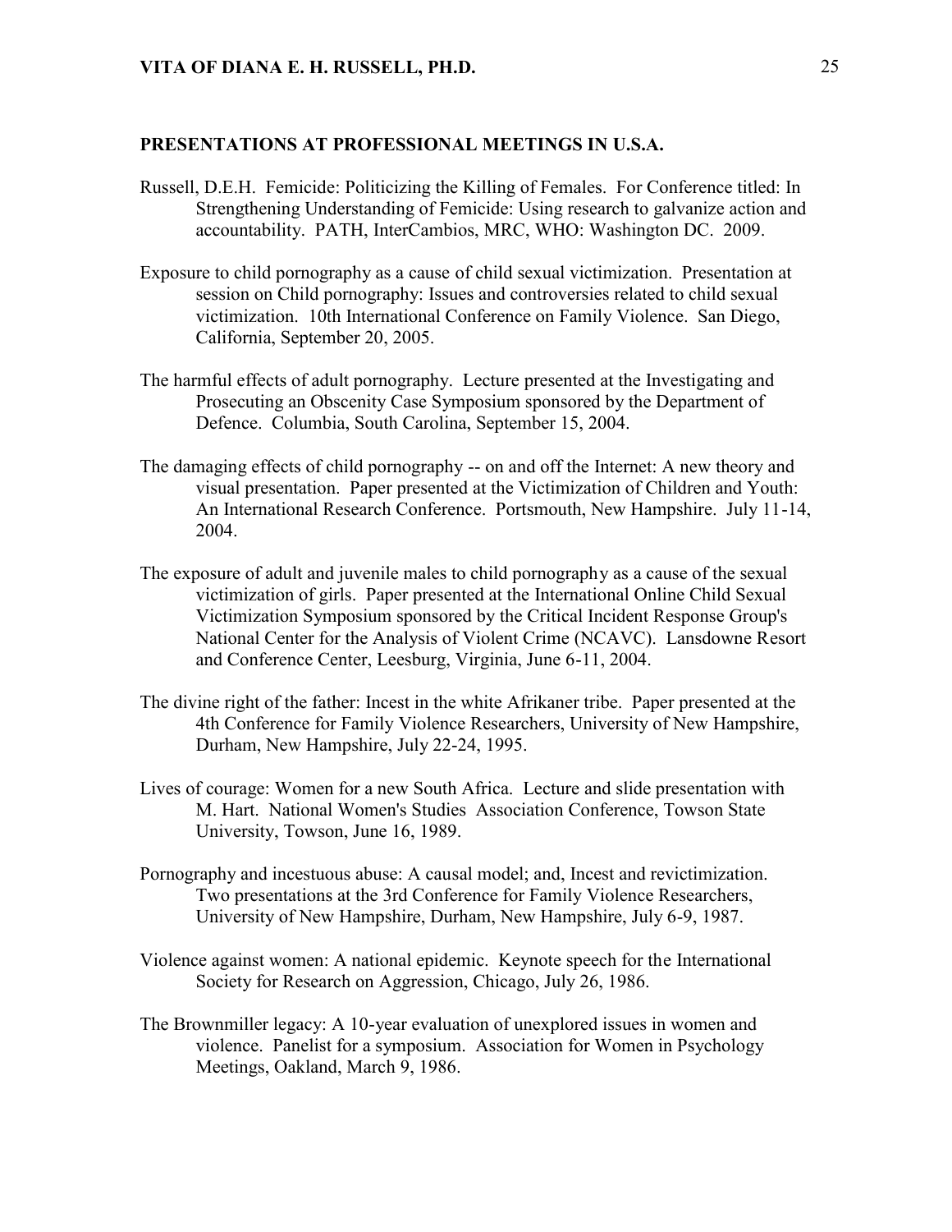**PRESENTATIONS AT PROFESSIONAL MEETINGS IN U.S.A.**

Russell, D.E.H. Femicide: Politicizing the Killing of Females. For Conference titled: In Strengthening Understanding of Femicide: Using research to galvanize action and accountability. PATH, InterCambios, MRC, WHO: Washington DC. 2009.

Exposure to child pornography as a cause of child sexual victimization. Presentation at session on Child pornography: Issues and controversies related to child sexual victimization. 10th International Conference on Family Violence. San Diego, California, September 20, 2005.

The harmful effects of adult pornography. Lecture presented at the Investigating and Prosecuting an Obscenity Case Symposium sponsored by the Department of Defence. Columbia, South Carolina, September 15, 2004.

The damaging effects of child pornography -- on and off the Internet: A new theory and visual presentation. Paper presented at the Victimization of Children and Youth: An International Research Conference. Portsmouth, New Hampshire. July 11-14, 2004.

The exposure of adult and juvenile males to child pornography as a cause of the sexual victimization of girls. Paper presented at the International Online Child Sexual Victimization Symposium sponsored by the Critical Incident Response Group's National Center for the Analysis of Violent Crime (NCAVC). Lansdowne Resort and Conference Center, Leesburg, Virginia, June 6-11, 2004.

The divine right of the father: Incest in the white Afrikaner tribe. Paper presented at the 4th Conference for Family Violence Researchers, University of New Hampshire, Durham, New Hampshire, July 22-24, 1995.

Lives of courage: Women for a new South Africa. Lecture and slide presentation with M. Hart. National Women's Studies Association Conference, Towson State University, Towson, June 16, 1989.

Pornography and incestuous abuse: A causal model; and, Incest and revictimization. Two presentations at the 3rd Conference for Family Violence Researchers, University of New Hampshire, Durham, New Hampshire, July 6-9, 1987.

Violence against women: A national epidemic. Keynote speech for the International Society for Research on Aggression, Chicago, July 26, 1986.

The Brownmiller legacy: A 10-year evaluation of unexplored issues in women and violence. Panelist for a symposium. Association for Women in Psychology Meetings, Oakland, March 9, 1986.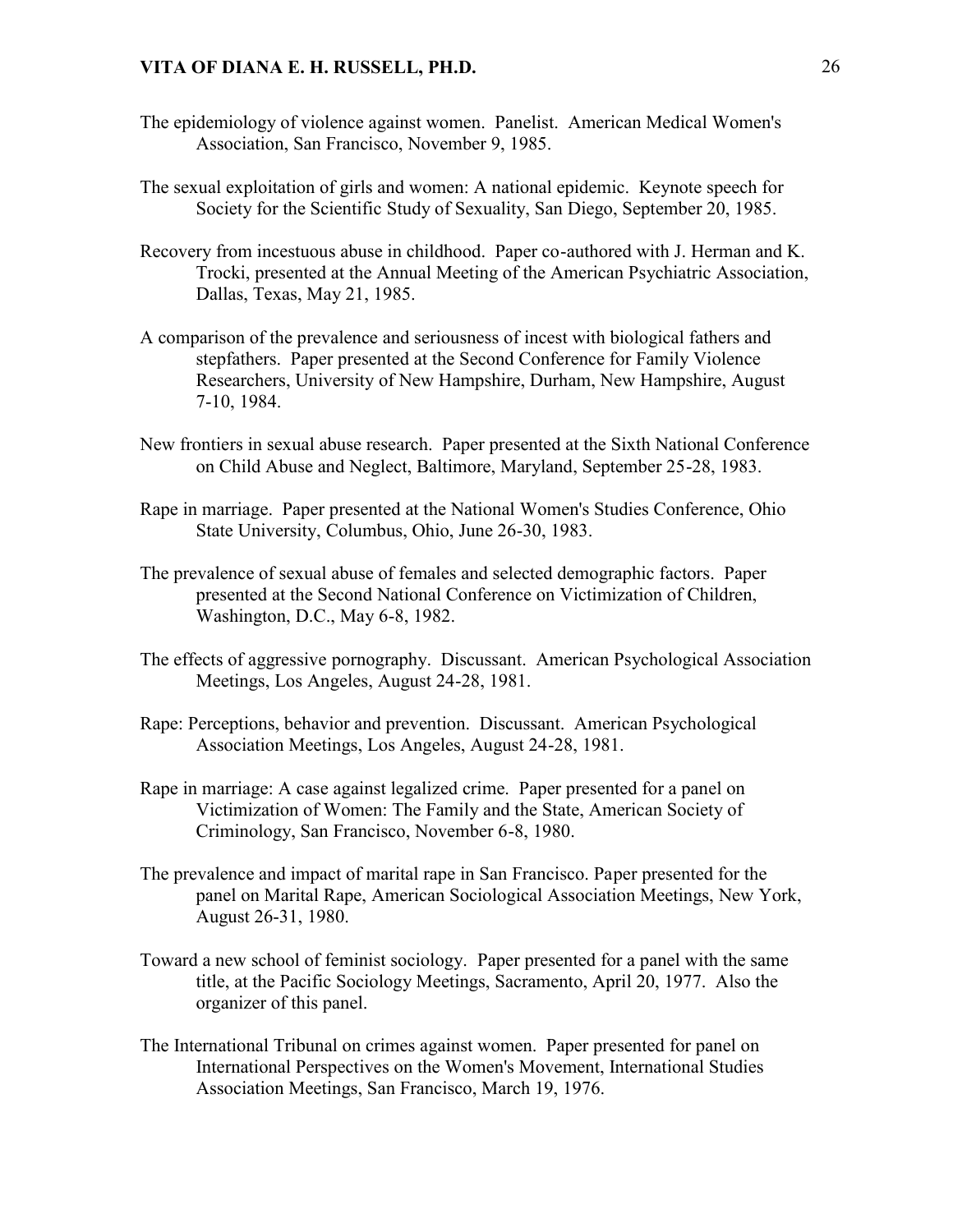The epidemiology of violence against women. Panelist. American Medical Women's Association, San Francisco, November 9, 1985.

The sexual exploitation of girls and women: A national epidemic. Keynote speech for Society for the Scientific Study of Sexuality, San Diego, September 20, 1985.

Recovery from incestuous abuse in childhood. Paper co-authored with J. Herman and K. Trocki, presented at the Annual Meeting of the American Psychiatric Association, Dallas, Texas, May 21, 1985.

A comparison of the prevalence and seriousness of incest with biological fathers and stepfathers. Paper presented at the Second Conference for Family Violence Researchers, University of New Hampshire, Durham, New Hampshire, August 7-10, 1984.

New frontiers in sexual abuse research. Paper presented at the Sixth National Conference on Child Abuse and Neglect, Baltimore, Maryland, September 25-28, 1983.

Rape in marriage. Paper presented at the National Women's Studies Conference, Ohio State University, Columbus, Ohio, June 26-30, 1983.

The prevalence of sexual abuse of females and selected demographic factors. Paper presented at the Second National Conference on Victimization of Children, Washington, D.C., May 6-8, 1982.

The effects of aggressive pornography. Discussant. American Psychological Association Meetings, Los Angeles, August 24-28, 1981.

Rape: Perceptions, behavior and prevention. Discussant. American Psychological Association Meetings, Los Angeles, August 24-28, 1981.

Rape in marriage: A case against legalized crime. Paper presented for a panel on Victimization of Women: The Family and the State, American Society of Criminology, San Francisco, November 6-8, 1980.

The prevalence and impact of marital rape in San Francisco. Paper presented for the panel on Marital Rape, American Sociological Association Meetings, New York, August 26-31, 1980.

Toward a new school of feminist sociology. Paper presented for a panel with the same title, at the Pacific Sociology Meetings, Sacramento, April 20, 1977. Also the organizer of this panel.

The International Tribunal on crimes against women. Paper presented for panel on International Perspectives on the Women's Movement, International Studies Association Meetings, San Francisco, March 19, 1976.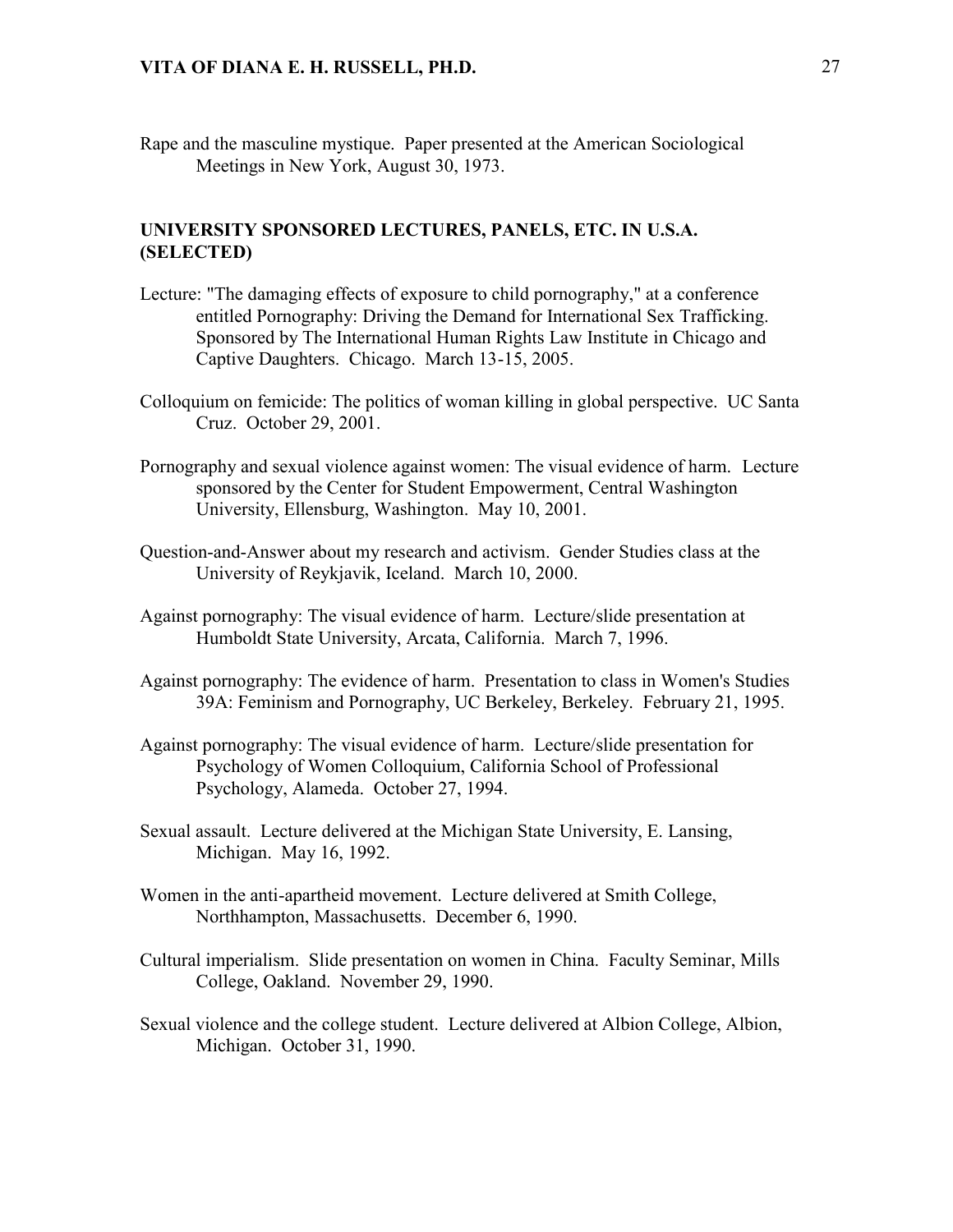Rape and the masculine mystique. Paper presented at the American Sociological Meetings in New York, August 30, 1973.

## UNIVERSITY SPONSORED LECTURES, PANELS, ETC. IN U.S.A. (SELECTED)

Lecture: "The damaging effects of exposure to child pornography," at a conference entitled Pornography: Driving the Demand for International Sex Trafficking. Sponsored by The International Human Rights Law Institute in Chicago and Captive Daughters. Chicago. March 13-15, 2005.

Colloquium on femicide: The politics of woman killing in global perspective. UC Santa Cruz. October 29, 2001.

Pornography and sexual violence against women: The visual evidence of harm. Lecture sponsored by the Center for Student Empowerment, Central Washington University, Ellensburg, Washington. May 10, 2001.

Question-and-Answer about my research and activism. Gender Studies class at the University of Reykjavik, Iceland. March 10, 2000.

Against pornography: The visual evidence of harm. Lecture/slide presentation at Humboldt State University, Arcata, California. March 7, 1996.

Against pornography: The evidence of harm. Presentation to class in Women's Studies 39A: Feminism and Pornography, UC Berkeley, Berkeley. February 21, 1995.

Against pornography: The visual evidence of harm. Lecture/slide presentation for Psychology of Women Colloquium, California School of Professional Psychology, Alameda. October 27, 1994.

Sexual assault. Lecture delivered at the Michigan State University, E. Lansing, Michigan. May 16, 1992.

Women in the anti-apartheid movement. Lecture delivered at Smith College, Northhampton, Massachusetts. December 6, 1990.

Cultural imperialism. Slide presentation on women in China. Faculty Seminar, Mills College, Oakland. November 29, 1990.

Sexual violence and the college student. Lecture delivered at Albion College, Albion, Michigan. October 31, 1990.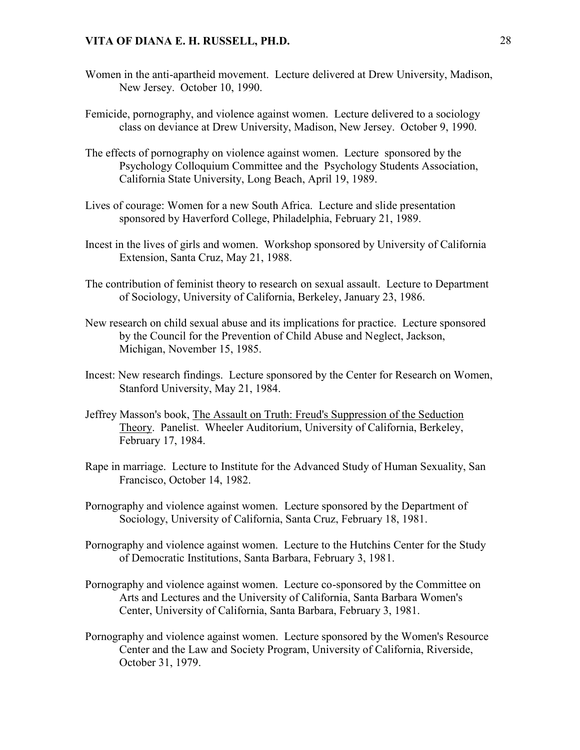Women in the anti-apartheid movement. Lecture delivered at Drew University, Madison, New Jersey. October 10, 1990.

Femicide, pornography, and violence against women. Lecture delivered to a sociology class on deviance at Drew University, Madison, New Jersey. October 9, 1990.

The effects of pornography on violence against women. Lecture sponsored by the Psychology Colloquium Committee and the Psychology Students Association, California State University, Long Beach, April 19, 1989.

Lives of courage: Women for a new South Africa. Lecture and slide presentation sponsored by Haverford College, Philadelphia, February 21, 1989.

Incest in the lives of girls and women. Workshop sponsored by University of California Extension, Santa Cruz, May 21, 1988.

The contribution of feminist theory to research on sexual assault. Lecture to Department of Sociology, University of California, Berkeley, January 23, 1986.

New research on child sexual abuse and its implications for practice. Lecture sponsored by the Council for the Prevention of Child Abuse and Neglect, Jackson, Michigan, November 15, 1985.

Incest: New research findings. Lecture sponsored by the Center for Research on Women, Stanford University, May 21, 1984.

Jeffrey Masson's book, The Assault on Truth: Freud's Suppression of the Seduction Theory. Panelist. Wheeler Auditorium, University of California, Berkeley, February 17, 1984.

Rape in marriage. Lecture to Institute for the Advanced Study of Human Sexuality, San Francisco, October 14, 1982.

Pornography and violence against women. Lecture sponsored by the Department of Sociology, University of California, Santa Cruz, February 18, 1981.

Pornography and violence against women. Lecture to the Hutchins Center for the Study of Democratic Institutions, Santa Barbara, February 3, 1981.

Pornography and violence against women. Lecture co-sponsored by the Committee on Arts and Lectures and the University of California, Santa Barbara Women's Center, University of California, Santa Barbara, February 3, 1981.

Pornography and violence against women. Lecture sponsored by the Women's Resource Center and the Law and Society Program, University of California, Riverside, October 31, 1979.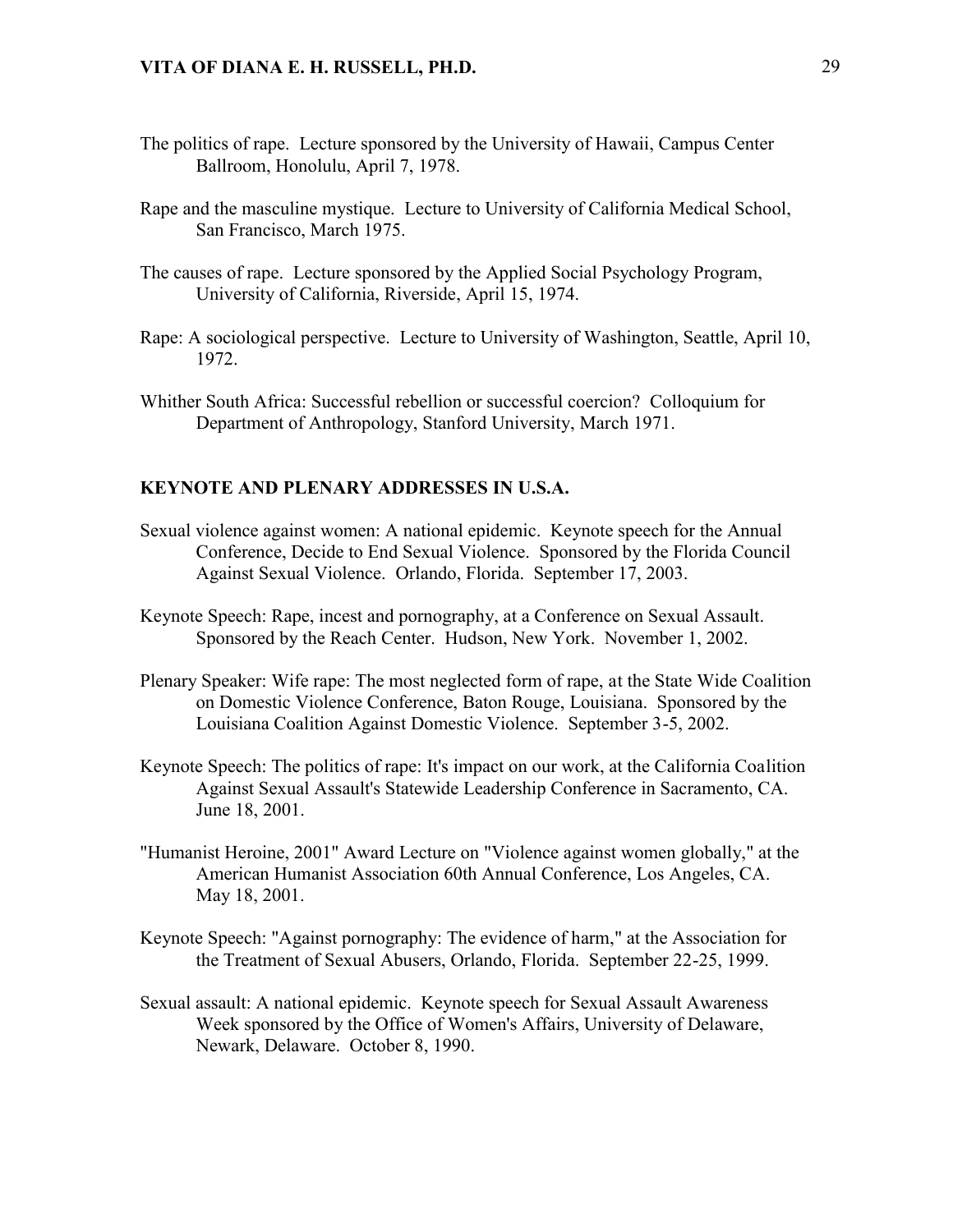The politics of rape. Lecture sponsored by the University of Hawaii, Campus Center Ballroom, Honolulu, April 7, 1978.

Rape and the masculine mystique. Lecture to University of California Medical School, San Francisco, March 1975.

The causes of rape. Lecture sponsored by the Applied Social Psychology Program, University of California, Riverside, April 15, 1974.

Rape: A sociological perspective. Lecture to University of Washington, Seattle, April 10, 1972.

Whither South Africa: Successful rebellion or successful coercion? Colloquium for Department of Anthropology, Stanford University, March 1971.

## KEYNOTE AND PLENARY ADDRESSES IN U.S.A.

Sexual violence against women: A national epidemic. Keynote speech for the Annual Conference, Decide to End Sexual Violence. Sponsored by the Florida Council Against Sexual Violence. Orlando, Florida. September 17, 2003.

Keynote Speech: Rape, incest and pornography, at a Conference on Sexual Assault. Sponsored by the Reach Center. Hudson, New York. November 1, 2002.

Plenary Speaker: Wife rape: The most neglected form of rape, at the State Wide Coalition on Domestic Violence Conference, Baton Rouge, Louisiana. Sponsored by the Louisiana Coalition Against Domestic Violence. September 3-5, 2002.

Keynote Speech: The politics of rape: It's impact on our work, at the California Coalition Against Sexual Assault's Statewide Leadership Conference in Sacramento, CA. June 18, 2001.

"Humanist Heroine, 2001" Award Lecture on "Violence against women globally," at the American Humanist Association 60th Annual Conference, Los Angeles, CA. May 18, 2001.

Keynote Speech: "Against pornography: The evidence of harm," at the Association for the Treatment of Sexual Abusers, Orlando, Florida. September 22-25, 1999.

Sexual assault: A national epidemic. Keynote speech for Sexual Assault Awareness Week sponsored by the Office of Women's Affairs, University of Delaware, Newark, Delaware. October 8, 1990.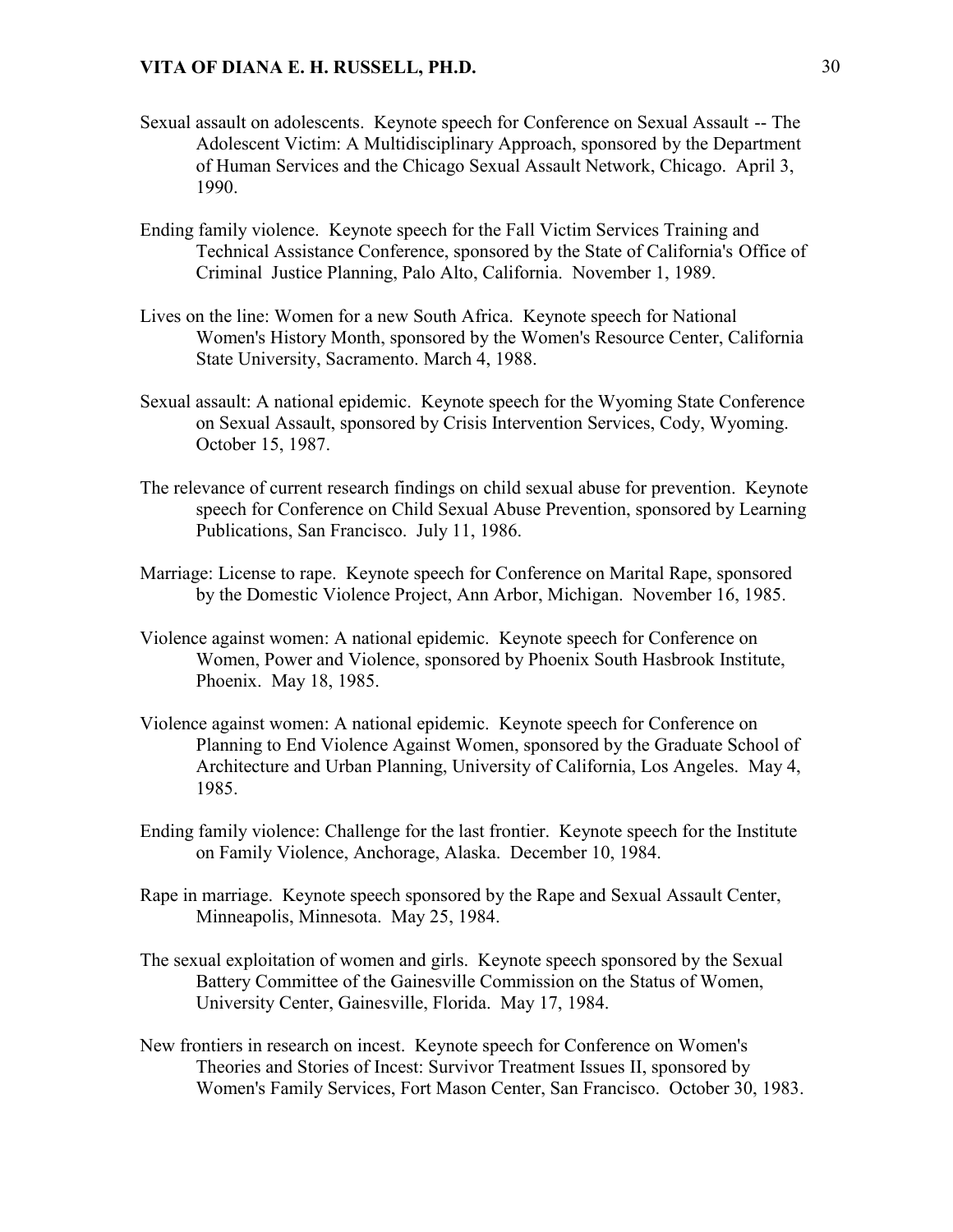Sexual assault on adolescents. Keynote speech for Conference on Sexual Assault -- The Adolescent Victim: A Multidisciplinary Approach, sponsored by the Department of Human Services and the Chicago Sexual Assault Network, Chicago. April 3, 1990.

Ending family violence. Keynote speech for the Fall Victim Services Training and Technical Assistance Conference, sponsored by the State of California's Office of Criminal Justice Planning, Palo Alto, California. November 1, 1989.

Lives on the line: Women for a new South Africa. Keynote speech for National Women's History Month, sponsored by the Women's Resource Center, California State University, Sacramento. March 4, 1988.

Sexual assault: A national epidemic. Keynote speech for the Wyoming State Conference on Sexual Assault, sponsored by Crisis Intervention Services, Cody, Wyoming. October 15, 1987.

The relevance of current research findings on child sexual abuse for prevention. Keynote speech for Conference on Child Sexual Abuse Prevention, sponsored by Learning Publications, San Francisco. July 11, 1986.

Marriage: License to rape. Keynote speech for Conference on Marital Rape, sponsored by the Domestic Violence Project, Ann Arbor, Michigan. November 16, 1985.

Violence against women: A national epidemic. Keynote speech for Conference on Women, Power and Violence, sponsored by Phoenix South Hasbrook Institute, Phoenix. May 18, 1985.

Violence against women: A national epidemic. Keynote speech for Conference on Planning to End Violence Against Women, sponsored by the Graduate School of Architecture and Urban Planning, University of California, Los Angeles. May 4, 1985.

Ending family violence: Challenge for the last frontier. Keynote speech for the Institute on Family Violence, Anchorage, Alaska. December 10, 1984.

Rape in marriage. Keynote speech sponsored by the Rape and Sexual Assault Center, Minneapolis, Minnesota. May 25, 1984.

The sexual exploitation of women and girls. Keynote speech sponsored by the Sexual Battery Committee of the Gainesville Commission on the Status of Women, University Center, Gainesville, Florida. May 17, 1984.

New frontiers in research on incest. Keynote speech for Conference on Women's Theories and Stories of Incest: Survivor Treatment Issues II, sponsored by Women's Family Services, Fort Mason Center, San Francisco. October 30, 1983.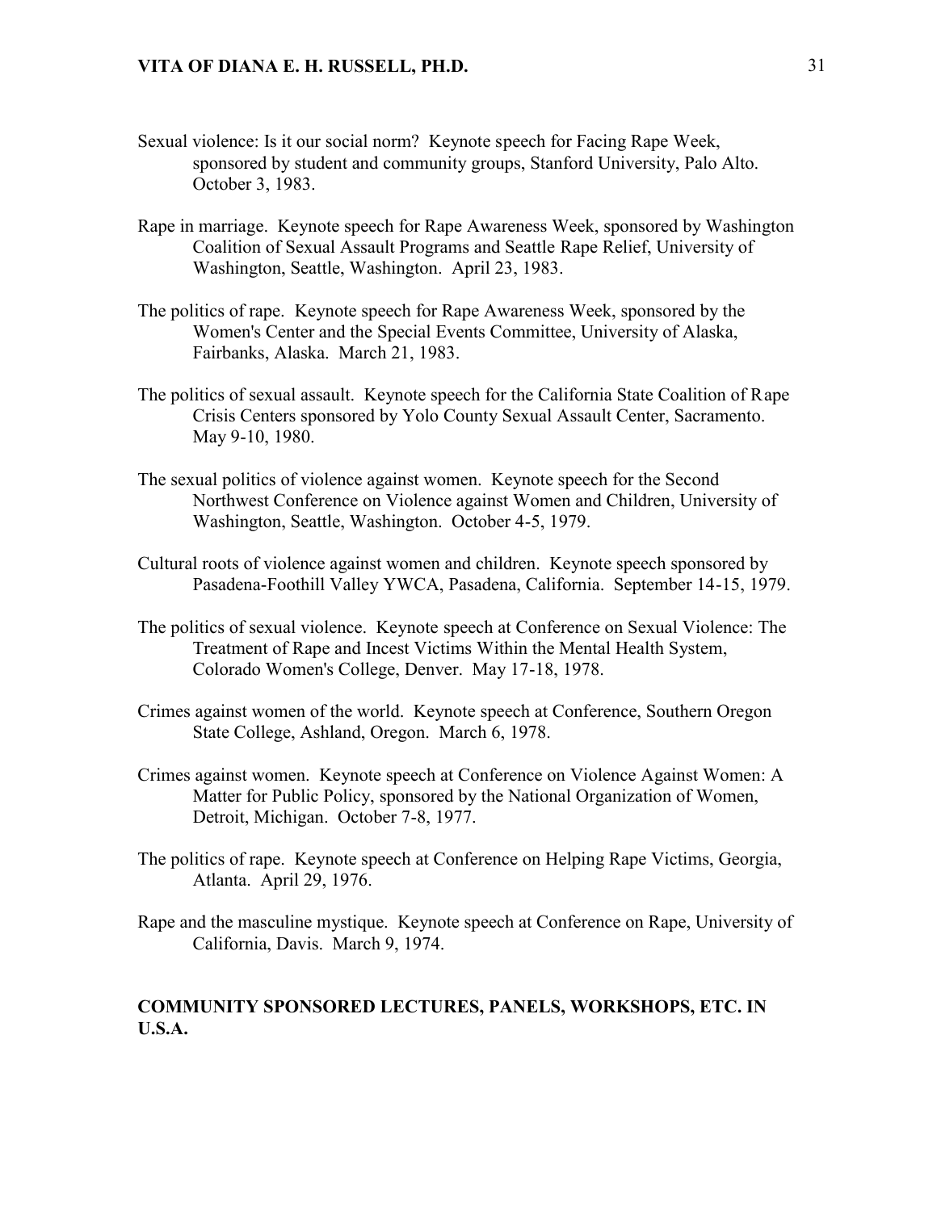Sexual violence: Is it our social norm? Keynote speech for Facing Rape Week, sponsored by student and community groups, Stanford University, Palo Alto. October 3, 1983.

Rape in marriage. Keynote speech for Rape Awareness Week, sponsored by Washington Coalition of Sexual Assault Programs and Seattle Rape Relief, University of Washington, Seattle, Washington. April 23, 1983.

The politics of rape. Keynote speech for Rape Awareness Week, sponsored by the Women's Center and the Special Events Committee, University of Alaska, Fairbanks, Alaska. March 21, 1983.

The politics of sexual assault. Keynote speech for the California State Coalition of Rape Crisis Centers sponsored by Yolo County Sexual Assault Center, Sacramento. May 9-10, 1980.

The sexual politics of violence against women. Keynote speech for the Second Northwest Conference on Violence against Women and Children, University of Washington, Seattle, Washington. October 4-5, 1979.

Cultural roots of violence against women and children. Keynote speech sponsored by Pasadena-Foothill Valley YWCA, Pasadena, California. September 14-15, 1979.

The politics of sexual violence. Keynote speech at Conference on Sexual Violence: The Treatment of Rape and Incest Victims Within the Mental Health System, Colorado Women's College, Denver. May 17-18, 1978.

Crimes against women of the world. Keynote speech at Conference, Southern Oregon State College, Ashland, Oregon. March 6, 1978.

Crimes against women. Keynote speech at Conference on Violence Against Women: A Matter for Public Policy, sponsored by the National Organization of Women, Detroit, Michigan. October 7-8, 1977.

The politics of rape. Keynote speech at Conference on Helping Rape Victims, Georgia, Atlanta. April 29, 1976.

Rape and the masculine mystique. Keynote speech at Conference on Rape, University of California, Davis. March 9, 1974.

## COMMUNITY SPONSORED LECTURES, PANELS, WORKSHOPS, ETC. IN U.S.A.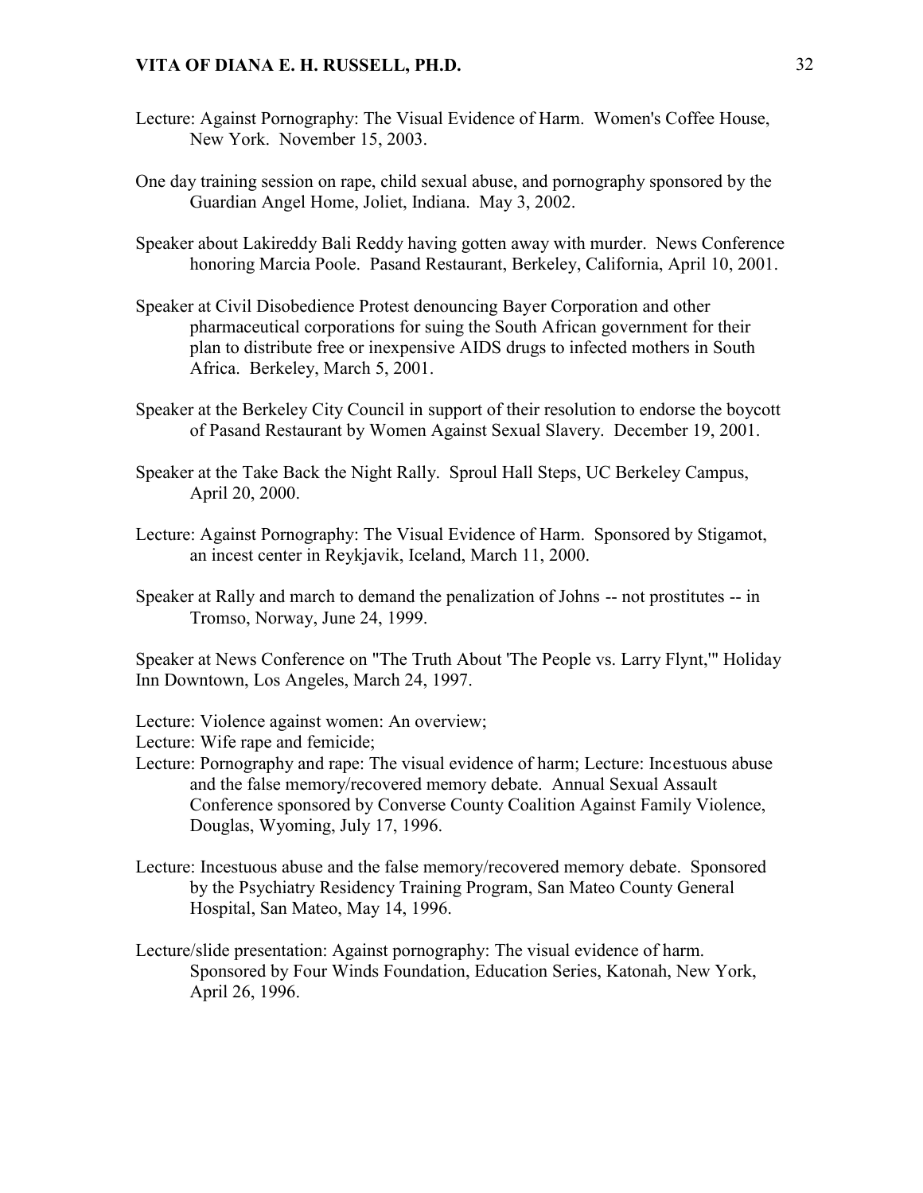Lecture: Against Pornography: The Visual Evidence of Harm. Women's Coffee House, New York. November 15, 2003.

One day training session on rape, child sexual abuse, and pornography sponsored by the Guardian Angel Home, Joliet, Indiana. May 3, 2002.

Speaker about Lakireddy Bali Reddy having gotten away with murder. News Conference honoring Marcia Poole. Pasand Restaurant, Berkeley, California, April 10, 2001.

Speaker at Civil Disobedience Protest denouncing Bayer Corporation and other pharmaceutical corporations for suing the South African government for their plan to distribute free or inexpensive AIDS drugs to infected mothers in South Africa. Berkeley, March 5, 2001.

Speaker at the Berkeley City Council in support of their resolution to endorse the boycott of Pasand Restaurant by Women Against Sexual Slavery. December 19, 2001.

Speaker at the Take Back the Night Rally. Sproul Hall Steps, UC Berkeley Campus, April 20, 2000.

Lecture: Against Pornography: The Visual Evidence of Harm. Sponsored by Stigamot, an incest center in Reykjavik, Iceland, March 11, 2000.

Speaker at Rally and march to demand the penalization of Johns -- not prostitutes -- in Tromso, Norway, June 24, 1999.

Speaker at News Conference on "The Truth About 'The People vs. Larry Flynt,'" Holiday Inn Downtown, Los Angeles, March 24, 1997.

Lecture: Violence against women: An overview;
Lecture: Wife rape and femicide;
Lecture: Pornography and rape: The visual evidence of harm; Lecture: Incestuous abuse and the false memory/recovered memory debate. Annual Sexual Assault Conference sponsored by Converse County Coalition Against Family Violence, Douglas, Wyoming, July 17, 1996.

Lecture: Incestuous abuse and the false memory/recovered memory debate. Sponsored by the Psychiatry Residency Training Program, San Mateo County General Hospital, San Mateo, May 14, 1996.

Lecture/slide presentation: Against pornography: The visual evidence of harm. Sponsored by Four Winds Foundation, Education Series, Katonah, New York, April 26, 1996.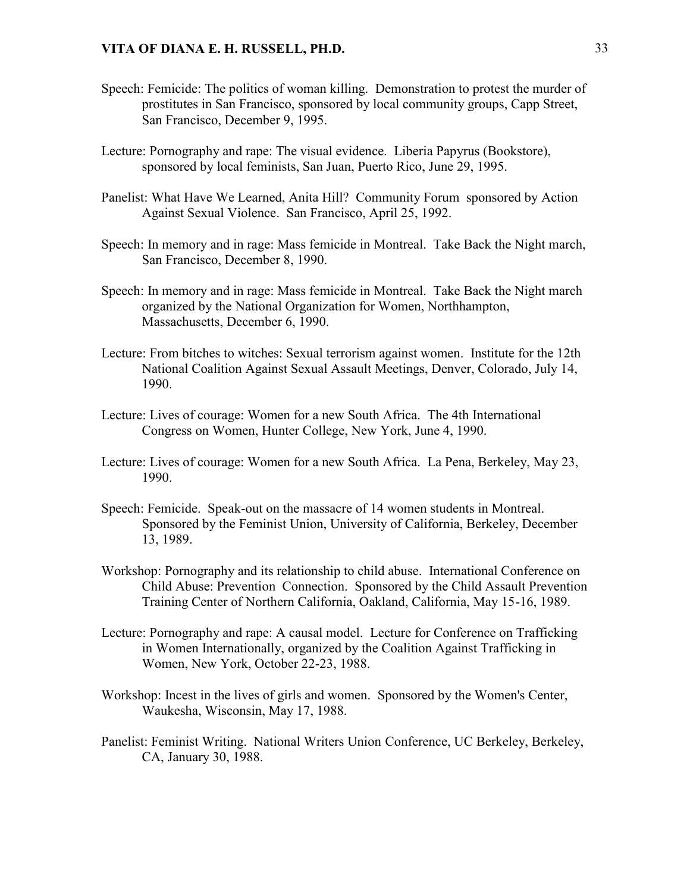Speech: Femicide: The politics of woman killing. Demonstration to protest the murder of prostitutes in San Francisco, sponsored by local community groups, Capp Street, San Francisco, December 9, 1995.

Lecture: Pornography and rape: The visual evidence. Liberia Papyrus (Bookstore), sponsored by local feminists, San Juan, Puerto Rico, June 29, 1995.

Panelist: What Have We Learned, Anita Hill? Community Forum sponsored by Action Against Sexual Violence. San Francisco, April 25, 1992.

Speech: In memory and in rage: Mass femicide in Montreal. Take Back the Night march, San Francisco, December 8, 1990.

Speech: In memory and in rage: Mass femicide in Montreal. Take Back the Night march organized by the National Organization for Women, Northhampton, Massachusetts, December 6, 1990.

Lecture: From bitches to witches: Sexual terrorism against women. Institute for the 12th National Coalition Against Sexual Assault Meetings, Denver, Colorado, July 14, 1990.

Lecture: Lives of courage: Women for a new South Africa. The 4th International Congress on Women, Hunter College, New York, June 4, 1990.

Lecture: Lives of courage: Women for a new South Africa. La Pena, Berkeley, May 23, 1990.

Speech: Femicide. Speak-out on the massacre of 14 women students in Montreal. Sponsored by the Feminist Union, University of California, Berkeley, December 13, 1989.

Workshop: Pornography and its relationship to child abuse. International Conference on Child Abuse: Prevention Connection. Sponsored by the Child Assault Prevention Training Center of Northern California, Oakland, California, May 15-16, 1989.

Lecture: Pornography and rape: A causal model. Lecture for Conference on Trafficking in Women Internationally, organized by the Coalition Against Trafficking in Women, New York, October 22-23, 1988.

Workshop: Incest in the lives of girls and women. Sponsored by the Women's Center, Waukesha, Wisconsin, May 17, 1988.

Panelist: Feminist Writing. National Writers Union Conference, UC Berkeley, Berkeley, CA, January 30, 1988.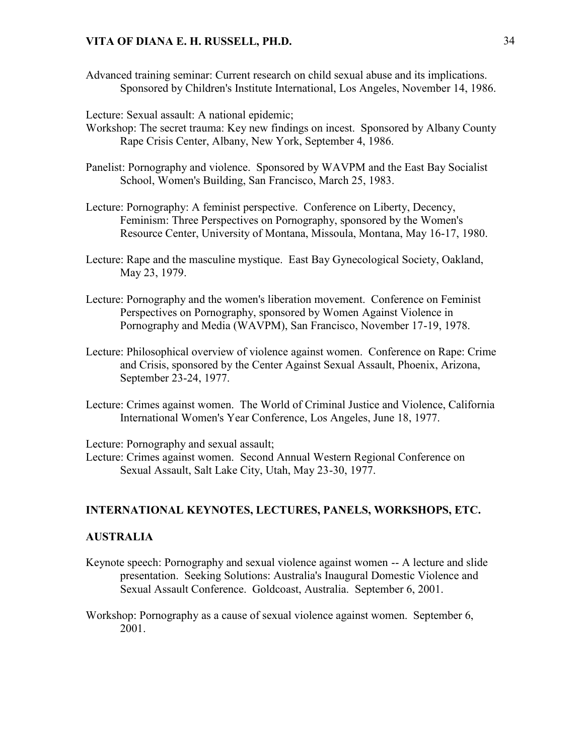Advanced training seminar: Current research on child sexual abuse and its implications. Sponsored by Children's Institute International, Los Angeles, November 14, 1986.

Lecture: Sexual assault: A national epidemic;
Workshop: The secret trauma: Key new findings on incest. Sponsored by Albany County Rape Crisis Center, Albany, New York, September 4, 1986.

Panelist: Pornography and violence. Sponsored by WAVPM and the East Bay Socialist School, Women's Building, San Francisco, March 25, 1983.

Lecture: Pornography: A feminist perspective. Conference on Liberty, Decency, Feminism: Three Perspectives on Pornography, sponsored by the Women's Resource Center, University of Montana, Missoula, Montana, May 16-17, 1980.

Lecture: Rape and the masculine mystique. East Bay Gynecological Society, Oakland, May 23, 1979.

Lecture: Pornography and the women's liberation movement. Conference on Feminist Perspectives on Pornography, sponsored by Women Against Violence in Pornography and Media (WAVPM), San Francisco, November 17-19, 1978.

Lecture: Philosophical overview of violence against women. Conference on Rape: Crime and Crisis, sponsored by the Center Against Sexual Assault, Phoenix, Arizona, September 23-24, 1977.

Lecture: Crimes against women. The World of Criminal Justice and Violence, California International Women's Year Conference, Los Angeles, June 18, 1977.

Lecture: Pornography and sexual assault;
Lecture: Crimes against women. Second Annual Western Regional Conference on Sexual Assault, Salt Lake City, Utah, May 23-30, 1977.

## INTERNATIONAL KEYNOTES, LECTURES, PANELS, WORKSHOPS, ETC.

### AUSTRALIA

Keynote speech: Pornography and sexual violence against women -- A lecture and slide presentation. Seeking Solutions: Australia's Inaugural Domestic Violence and Sexual Assault Conference. Goldcoast, Australia. September 6, 2001.

Workshop: Pornography as a cause of sexual violence against women. September 6, 2001.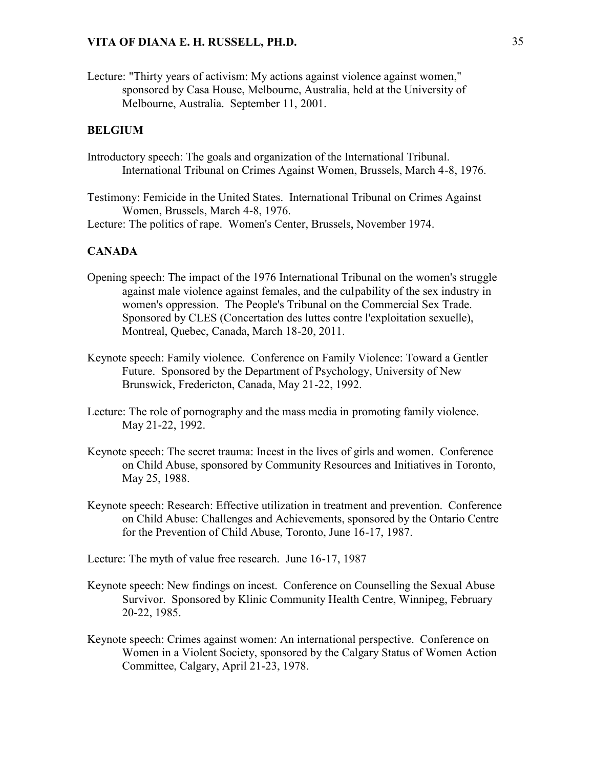Lecture: "Thirty years of activism: My actions against violence against women," sponsored by Casa House, Melbourne, Australia, held at the University of Melbourne, Australia. September 11, 2001.

### BELGIUM

Introductory speech: The goals and organization of the International Tribunal. International Tribunal on Crimes Against Women, Brussels, March 4-8, 1976.

Testimony: Femicide in the United States. International Tribunal on Crimes Against Women, Brussels, March 4-8, 1976.

Lecture: The politics of rape. Women's Center, Brussels, November 1974.

### CANADA

Opening speech: The impact of the 1976 International Tribunal on the women's struggle against male violence against females, and the culpability of the sex industry in women's oppression. The People's Tribunal on the Commercial Sex Trade. Sponsored by CLES (Concertation des luttes contre l'exploitation sexuelle), Montreal, Quebec, Canada, March 18-20, 2011.

Keynote speech: Family violence. Conference on Family Violence: Toward a Gentler Future. Sponsored by the Department of Psychology, University of New Brunswick, Fredericton, Canada, May 21-22, 1992.

Lecture: The role of pornography and the mass media in promoting family violence. May 21-22, 1992.

Keynote speech: The secret trauma: Incest in the lives of girls and women. Conference on Child Abuse, sponsored by Community Resources and Initiatives in Toronto, May 25, 1988.

Keynote speech: Research: Effective utilization in treatment and prevention. Conference on Child Abuse: Challenges and Achievements, sponsored by the Ontario Centre for the Prevention of Child Abuse, Toronto, June 16-17, 1987.

Lecture: The myth of value free research. June 16-17, 1987

Keynote speech: New findings on incest. Conference on Counselling the Sexual Abuse Survivor. Sponsored by Klinic Community Health Centre, Winnipeg, February 20-22, 1985.

Keynote speech: Crimes against women: An international perspective. Conference on Women in a Violent Society, sponsored by the Calgary Status of Women Action Committee, Calgary, April 21-23, 1978.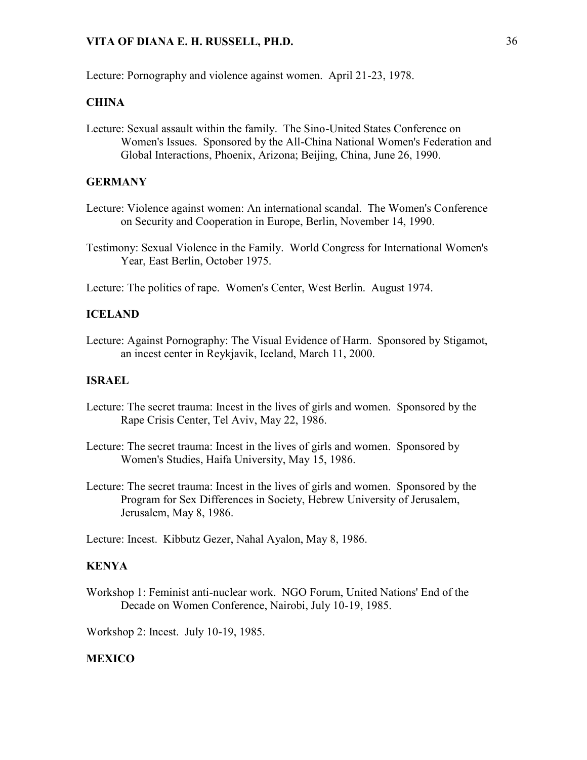Lecture: Pornography and violence against women. April 21-23, 1978.

### CHINA

Lecture: Sexual assault within the family. The Sino-United States Conference on Women's Issues. Sponsored by the All-China National Women's Federation and Global Interactions, Phoenix, Arizona; Beijing, China, June 26, 1990.

### GERMANY

Lecture: Violence against women: An international scandal. The Women's Conference on Security and Cooperation in Europe, Berlin, November 14, 1990.

Testimony: Sexual Violence in the Family. World Congress for International Women's Year, East Berlin, October 1975.

Lecture: The politics of rape. Women's Center, West Berlin. August 1974.

### ICELAND

Lecture: Against Pornography: The Visual Evidence of Harm. Sponsored by Stigamot, an incest center in Reykjavik, Iceland, March 11, 2000.

### ISRAEL

Lecture: The secret trauma: Incest in the lives of girls and women. Sponsored by the Rape Crisis Center, Tel Aviv, May 22, 1986.

Lecture: The secret trauma: Incest in the lives of girls and women. Sponsored by Women's Studies, Haifa University, May 15, 1986.

Lecture: The secret trauma: Incest in the lives of girls and women. Sponsored by the Program for Sex Differences in Society, Hebrew University of Jerusalem, Jerusalem, May 8, 1986.

Lecture: Incest. Kibbutz Gezer, Nahal Ayalon, May 8, 1986.

### KENYA

Workshop 1: Feminist anti-nuclear work. NGO Forum, United Nations' End of the Decade on Women Conference, Nairobi, July 10-19, 1985.

Workshop 2: Incest. July 10-19, 1985.

### MEXICO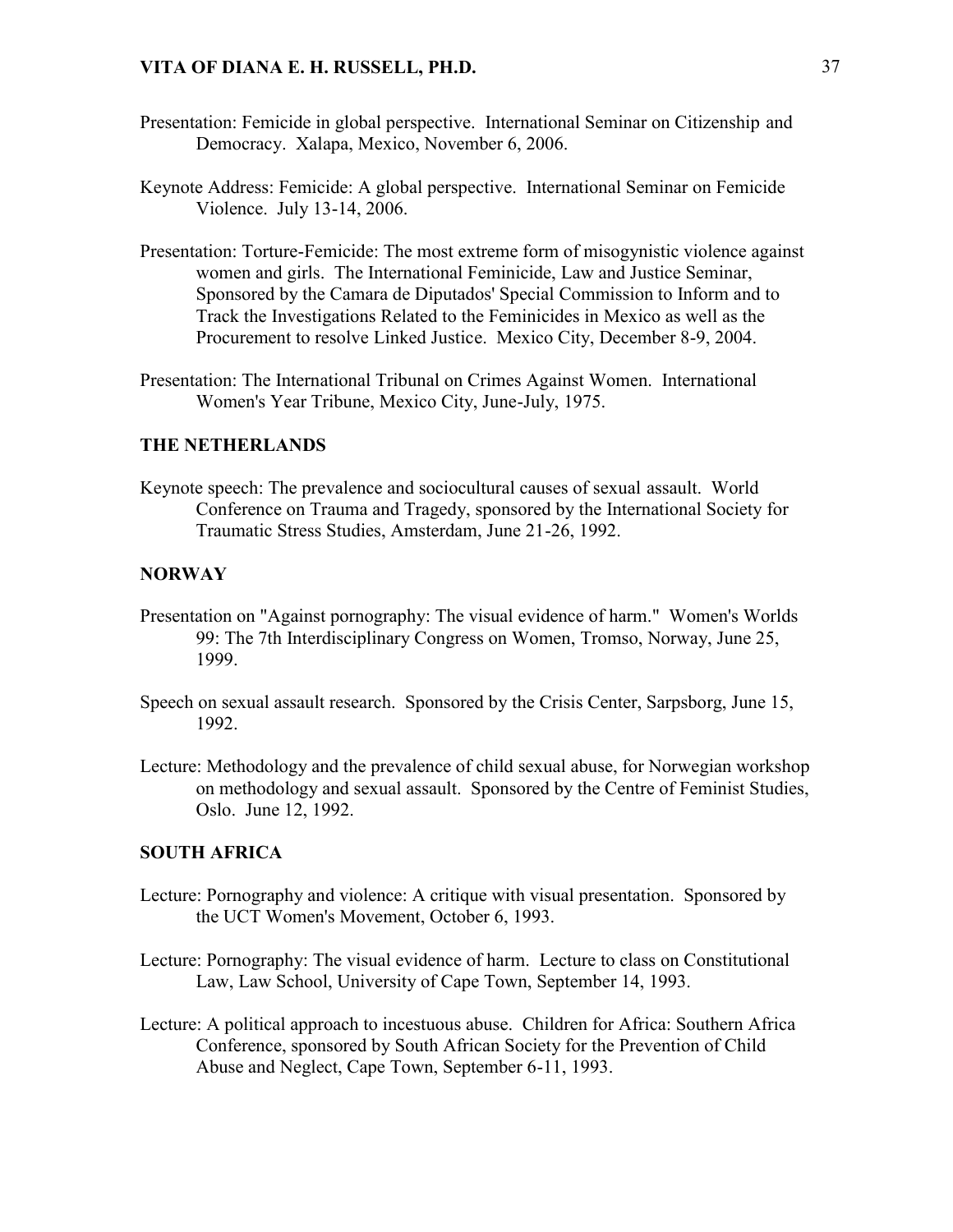Presentation: Femicide in global perspective. International Seminar on Citizenship and Democracy. Xalapa, Mexico, November 6, 2006.

Keynote Address: Femicide: A global perspective. International Seminar on Femicide Violence. July 13-14, 2006.

Presentation: Torture-Femicide: The most extreme form of misogynistic violence against women and girls. The International Feminicide, Law and Justice Seminar, Sponsored by the Camara de Diputados' Special Commission to Inform and to Track the Investigations Related to the Feminicides in Mexico as well as the Procurement to resolve Linked Justice. Mexico City, December 8-9, 2004.

Presentation: The International Tribunal on Crimes Against Women. International Women's Year Tribune, Mexico City, June-July, 1975.

### THE NETHERLANDS

Keynote speech: The prevalence and sociocultural causes of sexual assault. World Conference on Trauma and Tragedy, sponsored by the International Society for Traumatic Stress Studies, Amsterdam, June 21-26, 1992.

### NORWAY

Presentation on "Against pornography: The visual evidence of harm." Women's Worlds 99: The 7th Interdisciplinary Congress on Women, Tromso, Norway, June 25, 1999.

Speech on sexual assault research. Sponsored by the Crisis Center, Sarpsborg, June 15, 1992.

Lecture: Methodology and the prevalence of child sexual abuse, for Norwegian workshop on methodology and sexual assault. Sponsored by the Centre of Feminist Studies, Oslo. June 12, 1992.

### SOUTH AFRICA

Lecture: Pornography and violence: A critique with visual presentation. Sponsored by the UCT Women's Movement, October 6, 1993.

Lecture: Pornography: The visual evidence of harm. Lecture to class on Constitutional Law, Law School, University of Cape Town, September 14, 1993.

Lecture: A political approach to incestuous abuse. Children for Africa: Southern Africa Conference, sponsored by South African Society for the Prevention of Child Abuse and Neglect, Cape Town, September 6-11, 1993.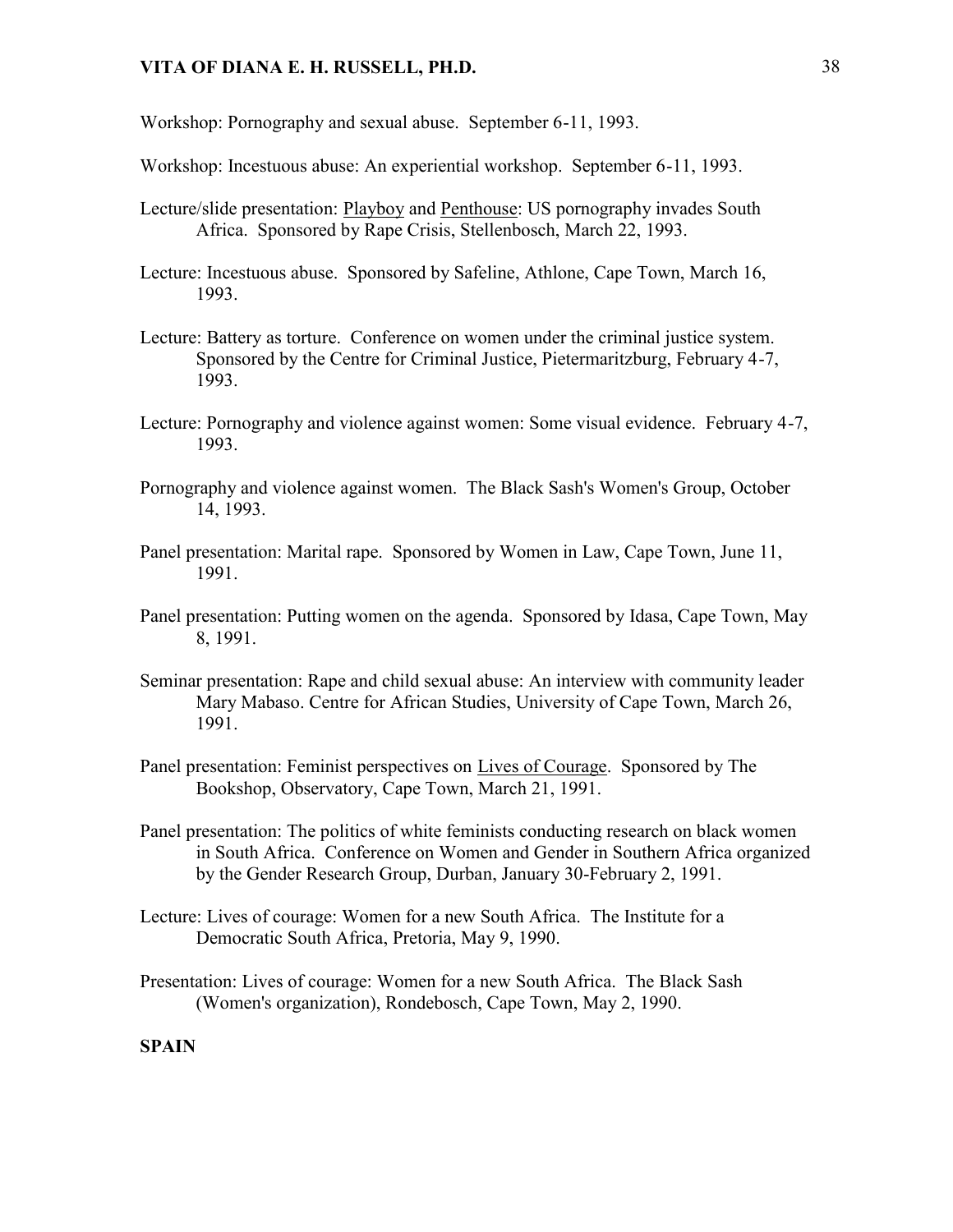Workshop: Pornography and sexual abuse. September 6-11, 1993.

Workshop: Incestuous abuse: An experiential workshop. September 6-11, 1993.

Lecture/slide presentation: Playboy and Penthouse: US pornography invades South Africa. Sponsored by Rape Crisis, Stellenbosch, March 22, 1993.

Lecture: Incestuous abuse. Sponsored by Safeline, Athlone, Cape Town, March 16, 1993.

Lecture: Battery as torture. Conference on women under the criminal justice system. Sponsored by the Centre for Criminal Justice, Pietermaritzburg, February 4-7, 1993.

Lecture: Pornography and violence against women: Some visual evidence. February 4-7, 1993.

Pornography and violence against women. The Black Sash's Women's Group, October 14, 1993.

Panel presentation: Marital rape. Sponsored by Women in Law, Cape Town, June 11, 1991.

Panel presentation: Putting women on the agenda. Sponsored by Idasa, Cape Town, May 8, 1991.

Seminar presentation: Rape and child sexual abuse: An interview with community leader Mary Mabaso. Centre for African Studies, University of Cape Town, March 26, 1991.

Panel presentation: Feminist perspectives on Lives of Courage. Sponsored by The Bookshop, Observatory, Cape Town, March 21, 1991.

Panel presentation: The politics of white feminists conducting research on black women in South Africa. Conference on Women and Gender in Southern Africa organized by the Gender Research Group, Durban, January 30-February 2, 1991.

Lecture: Lives of courage: Women for a new South Africa. The Institute for a Democratic South Africa, Pretoria, May 9, 1990.

Presentation: Lives of courage: Women for a new South Africa. The Black Sash (Women's organization), Rondebosch, Cape Town, May 2, 1990.

**SPAIN**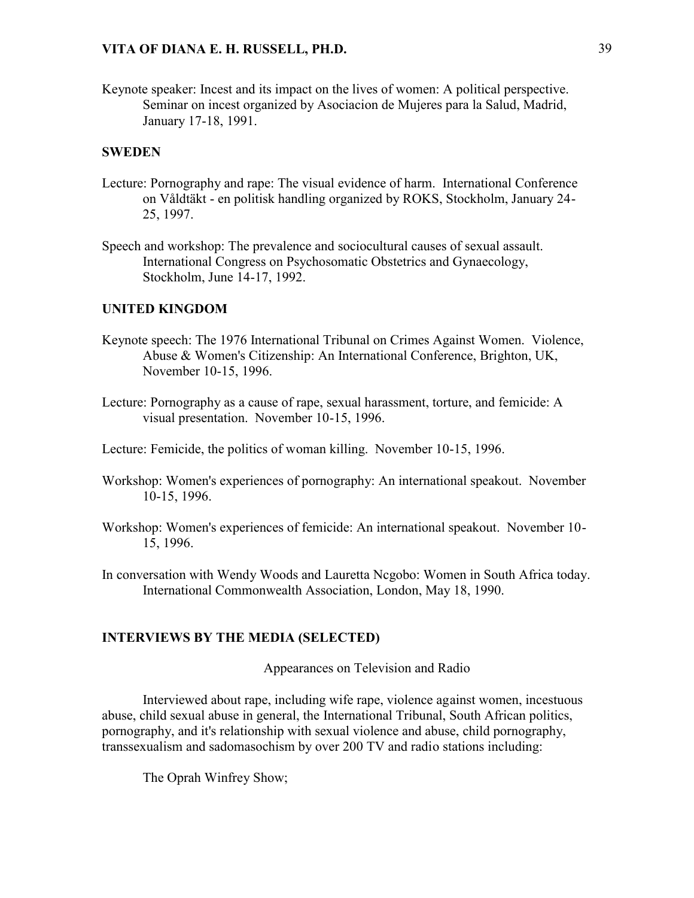Keynote speaker: Incest and its impact on the lives of women: A political perspective. Seminar on incest organized by Asociacion de Mujeres para la Salud, Madrid, January 17-18, 1991.

### SWEDEN

Lecture: Pornography and rape: The visual evidence of harm. International Conference on Våldtäkt - en politisk handling organized by ROKS, Stockholm, January 24-25, 1997.

Speech and workshop: The prevalence and sociocultural causes of sexual assault. International Congress on Psychosomatic Obstetrics and Gynaecology, Stockholm, June 14-17, 1992.

### UNITED KINGDOM

Keynote speech: The 1976 International Tribunal on Crimes Against Women. Violence, Abuse & Women's Citizenship: An International Conference, Brighton, UK, November 10-15, 1996.

Lecture: Pornography as a cause of rape, sexual harassment, torture, and femicide: A visual presentation. November 10-15, 1996.

Lecture: Femicide, the politics of woman killing. November 10-15, 1996.

Workshop: Women's experiences of pornography: An international speakout. November 10-15, 1996.

Workshop: Women's experiences of femicide: An international speakout. November 10-15, 1996.

In conversation with Wendy Woods and Lauretta Ncgobo: Women in South Africa today. International Commonwealth Association, London, May 18, 1990.

## INTERVIEWS BY THE MEDIA (SELECTED)

Appearances on Television and Radio

Interviewed about rape, including wife rape, violence against women, incestuous abuse, child sexual abuse in general, the International Tribunal, South African politics, pornography, and it's relationship with sexual violence and abuse, child pornography, transsexualism and sadomasochism by over 200 TV and radio stations including:

The Oprah Winfrey Show;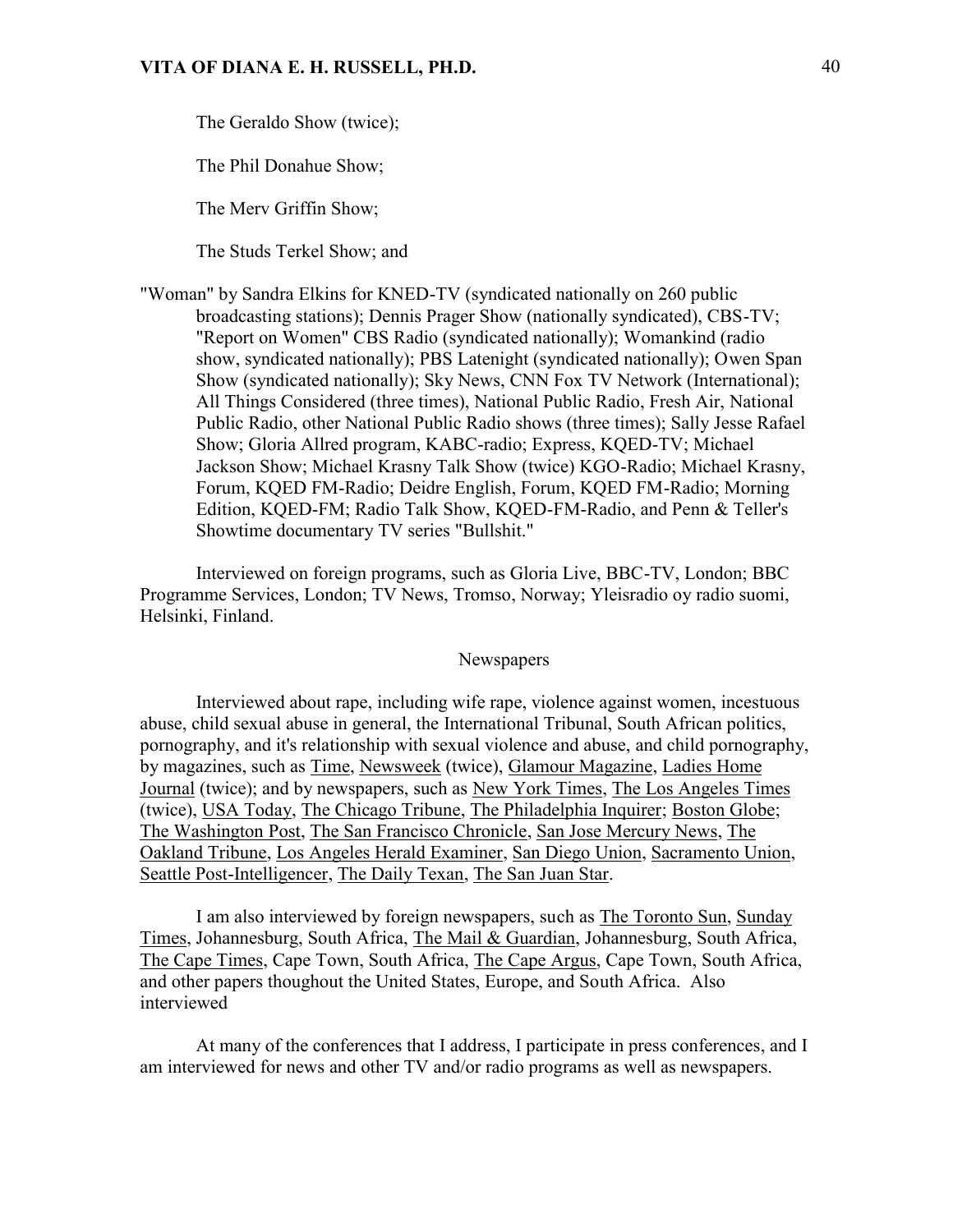The Geraldo Show (twice);

The Phil Donahue Show;

The Merv Griffin Show;

The Studs Terkel Show; and

"Woman" by Sandra Elkins for KNED-TV (syndicated nationally on 260 public broadcasting stations); Dennis Prager Show (nationally syndicated), CBS-TV; "Report on Women" CBS Radio (syndicated nationally); Womankind (radio show, syndicated nationally); PBS Latenight (syndicated nationally); Owen Span Show (syndicated nationally); Sky News, CNN Fox TV Network (International); All Things Considered (three times), National Public Radio, Fresh Air, National Public Radio, other National Public Radio shows (three times); Sally Jesse Rafael Show; Gloria Allred program, KABC-radio; Express, KQED-TV; Michael Jackson Show; Michael Krasny Talk Show (twice) KGO-Radio; Michael Krasny, Forum, KQED FM-Radio; Deidre English, Forum, KQED FM-Radio; Morning Edition, KQED-FM; Radio Talk Show, KQED-FM-Radio, and Penn & Teller's Showtime documentary TV series "Bullshit."

Interviewed on foreign programs, such as Gloria Live, BBC-TV, London; BBC Programme Services, London; TV News, Tromso, Norway; Yleisradio oy radio suomi, Helsinki, Finland.

## Newspapers

Interviewed about rape, including wife rape, violence against women, incestuous abuse, child sexual abuse in general, the International Tribunal, South African politics, pornography, and it's relationship with sexual violence and abuse, and child pornography, by magazines, such as Time, Newsweek (twice), Glamour Magazine, Ladies Home Journal (twice); and by newspapers, such as New York Times, The Los Angeles Times (twice), USA Today, The Chicago Tribune, The Philadelphia Inquirer; Boston Globe; The Washington Post, The San Francisco Chronicle, San Jose Mercury News, The Oakland Tribune, Los Angeles Herald Examiner, San Diego Union, Sacramento Union, Seattle Post-Intelligencer, The Daily Texan, The San Juan Star.

I am also interviewed by foreign newspapers, such as The Toronto Sun, Sunday Times, Johannesburg, South Africa, The Mail & Guardian, Johannesburg, South Africa, The Cape Times, Cape Town, South Africa, The Cape Argus, Cape Town, South Africa, and other papers thoughout the United States, Europe, and South Africa. Also interviewed

At many of the conferences that I address, I participate in press conferences, and I am interviewed for news and other TV and/or radio programs as well as newspapers.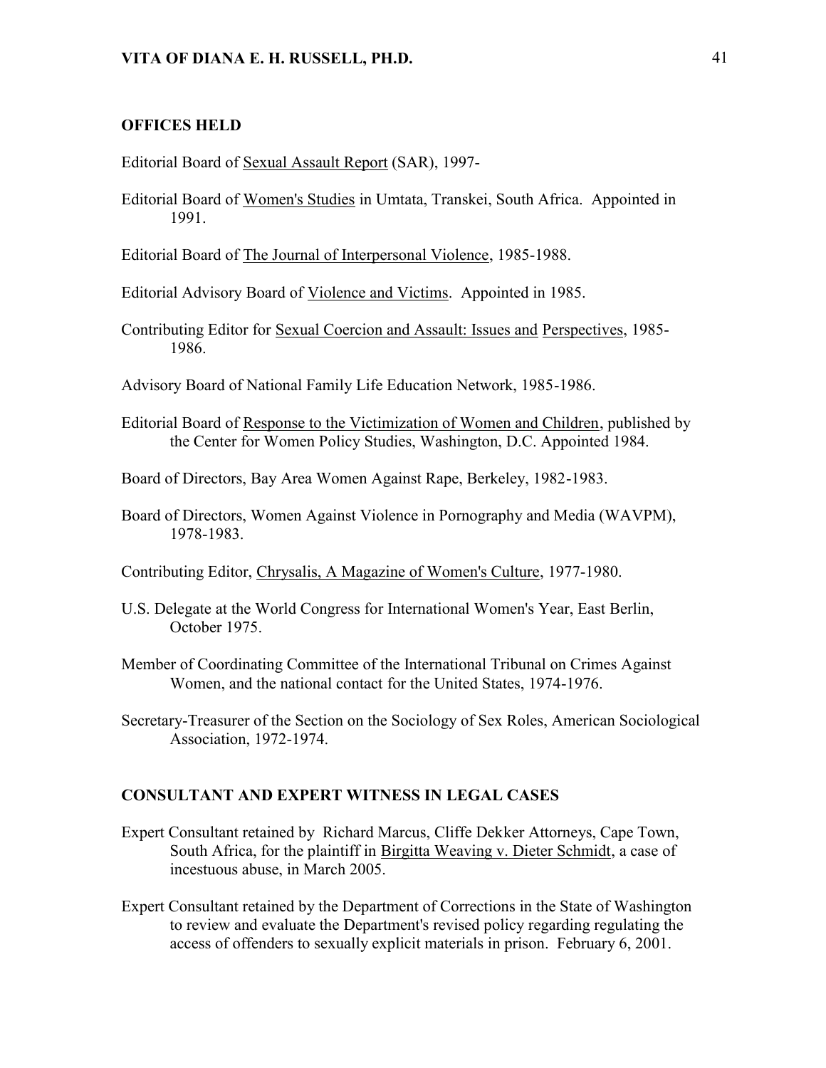## OFFICES HELD

Editorial Board of Sexual Assault Report (SAR), 1997-

Editorial Board of Women's Studies in Umtata, Transkei, South Africa. Appointed in 1991.

Editorial Board of The Journal of Interpersonal Violence, 1985-1988.

Editorial Advisory Board of Violence and Victims. Appointed in 1985.

Contributing Editor for Sexual Coercion and Assault: Issues and Perspectives, 1985-1986.

Advisory Board of National Family Life Education Network, 1985-1986.

Editorial Board of Response to the Victimization of Women and Children, published by the Center for Women Policy Studies, Washington, D.C. Appointed 1984.

Board of Directors, Bay Area Women Against Rape, Berkeley, 1982-1983.

Board of Directors, Women Against Violence in Pornography and Media (WAVPM), 1978-1983.

Contributing Editor, Chrysalis, A Magazine of Women's Culture, 1977-1980.

U.S. Delegate at the World Congress for International Women's Year, East Berlin, October 1975.

Member of Coordinating Committee of the International Tribunal on Crimes Against Women, and the national contact for the United States, 1974-1976.

Secretary-Treasurer of the Section on the Sociology of Sex Roles, American Sociological Association, 1972-1974.

## CONSULTANT AND EXPERT WITNESS IN LEGAL CASES

Expert Consultant retained by Richard Marcus, Cliffe Dekker Attorneys, Cape Town, South Africa, for the plaintiff in Birgitta Weaving v. Dieter Schmidt, a case of incestuous abuse, in March 2005.

Expert Consultant retained by the Department of Corrections in the State of Washington to review and evaluate the Department's revised policy regarding regulating the access of offenders to sexually explicit materials in prison. February 6, 2001.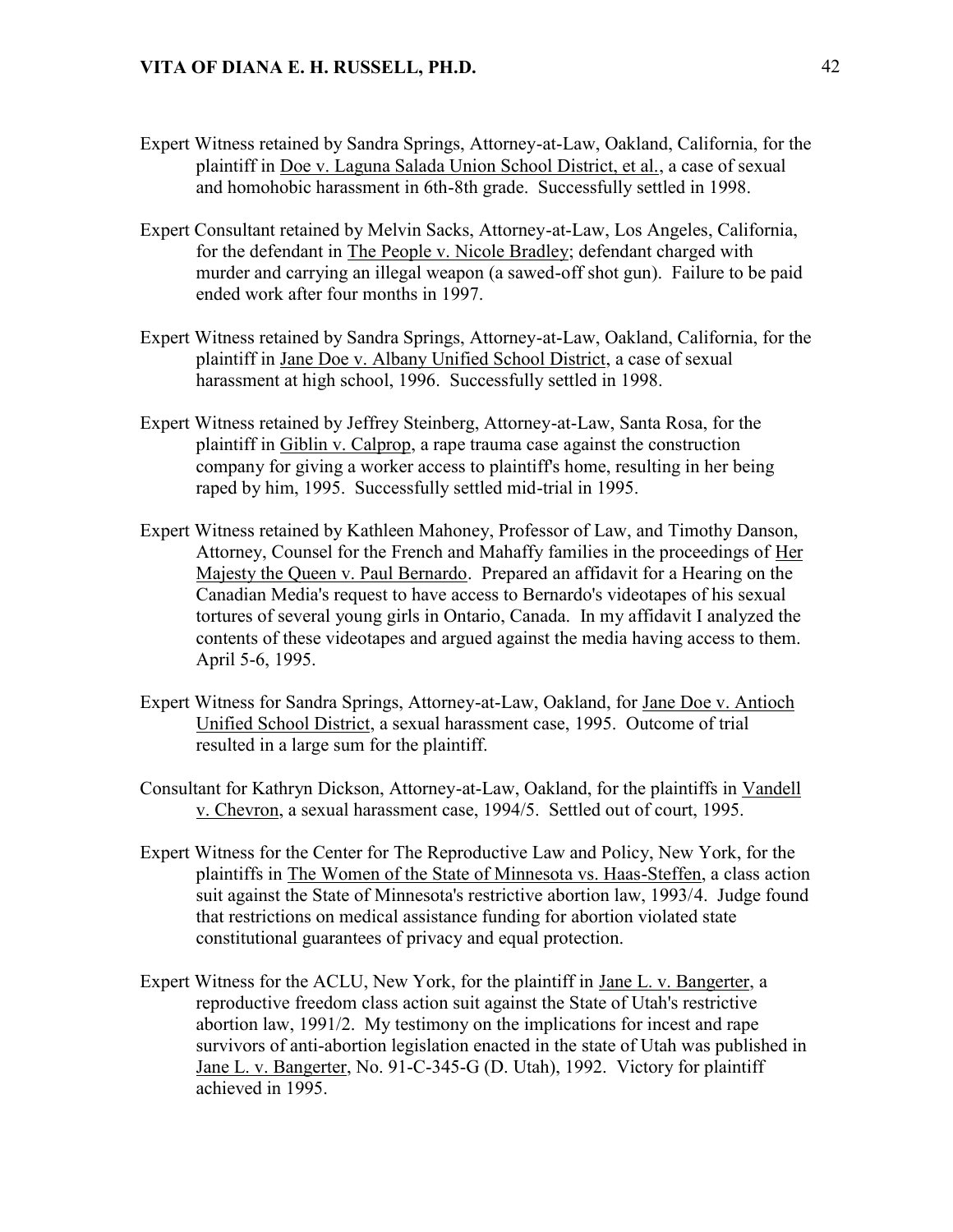Expert Witness retained by Sandra Springs, Attorney-at-Law, Oakland, California, for the plaintiff in Doe v. Laguna Salada Union School District, et al., a case of sexual and homohobic harassment in 6th-8th grade. Successfully settled in 1998.

Expert Consultant retained by Melvin Sacks, Attorney-at-Law, Los Angeles, California, for the defendant in The People v. Nicole Bradley; defendant charged with murder and carrying an illegal weapon (a sawed-off shot gun). Failure to be paid ended work after four months in 1997.

Expert Witness retained by Sandra Springs, Attorney-at-Law, Oakland, California, for the plaintiff in Jane Doe v. Albany Unified School District, a case of sexual harassment at high school, 1996. Successfully settled in 1998.

Expert Witness retained by Jeffrey Steinberg, Attorney-at-Law, Santa Rosa, for the plaintiff in Giblin v. Calprop, a rape trauma case against the construction company for giving a worker access to plaintiff's home, resulting in her being raped by him, 1995. Successfully settled mid-trial in 1995.

Expert Witness retained by Kathleen Mahoney, Professor of Law, and Timothy Danson, Attorney, Counsel for the French and Mahaffy families in the proceedings of Her Majesty the Queen v. Paul Bernardo. Prepared an affidavit for a Hearing on the Canadian Media's request to have access to Bernardo's videotapes of his sexual tortures of several young girls in Ontario, Canada. In my affidavit I analyzed the contents of these videotapes and argued against the media having access to them. April 5-6, 1995.

Expert Witness for Sandra Springs, Attorney-at-Law, Oakland, for Jane Doe v. Antioch Unified School District, a sexual harassment case, 1995. Outcome of trial resulted in a large sum for the plaintiff.

Consultant for Kathryn Dickson, Attorney-at-Law, Oakland, for the plaintiffs in Vandell v. Chevron, a sexual harassment case, 1994/5. Settled out of court, 1995.

Expert Witness for the Center for The Reproductive Law and Policy, New York, for the plaintiffs in The Women of the State of Minnesota vs. Haas-Steffen, a class action suit against the State of Minnesota's restrictive abortion law, 1993/4. Judge found that restrictions on medical assistance funding for abortion violated state constitutional guarantees of privacy and equal protection.

Expert Witness for the ACLU, New York, for the plaintiff in Jane L. v. Bangerter, a reproductive freedom class action suit against the State of Utah's restrictive abortion law, 1991/2. My testimony on the implications for incest and rape survivors of anti-abortion legislation enacted in the state of Utah was published in Jane L. v. Bangerter, No. 91-C-345-G (D. Utah), 1992. Victory for plaintiff achieved in 1995.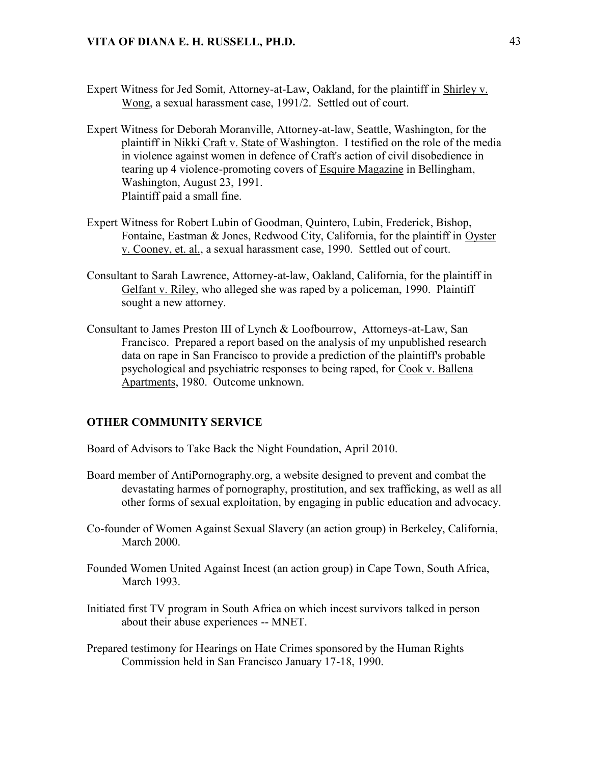Expert Witness for Jed Somit, Attorney-at-Law, Oakland, for the plaintiff in Shirley v. Wong, a sexual harassment case, 1991/2. Settled out of court.

Expert Witness for Deborah Moranville, Attorney-at-law, Seattle, Washington, for the plaintiff in Nikki Craft v. State of Washington. I testified on the role of the media in violence against women in defence of Craft's action of civil disobedience in tearing up 4 violence-promoting covers of Esquire Magazine in Bellingham, Washington, August 23, 1991.
Plaintiff paid a small fine.

Expert Witness for Robert Lubin of Goodman, Quintero, Lubin, Frederick, Bishop, Fontaine, Eastman & Jones, Redwood City, California, for the plaintiff in Oyster v. Cooney, et. al., a sexual harassment case, 1990. Settled out of court.

Consultant to Sarah Lawrence, Attorney-at-law, Oakland, California, for the plaintiff in Gelfant v. Riley, who alleged she was raped by a policeman, 1990. Plaintiff sought a new attorney.

Consultant to James Preston III of Lynch & Loofbourrow, Attorneys-at-Law, San Francisco. Prepared a report based on the analysis of my unpublished research data on rape in San Francisco to provide a prediction of the plaintiff's probable psychological and psychiatric responses to being raped, for Cook v. Ballena Apartments, 1980. Outcome unknown.

## OTHER COMMUNITY SERVICE

Board of Advisors to Take Back the Night Foundation, April 2010.

Board member of AntiPornography.org, a website designed to prevent and combat the devastating harmes of pornography, prostitution, and sex trafficking, as well as all other forms of sexual exploitation, by engaging in public education and advocacy.

Co-founder of Women Against Sexual Slavery (an action group) in Berkeley, California, March 2000.

Founded Women United Against Incest (an action group) in Cape Town, South Africa, March 1993.

Initiated first TV program in South Africa on which incest survivors talked in person about their abuse experiences -- MNET.

Prepared testimony for Hearings on Hate Crimes sponsored by the Human Rights Commission held in San Francisco January 17-18, 1990.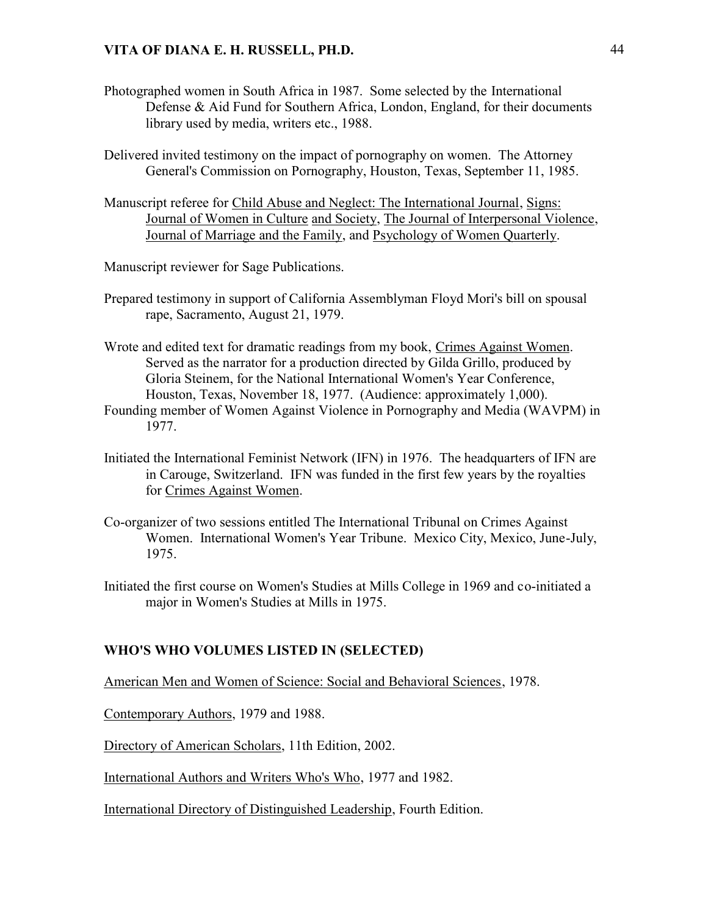Photographed women in South Africa in 1987. Some selected by the International Defense & Aid Fund for Southern Africa, London, England, for their documents library used by media, writers etc., 1988.

Delivered invited testimony on the impact of pornography on women. The Attorney General's Commission on Pornography, Houston, Texas, September 11, 1985.

Manuscript referee for Child Abuse and Neglect: The International Journal, Signs: Journal of Women in Culture and Society, The Journal of Interpersonal Violence, Journal of Marriage and the Family, and Psychology of Women Quarterly.

Manuscript reviewer for Sage Publications.

Prepared testimony in support of California Assemblyman Floyd Mori's bill on spousal rape, Sacramento, August 21, 1979.

Wrote and edited text for dramatic readings from my book, Crimes Against Women. Served as the narrator for a production directed by Gilda Grillo, produced by Gloria Steinem, for the National International Women's Year Conference, Houston, Texas, November 18, 1977. (Audience: approximately 1,000).

Founding member of Women Against Violence in Pornography and Media (WAVPM) in 1977.

Initiated the International Feminist Network (IFN) in 1976. The headquarters of IFN are in Carouge, Switzerland. IFN was funded in the first few years by the royalties for Crimes Against Women.

Co-organizer of two sessions entitled The International Tribunal on Crimes Against Women. International Women's Year Tribune. Mexico City, Mexico, June-July, 1975.

Initiated the first course on Women's Studies at Mills College in 1969 and co-initiated a major in Women's Studies at Mills in 1975.

## WHO'S WHO VOLUMES LISTED IN (SELECTED)

American Men and Women of Science: Social and Behavioral Sciences, 1978.

Contemporary Authors, 1979 and 1988.

Directory of American Scholars, 11th Edition, 2002.

International Authors and Writers Who's Who, 1977 and 1982.

International Directory of Distinguished Leadership, Fourth Edition.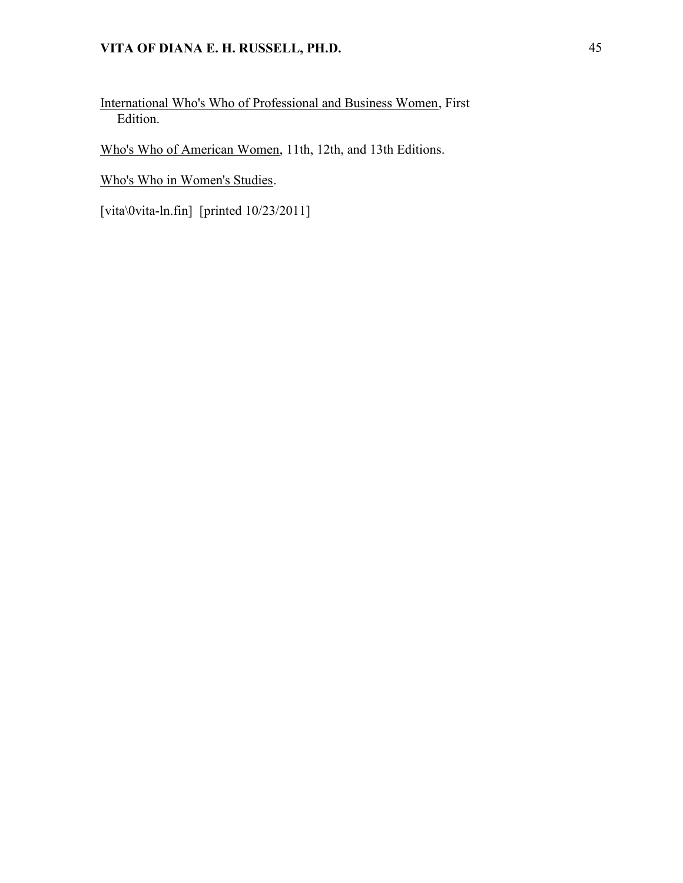International Who's Who of Professional and Business Women, First Edition.

Who's Who of American Women, 11th, 12th, and 13th Editions.

Who's Who in Women's Studies.

[vita\0vita-ln.fin]  [printed 10/23/2011]